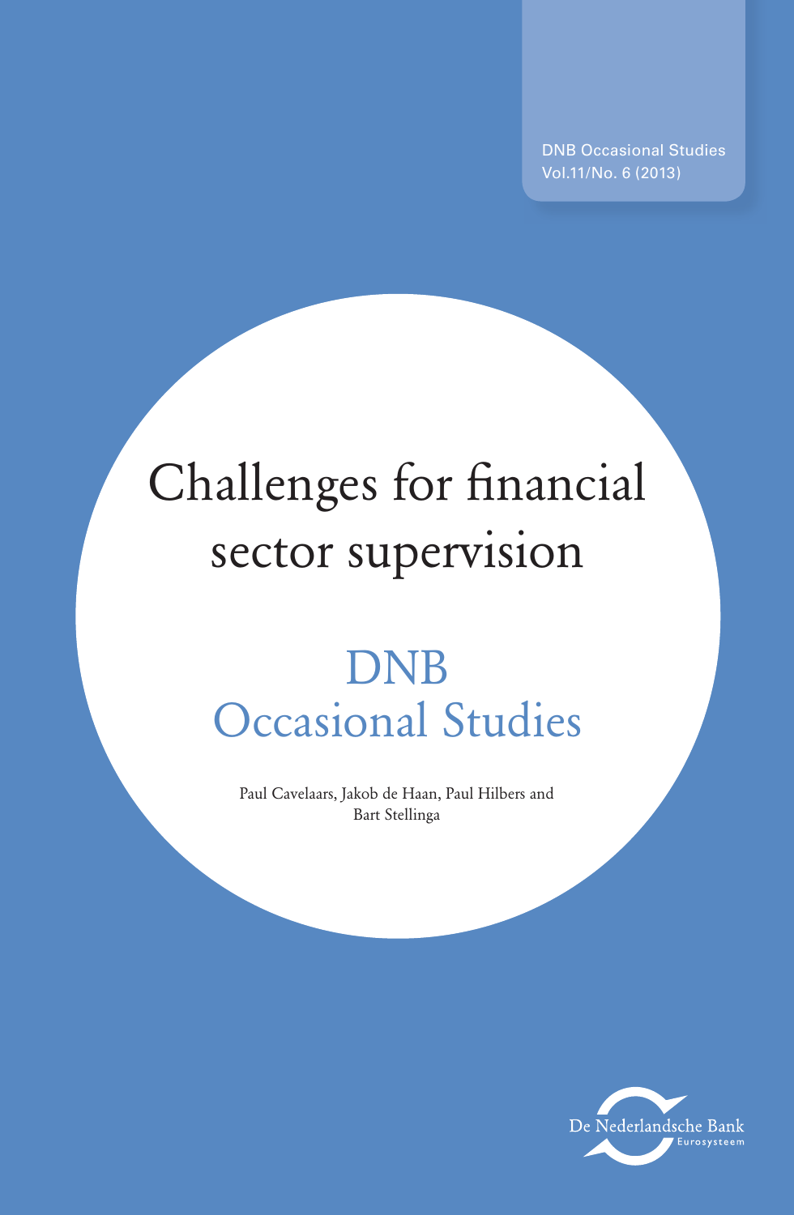DNB Occasional Studies
Vol.11/No. 6 (2013)

# Challenges for financial sector supervision

## DNB Occasional Studies

Paul Cavelaars, Jakob de Haan, Paul Hilbers and Bart Stellinga

De Nederlandsche Bank
Eurosysteem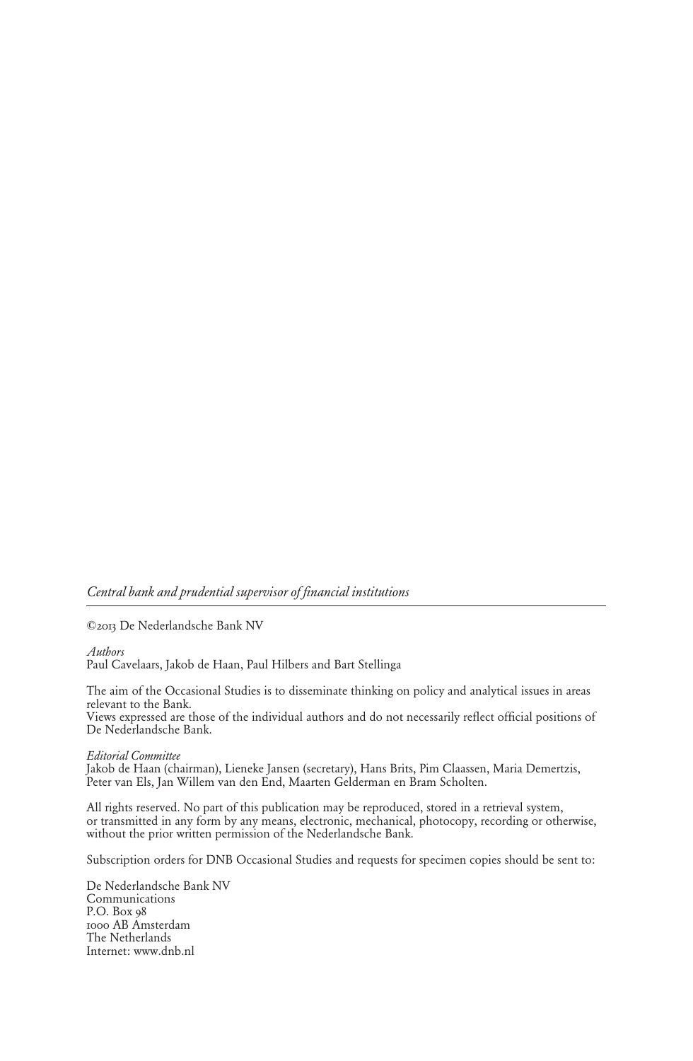*Central bank and prudential supervisor of financial institutions*

©2013 De Nederlandsche Bank NV

*Authors*
Paul Cavelaars, Jakob de Haan, Paul Hilbers and Bart Stellinga

The aim of the Occasional Studies is to disseminate thinking on policy and analytical issues in areas relevant to the Bank.
Views expressed are those of the individual authors and do not necessarily reflect official positions of De Nederlandsche Bank.

*Editorial Committee*
Jakob de Haan (chairman), Lieneke Jansen (secretary), Hans Brits, Pim Claassen, Maria Demertzis, Peter van Els, Jan Willem van den End, Maarten Gelderman en Bram Scholten.

All rights reserved. No part of this publication may be reproduced, stored in a retrieval system, or transmitted in any form by any means, electronic, mechanical, photocopy, recording or otherwise, without the prior written permission of the Nederlandsche Bank.

Subscription orders for DNB Occasional Studies and requests for specimen copies should be sent to:

De Nederlandsche Bank NV
Communications
P.O. Box 98
1000 AB Amsterdam
The Netherlands
Internet: www.dnb.nl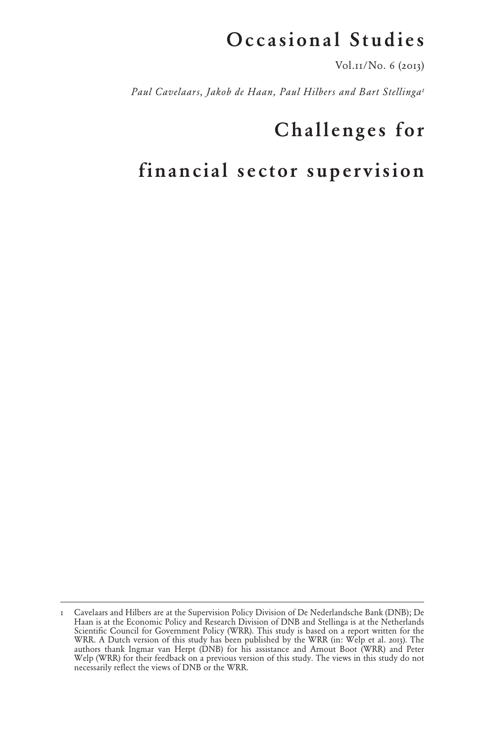# Occasional Studies

Vol.11/No. 6 (2013)

*Paul Cavelaars, Jakob de Haan, Paul Hilbers and Bart Stellinga*[1]

# Challenges for financial sector supervision

---

1 Cavelaars and Hilbers are at the Supervision Policy Division of De Nederlandsche Bank (DNB); De Haan is at the Economic Policy and Research Division of DNB and Stellinga is at the Netherlands Scientific Council for Government Policy (WRR). This study is based on a report written for the WRR. A Dutch version of this study has been published by the WRR (in: Welp et al. 2013). The authors thank Ingmar van Herpt (DNB) for his assistance and Arnout Boot (WRR) and Peter Welp (WRR) for their feedback on a previous version of this study. The views in this study do not necessarily reflect the views of DNB or the WRR.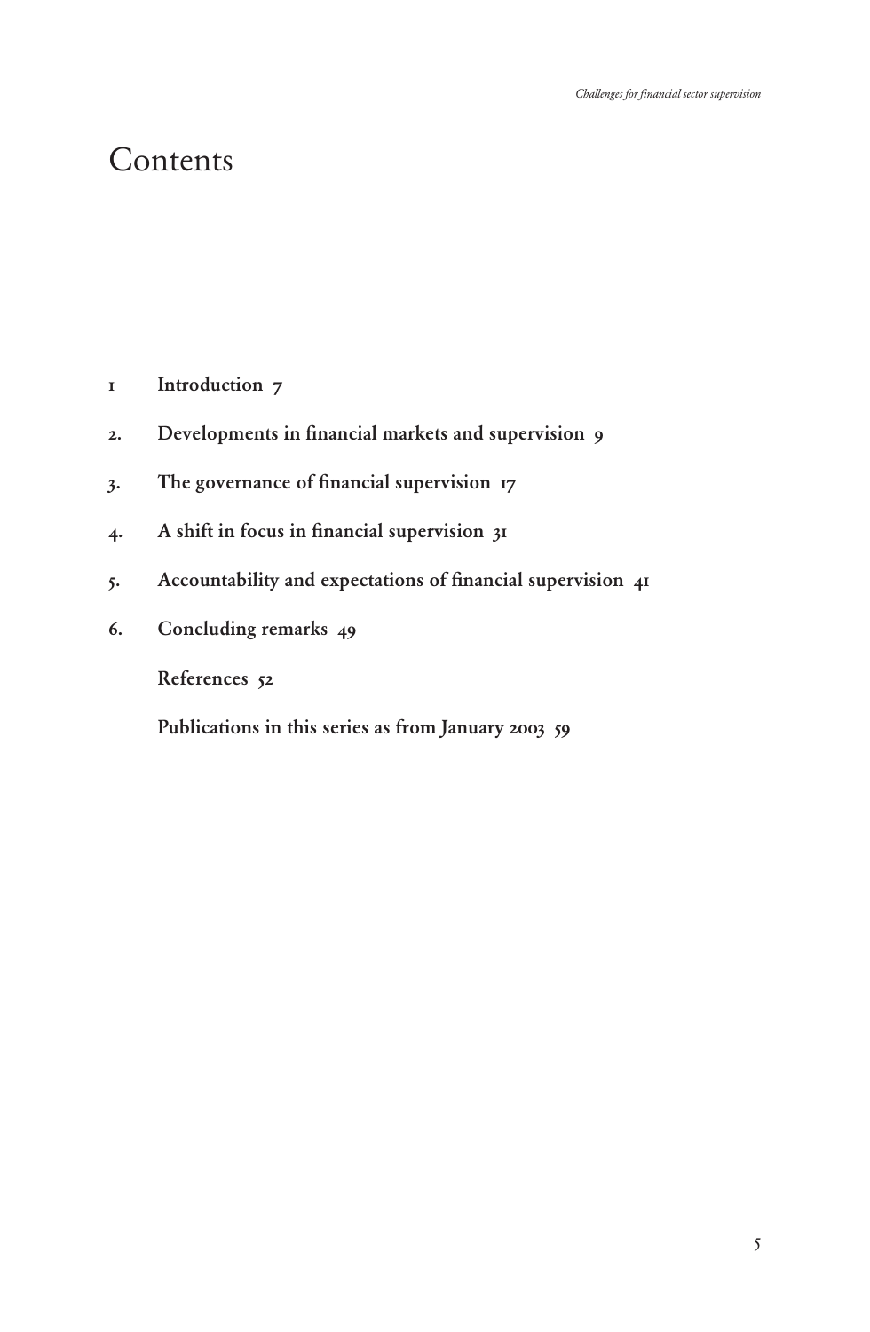# Contents

1 **Introduction 7**

2. **Developments in financial markets and supervision 9**

3. **The governance of financial supervision 17**

4. **A shift in focus in financial supervision 31**

5. **Accountability and expectations of financial supervision 41**

6. **Concluding remarks 49**

**References 52**

**Publications in this series as from January 2003 59**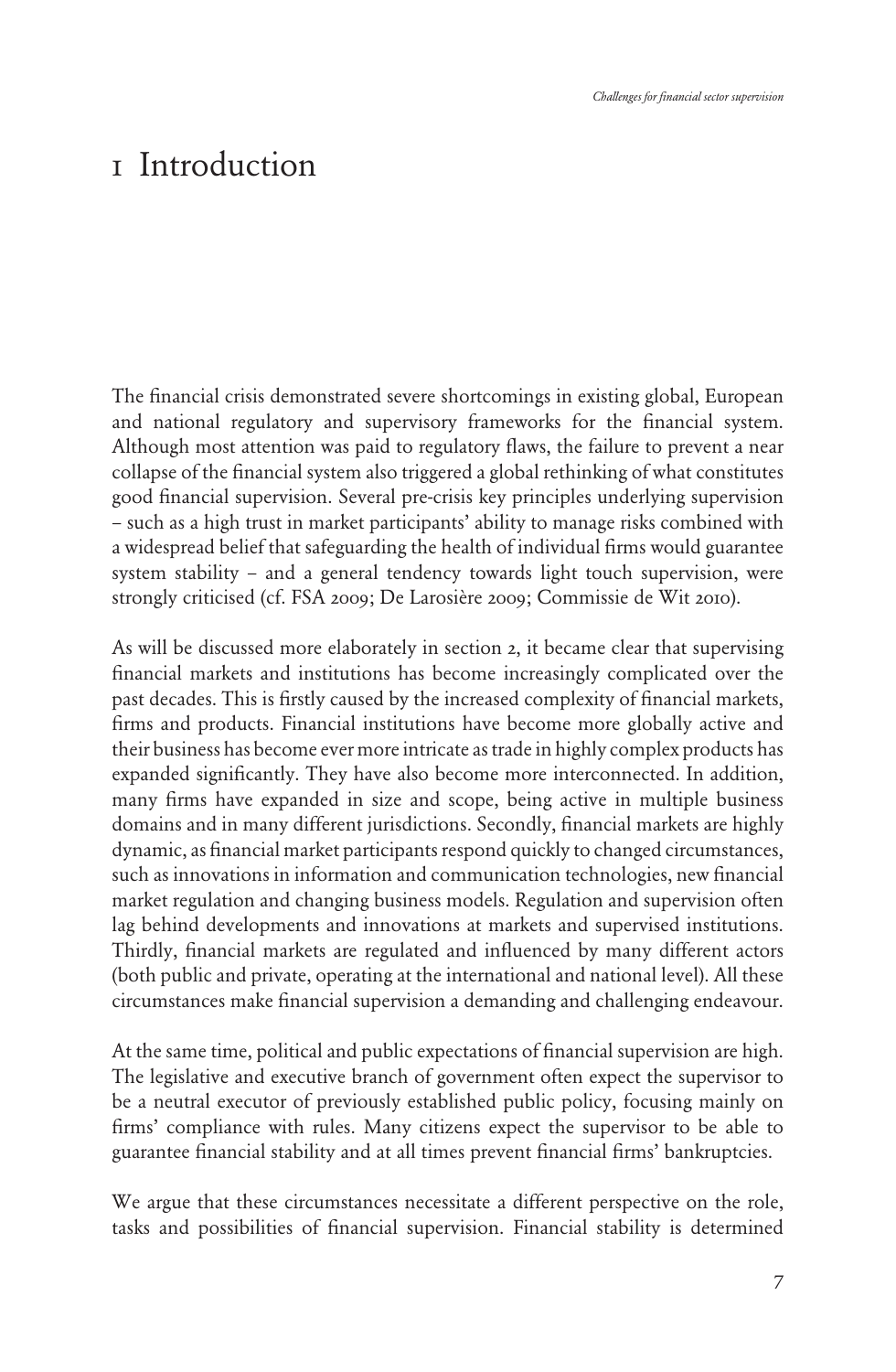# 1 Introduction

The financial crisis demonstrated severe shortcomings in existing global, European and national regulatory and supervisory frameworks for the financial system. Although most attention was paid to regulatory flaws, the failure to prevent a near collapse of the financial system also triggered a global rethinking of what constitutes good financial supervision. Several pre-crisis key principles underlying supervision – such as a high trust in market participants' ability to manage risks combined with a widespread belief that safeguarding the health of individual firms would guarantee system stability – and a general tendency towards light touch supervision, were strongly criticised (cf. FSA 2009; De Larosière 2009; Commissie de Wit 2010).

As will be discussed more elaborately in section 2, it became clear that supervising financial markets and institutions has become increasingly complicated over the past decades. This is firstly caused by the increased complexity of financial markets, firms and products. Financial institutions have become more globally active and their business has become ever more intricate as trade in highly complex products has expanded significantly. They have also become more interconnected. In addition, many firms have expanded in size and scope, being active in multiple business domains and in many different jurisdictions. Secondly, financial markets are highly dynamic, as financial market participants respond quickly to changed circumstances, such as innovations in information and communication technologies, new financial market regulation and changing business models. Regulation and supervision often lag behind developments and innovations at markets and supervised institutions. Thirdly, financial markets are regulated and influenced by many different actors (both public and private, operating at the international and national level). All these circumstances make financial supervision a demanding and challenging endeavour.

At the same time, political and public expectations of financial supervision are high. The legislative and executive branch of government often expect the supervisor to be a neutral executor of previously established public policy, focusing mainly on firms' compliance with rules. Many citizens expect the supervisor to be able to guarantee financial stability and at all times prevent financial firms' bankruptcies.

We argue that these circumstances necessitate a different perspective on the role, tasks and possibilities of financial supervision. Financial stability is determined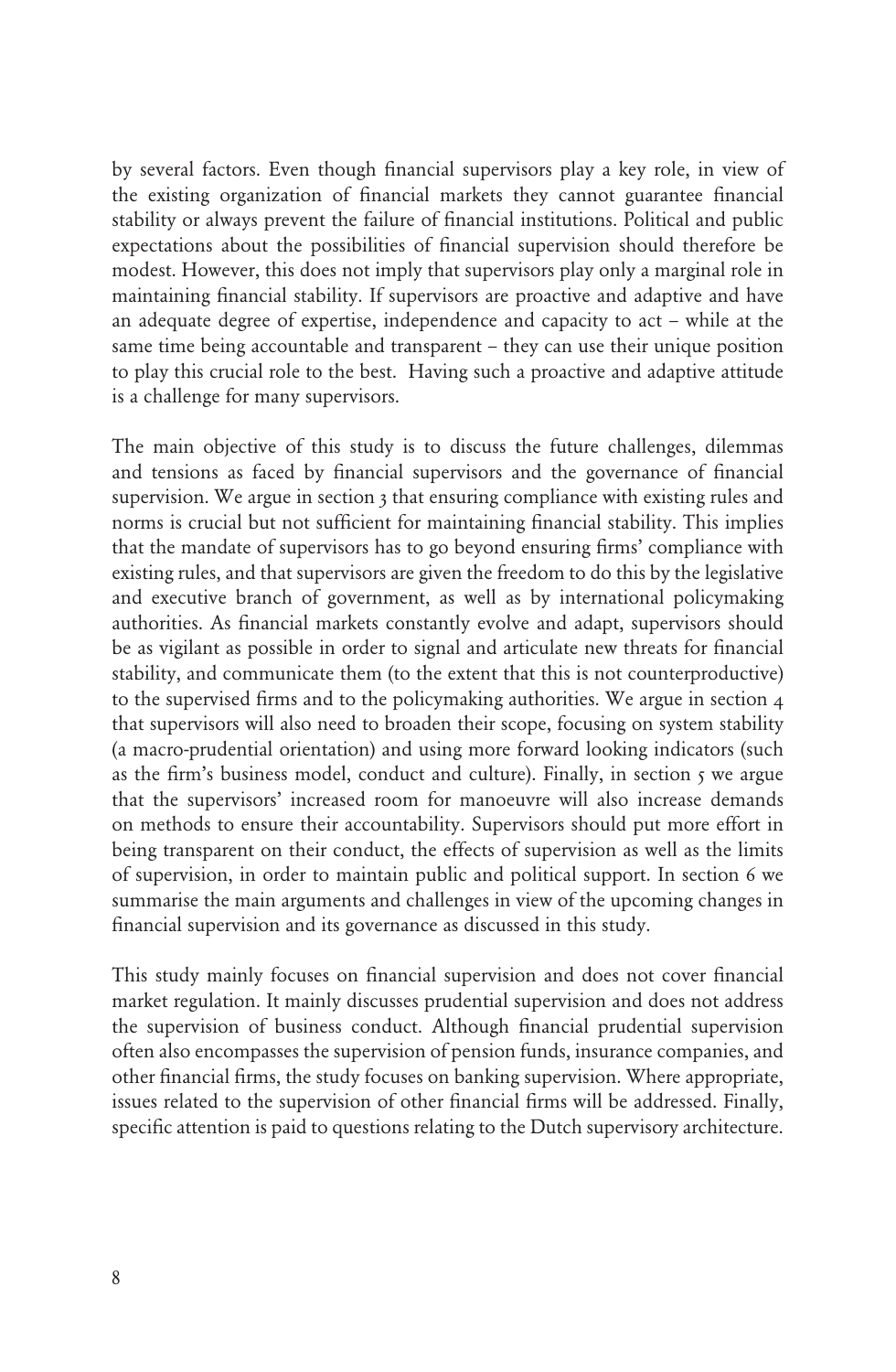by several factors. Even though financial supervisors play a key role, in view of the existing organization of financial markets they cannot guarantee financial stability or always prevent the failure of financial institutions. Political and public expectations about the possibilities of financial supervision should therefore be modest. However, this does not imply that supervisors play only a marginal role in maintaining financial stability. If supervisors are proactive and adaptive and have an adequate degree of expertise, independence and capacity to act – while at the same time being accountable and transparent – they can use their unique position to play this crucial role to the best. Having such a proactive and adaptive attitude is a challenge for many supervisors.

The main objective of this study is to discuss the future challenges, dilemmas and tensions as faced by financial supervisors and the governance of financial supervision. We argue in section 3 that ensuring compliance with existing rules and norms is crucial but not sufficient for maintaining financial stability. This implies that the mandate of supervisors has to go beyond ensuring firms' compliance with existing rules, and that supervisors are given the freedom to do this by the legislative and executive branch of government, as well as by international policymaking authorities. As financial markets constantly evolve and adapt, supervisors should be as vigilant as possible in order to signal and articulate new threats for financial stability, and communicate them (to the extent that this is not counterproductive) to the supervised firms and to the policymaking authorities. We argue in section 4 that supervisors will also need to broaden their scope, focusing on system stability (a macro-prudential orientation) and using more forward looking indicators (such as the firm's business model, conduct and culture). Finally, in section 5 we argue that the supervisors' increased room for manoeuvre will also increase demands on methods to ensure their accountability. Supervisors should put more effort in being transparent on their conduct, the effects of supervision as well as the limits of supervision, in order to maintain public and political support. In section 6 we summarise the main arguments and challenges in view of the upcoming changes in financial supervision and its governance as discussed in this study.

This study mainly focuses on financial supervision and does not cover financial market regulation. It mainly discusses prudential supervision and does not address the supervision of business conduct. Although financial prudential supervision often also encompasses the supervision of pension funds, insurance companies, and other financial firms, the study focuses on banking supervision. Where appropriate, issues related to the supervision of other financial firms will be addressed. Finally, specific attention is paid to questions relating to the Dutch supervisory architecture.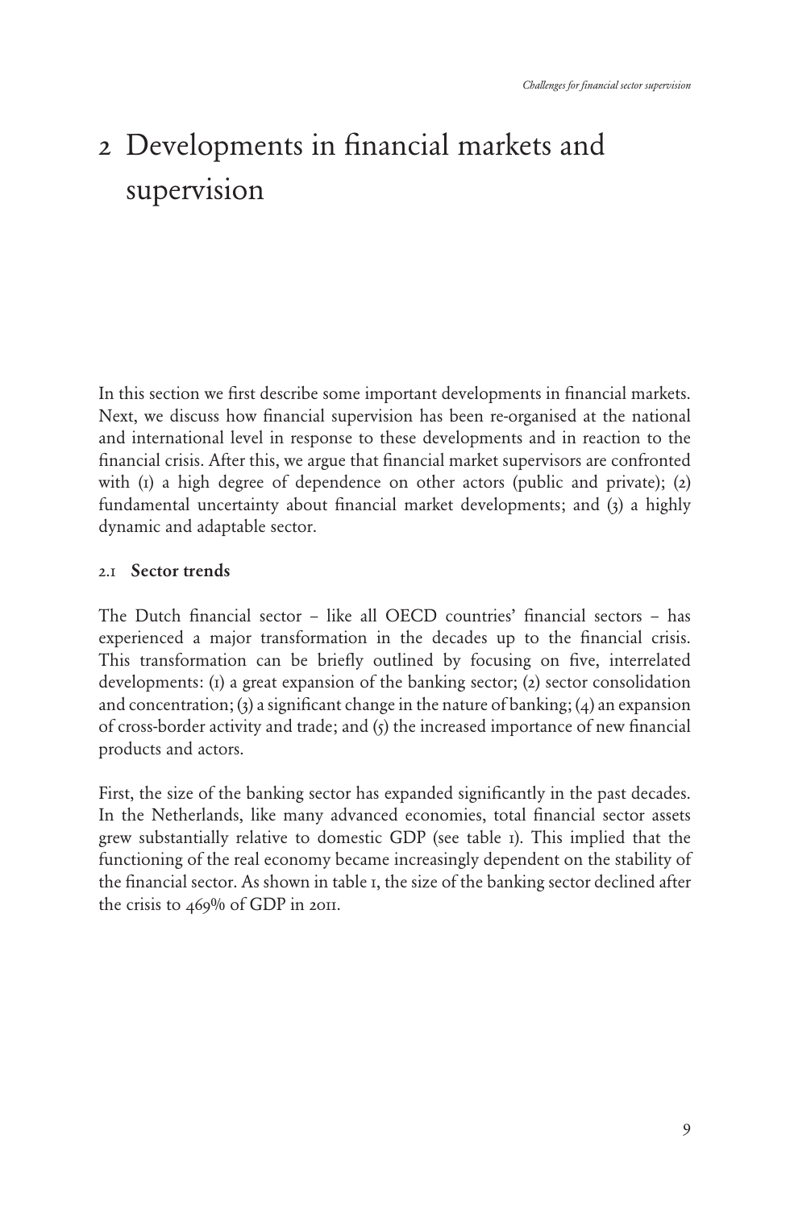# 2 Developments in financial markets and supervision

In this section we first describe some important developments in financial markets. Next, we discuss how financial supervision has been re-organised at the national and international level in response to these developments and in reaction to the financial crisis. After this, we argue that financial market supervisors are confronted with (1) a high degree of dependence on other actors (public and private); (2) fundamental uncertainty about financial market developments; and (3) a highly dynamic and adaptable sector.

## 2.1 Sector trends

The Dutch financial sector – like all OECD countries' financial sectors – has experienced a major transformation in the decades up to the financial crisis. This transformation can be briefly outlined by focusing on five, interrelated developments: (1) a great expansion of the banking sector; (2) sector consolidation and concentration; (3) a significant change in the nature of banking; (4) an expansion of cross-border activity and trade; and (5) the increased importance of new financial products and actors.

First, the size of the banking sector has expanded significantly in the past decades. In the Netherlands, like many advanced economies, total financial sector assets grew substantially relative to domestic GDP (see table 1). This implied that the functioning of the real economy became increasingly dependent on the stability of the financial sector. As shown in table 1, the size of the banking sector declined after the crisis to 469% of GDP in 2011.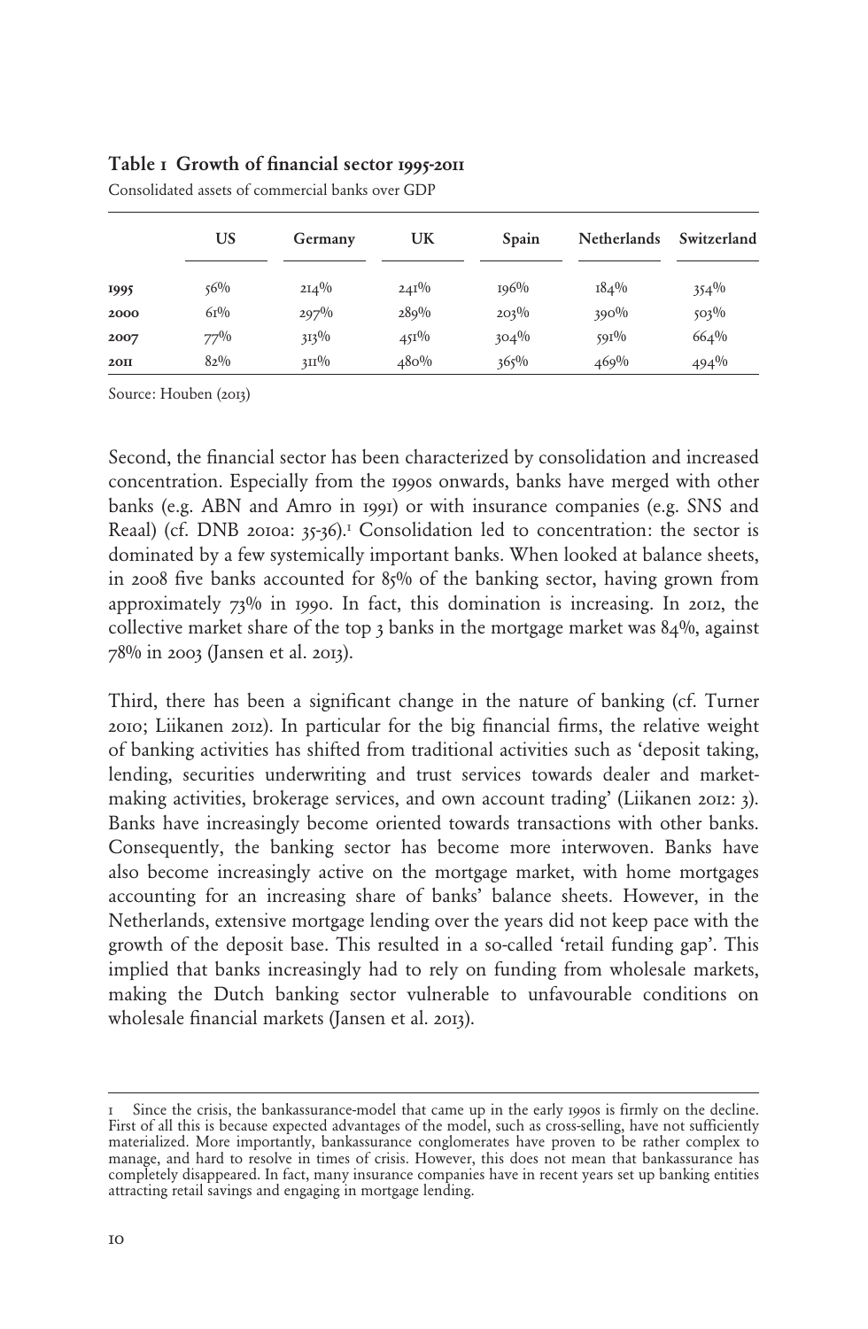**Table 1 Growth of financial sector 1995-2011**

Consolidated assets of commercial banks over GDP

| | US | Germany | UK | Spain | Netherlands | Switzerland |
|---|---|---|---|---|---|---|
| **1995** | 56% | 214% | 241% | 196% | 184% | 354% |
| **2000** | 61% | 297% | 289% | 203% | 390% | 503% |
| **2007** | 77% | 313% | 451% | 304% | 591% | 664% |
| **2011** | 82% | 311% | 480% | 365% | 469% | 494% |

Source: Houben (2013)

Second, the financial sector has been characterized by consolidation and increased concentration. Especially from the 1990s onwards, banks have merged with other banks (e.g. ABN and Amro in 1991) or with insurance companies (e.g. SNS and Reaal) (cf. DNB 2010a: 35-36).[1] Consolidation led to concentration: the sector is dominated by a few systemically important banks. When looked at balance sheets, in 2008 five banks accounted for 85% of the banking sector, having grown from approximately 73% in 1990. In fact, this domination is increasing. In 2012, the collective market share of the top 3 banks in the mortgage market was 84%, against 78% in 2003 (Jansen et al. 2013).

Third, there has been a significant change in the nature of banking (cf. Turner 2010; Liikanen 2012). In particular for the big financial firms, the relative weight of banking activities has shifted from traditional activities such as 'deposit taking, lending, securities underwriting and trust services towards dealer and market-making activities, brokerage services, and own account trading' (Liikanen 2012: 3). Banks have increasingly become oriented towards transactions with other banks. Consequently, the banking sector has become more interwoven. Banks have also become increasingly active on the mortgage market, with home mortgages accounting for an increasing share of banks' balance sheets. However, in the Netherlands, extensive mortgage lending over the years did not keep pace with the growth of the deposit base. This resulted in a so-called 'retail funding gap'. This implied that banks increasingly had to rely on funding from wholesale markets, making the Dutch banking sector vulnerable to unfavourable conditions on wholesale financial markets (Jansen et al. 2013).

---

1 Since the crisis, the bankassurance-model that came up in the early 1990s is firmly on the decline. First of all this is because expected advantages of the model, such as cross-selling, have not sufficiently materialized. More importantly, bankassurance conglomerates have proven to be rather complex to manage, and hard to resolve in times of crisis. However, this does not mean that bankassurance has completely disappeared. In fact, many insurance companies have in recent years set up banking entities attracting retail savings and engaging in mortgage lending.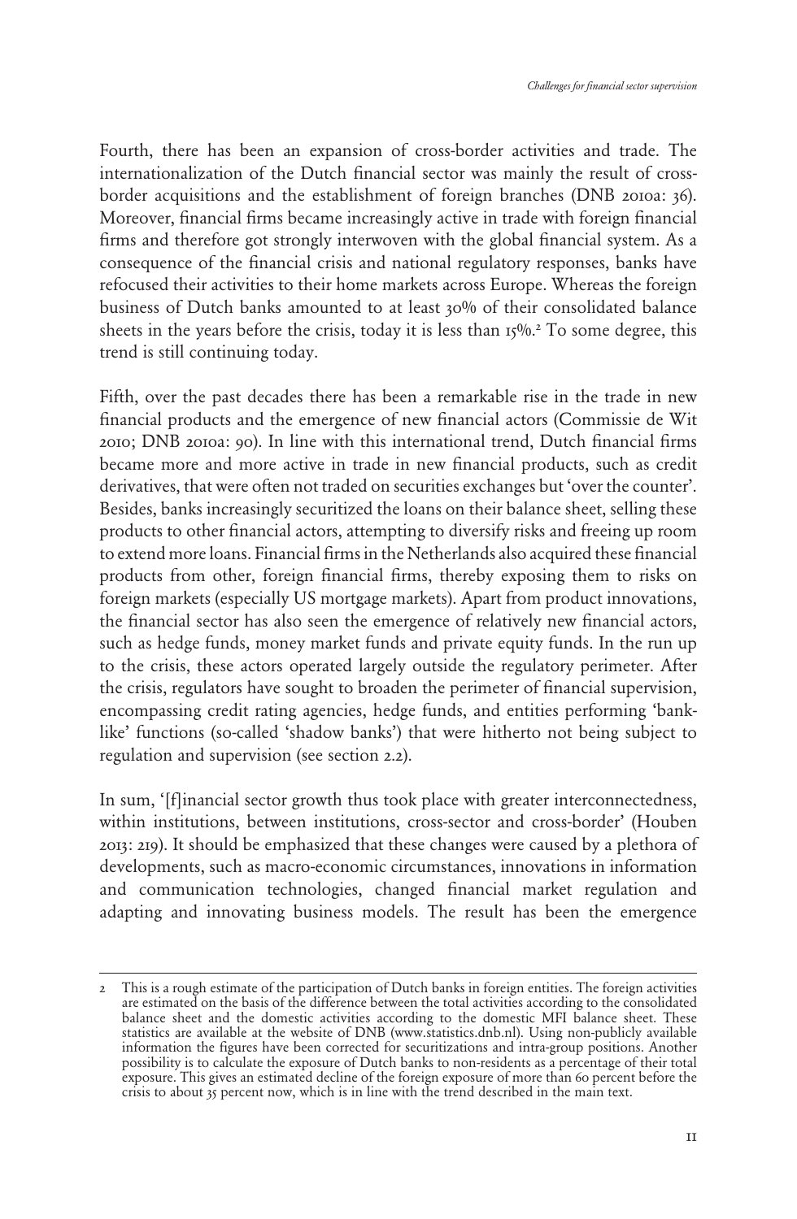Fourth, there has been an expansion of cross-border activities and trade. The internationalization of the Dutch financial sector was mainly the result of cross-border acquisitions and the establishment of foreign branches (DNB 2010a: 36). Moreover, financial firms became increasingly active in trade with foreign financial firms and therefore got strongly interwoven with the global financial system. As a consequence of the financial crisis and national regulatory responses, banks have refocused their activities to their home markets across Europe. Whereas the foreign business of Dutch banks amounted to at least 30% of their consolidated balance sheets in the years before the crisis, today it is less than 15%.[2] To some degree, this trend is still continuing today.

Fifth, over the past decades there has been a remarkable rise in the trade in new financial products and the emergence of new financial actors (Commissie de Wit 2010; DNB 2010a: 90). In line with this international trend, Dutch financial firms became more and more active in trade in new financial products, such as credit derivatives, that were often not traded on securities exchanges but 'over the counter'. Besides, banks increasingly securitized the loans on their balance sheet, selling these products to other financial actors, attempting to diversify risks and freeing up room to extend more loans. Financial firms in the Netherlands also acquired these financial products from other, foreign financial firms, thereby exposing them to risks on foreign markets (especially US mortgage markets). Apart from product innovations, the financial sector has also seen the emergence of relatively new financial actors, such as hedge funds, money market funds and private equity funds. In the run up to the crisis, these actors operated largely outside the regulatory perimeter. After the crisis, regulators have sought to broaden the perimeter of financial supervision, encompassing credit rating agencies, hedge funds, and entities performing 'bank-like' functions (so-called 'shadow banks') that were hitherto not being subject to regulation and supervision (see section 2.2).

In sum, '[f]inancial sector growth thus took place with greater interconnectedness, within institutions, between institutions, cross-sector and cross-border' (Houben 2013: 219). It should be emphasized that these changes were caused by a plethora of developments, such as macro-economic circumstances, innovations in information and communication technologies, changed financial market regulation and adapting and innovating business models. The result has been the emergence

---

2 This is a rough estimate of the participation of Dutch banks in foreign entities. The foreign activities are estimated on the basis of the difference between the total activities according to the consolidated balance sheet and the domestic activities according to the domestic MFI balance sheet. These statistics are available at the website of DNB (www.statistics.dnb.nl). Using non-publicly available information the figures have been corrected for securitizations and intra-group positions. Another possibility is to calculate the exposure of Dutch banks to non-residents as a percentage of their total exposure. This gives an estimated decline of the foreign exposure of more than 60 percent before the crisis to about 35 percent now, which is in line with the trend described in the main text.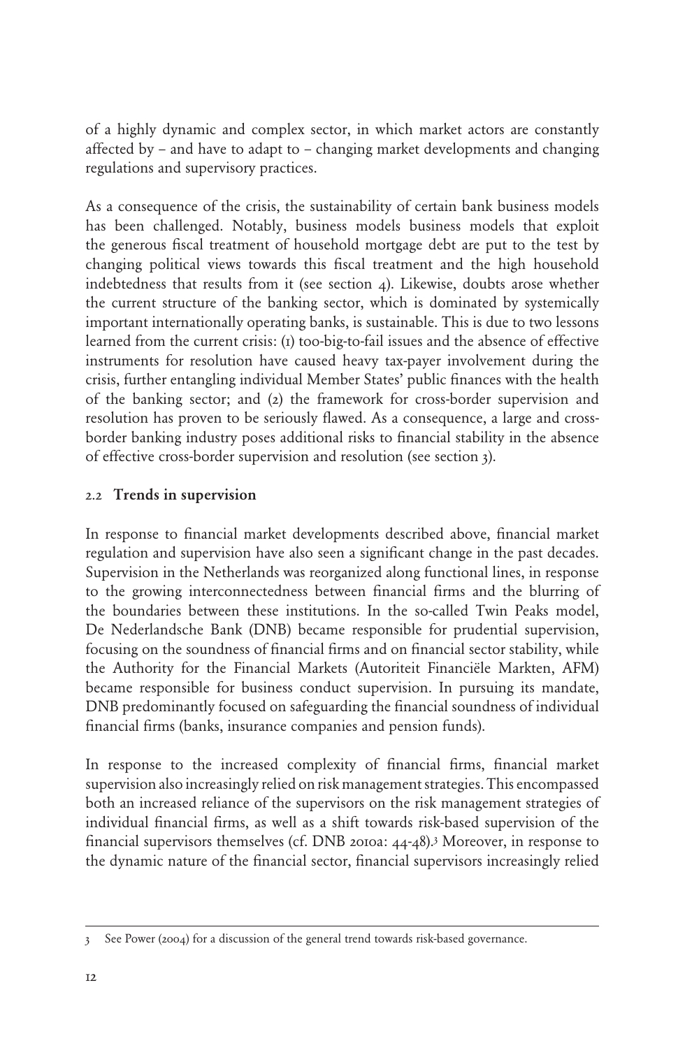of a highly dynamic and complex sector, in which market actors are constantly affected by – and have to adapt to – changing market developments and changing regulations and supervisory practices.

As a consequence of the crisis, the sustainability of certain bank business models has been challenged. Notably, business models business models that exploit the generous fiscal treatment of household mortgage debt are put to the test by changing political views towards this fiscal treatment and the high household indebtedness that results from it (see section 4). Likewise, doubts arose whether the current structure of the banking sector, which is dominated by systemically important internationally operating banks, is sustainable. This is due to two lessons learned from the current crisis: (1) too-big-to-fail issues and the absence of effective instruments for resolution have caused heavy tax-payer involvement during the crisis, further entangling individual Member States' public finances with the health of the banking sector; and (2) the framework for cross-border supervision and resolution has proven to be seriously flawed. As a consequence, a large and cross-border banking industry poses additional risks to financial stability in the absence of effective cross-border supervision and resolution (see section 3).

### 2.2 Trends in supervision

In response to financial market developments described above, financial market regulation and supervision have also seen a significant change in the past decades. Supervision in the Netherlands was reorganized along functional lines, in response to the growing interconnectedness between financial firms and the blurring of the boundaries between these institutions. In the so-called Twin Peaks model, De Nederlandsche Bank (DNB) became responsible for prudential supervision, focusing on the soundness of financial firms and on financial sector stability, while the Authority for the Financial Markets (Autoriteit Financiële Markten, AFM) became responsible for business conduct supervision. In pursuing its mandate, DNB predominantly focused on safeguarding the financial soundness of individual financial firms (banks, insurance companies and pension funds).

In response to the increased complexity of financial firms, financial market supervision also increasingly relied on risk management strategies. This encompassed both an increased reliance of the supervisors on the risk management strategies of individual financial firms, as well as a shift towards risk-based supervision of the financial supervisors themselves (cf. DNB 2010a: 44-48).[3] Moreover, in response to the dynamic nature of the financial sector, financial supervisors increasingly relied

---

3 See Power (2004) for a discussion of the general trend towards risk-based governance.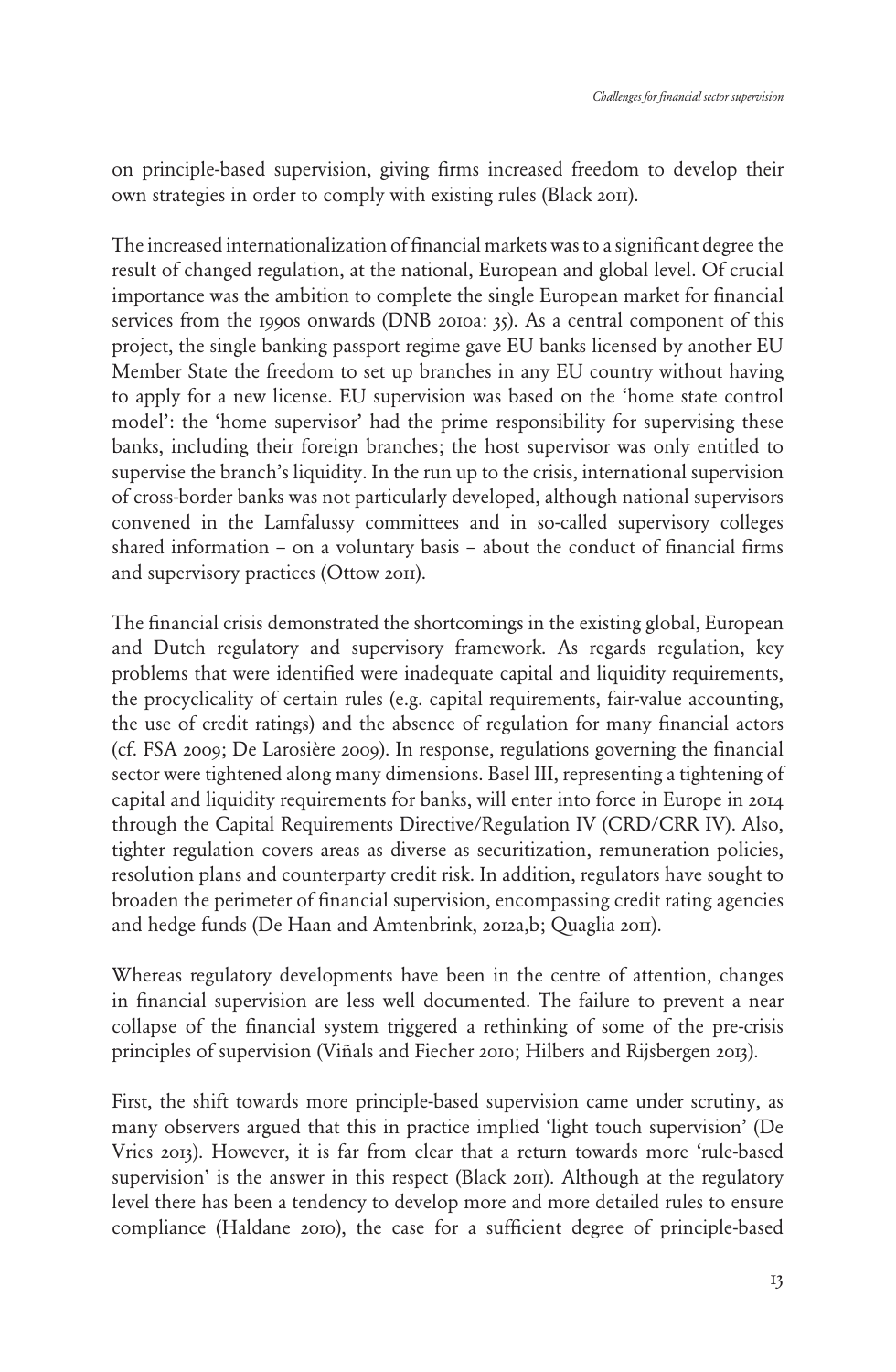on principle-based supervision, giving firms increased freedom to develop their own strategies in order to comply with existing rules (Black 2011).

The increased internationalization of financial markets was to a significant degree the result of changed regulation, at the national, European and global level. Of crucial importance was the ambition to complete the single European market for financial services from the 1990s onwards (DNB 2010a: 35). As a central component of this project, the single banking passport regime gave EU banks licensed by another EU Member State the freedom to set up branches in any EU country without having to apply for a new license. EU supervision was based on the 'home state control model': the 'home supervisor' had the prime responsibility for supervising these banks, including their foreign branches; the host supervisor was only entitled to supervise the branch's liquidity. In the run up to the crisis, international supervision of cross-border banks was not particularly developed, although national supervisors convened in the Lamfalussy committees and in so-called supervisory colleges shared information – on a voluntary basis – about the conduct of financial firms and supervisory practices (Ottow 2011).

The financial crisis demonstrated the shortcomings in the existing global, European and Dutch regulatory and supervisory framework. As regards regulation, key problems that were identified were inadequate capital and liquidity requirements, the procyclicality of certain rules (e.g. capital requirements, fair-value accounting, the use of credit ratings) and the absence of regulation for many financial actors (cf. FSA 2009; De Larosière 2009). In response, regulations governing the financial sector were tightened along many dimensions. Basel III, representing a tightening of capital and liquidity requirements for banks, will enter into force in Europe in 2014 through the Capital Requirements Directive/Regulation IV (CRD/CRR IV). Also, tighter regulation covers areas as diverse as securitization, remuneration policies, resolution plans and counterparty credit risk. In addition, regulators have sought to broaden the perimeter of financial supervision, encompassing credit rating agencies and hedge funds (De Haan and Amtenbrink, 2012a,b; Quaglia 2011).

Whereas regulatory developments have been in the centre of attention, changes in financial supervision are less well documented. The failure to prevent a near collapse of the financial system triggered a rethinking of some of the pre-crisis principles of supervision (Viñals and Fiecher 2010; Hilbers and Rijsbergen 2013).

First, the shift towards more principle-based supervision came under scrutiny, as many observers argued that this in practice implied 'light touch supervision' (De Vries 2013). However, it is far from clear that a return towards more 'rule-based supervision' is the answer in this respect (Black 2011). Although at the regulatory level there has been a tendency to develop more and more detailed rules to ensure compliance (Haldane 2010), the case for a sufficient degree of principle-based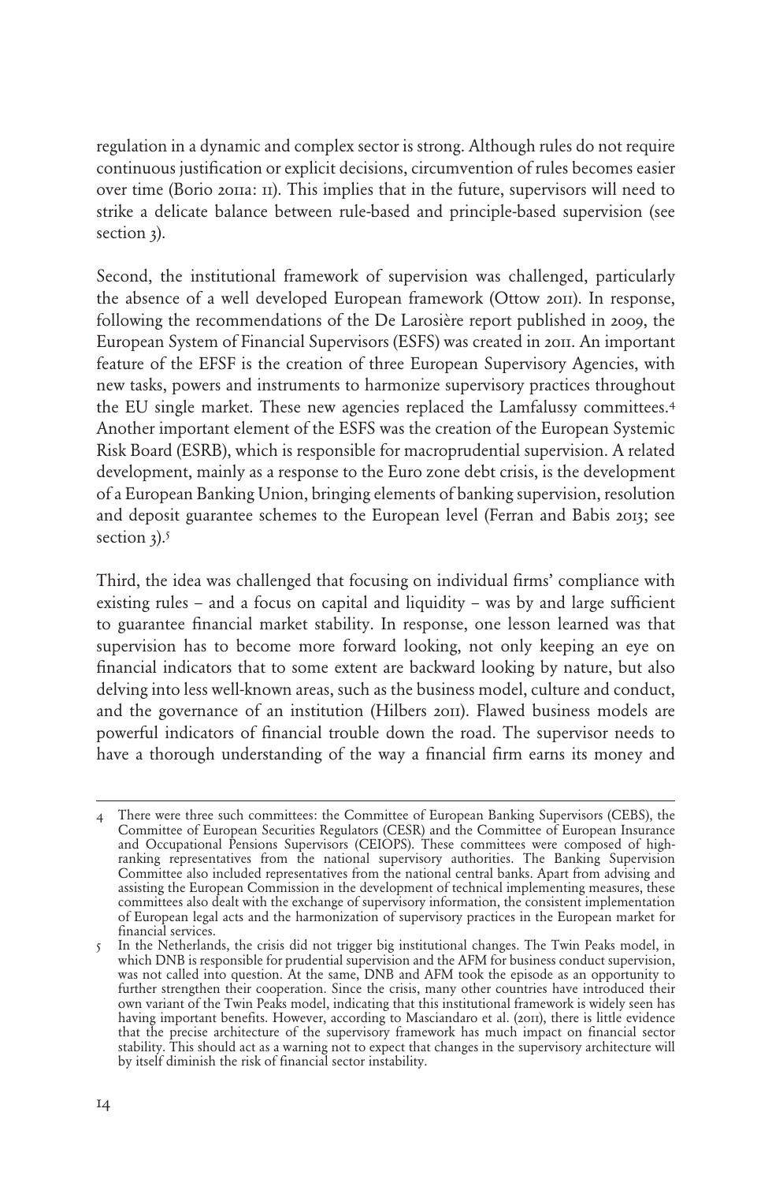regulation in a dynamic and complex sector is strong. Although rules do not require continuous justification or explicit decisions, circumvention of rules becomes easier over time (Borio 2011a: 11). This implies that in the future, supervisors will need to strike a delicate balance between rule-based and principle-based supervision (see section 3).

Second, the institutional framework of supervision was challenged, particularly the absence of a well developed European framework (Ottow 2011). In response, following the recommendations of the De Larosière report published in 2009, the European System of Financial Supervisors (ESFS) was created in 2011. An important feature of the EFSF is the creation of three European Supervisory Agencies, with new tasks, powers and instruments to harmonize supervisory practices throughout the EU single market. These new agencies replaced the Lamfalussy committees.[4] Another important element of the ESFS was the creation of the European Systemic Risk Board (ESRB), which is responsible for macroprudential supervision. A related development, mainly as a response to the Euro zone debt crisis, is the development of a European Banking Union, bringing elements of banking supervision, resolution and deposit guarantee schemes to the European level (Ferran and Babis 2013; see section 3).[5]

Third, the idea was challenged that focusing on individual firms' compliance with existing rules – and a focus on capital and liquidity – was by and large sufficient to guarantee financial market stability. In response, one lesson learned was that supervision has to become more forward looking, not only keeping an eye on financial indicators that to some extent are backward looking by nature, but also delving into less well-known areas, such as the business model, culture and conduct, and the governance of an institution (Hilbers 2011). Flawed business models are powerful indicators of financial trouble down the road. The supervisor needs to have a thorough understanding of the way a financial firm earns its money and

---

4 There were three such committees: the Committee of European Banking Supervisors (CEBS), the Committee of European Securities Regulators (CESR) and the Committee of European Insurance and Occupational Pensions Supervisors (CEIOPS). These committees were composed of high-ranking representatives from the national supervisory authorities. The Banking Supervision Committee also included representatives from the national central banks. Apart from advising and assisting the European Commission in the development of technical implementing measures, these committees also dealt with the exchange of supervisory information, the consistent implementation of European legal acts and the harmonization of supervisory practices in the European market for financial services.

5 In the Netherlands, the crisis did not trigger big institutional changes. The Twin Peaks model, in which DNB is responsible for prudential supervision and the AFM for business conduct supervision, was not called into question. At the same, DNB and AFM took the episode as an opportunity to further strengthen their cooperation. Since the crisis, many other countries have introduced their own variant of the Twin Peaks model, indicating that this institutional framework is widely seen has having important benefits. However, according to Masciandaro et al. (2011), there is little evidence that the precise architecture of the supervisory framework has much impact on financial sector stability. This should act as a warning not to expect that changes in the supervisory architecture will by itself diminish the risk of financial sector instability.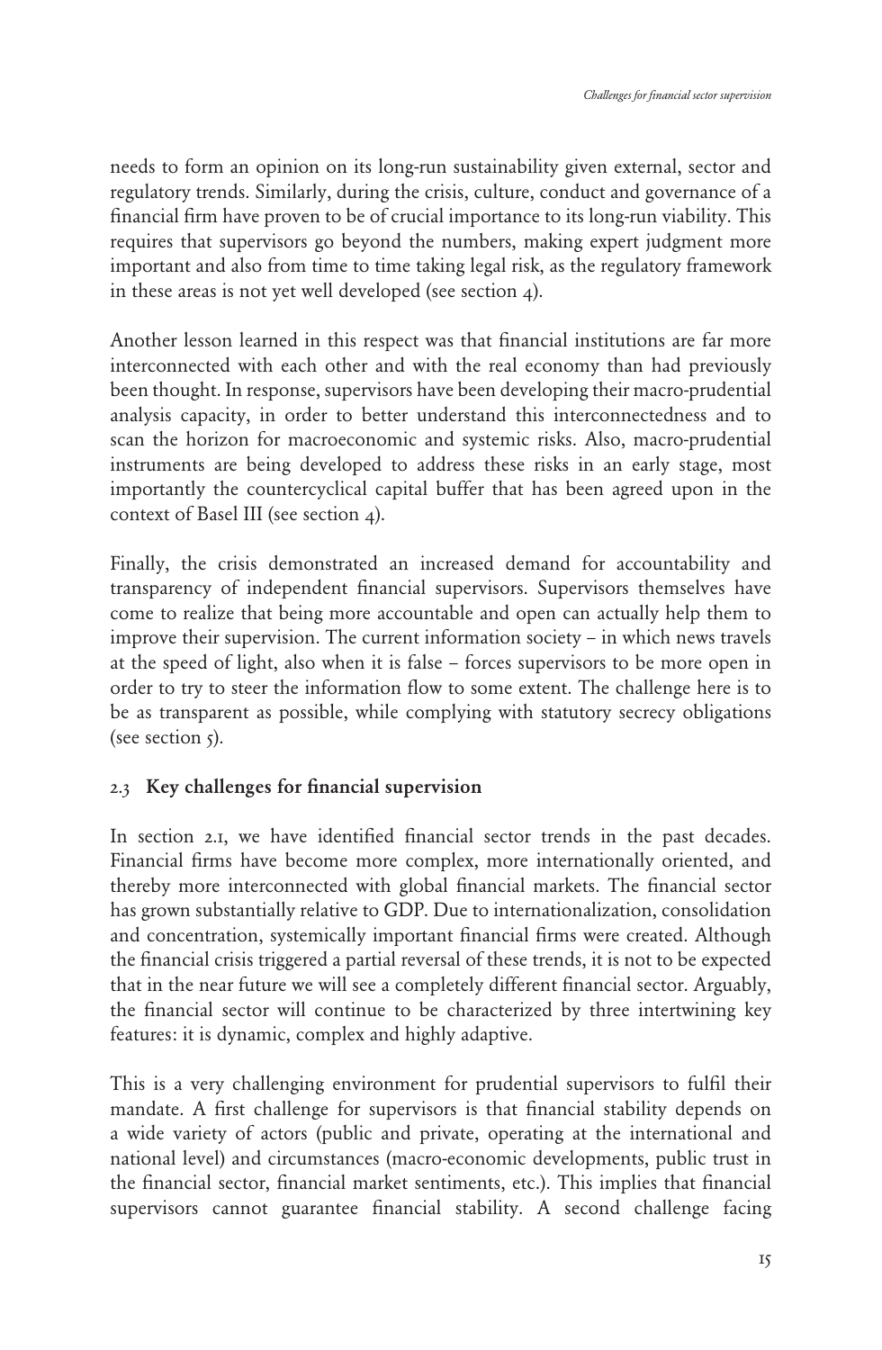needs to form an opinion on its long-run sustainability given external, sector and regulatory trends. Similarly, during the crisis, culture, conduct and governance of a financial firm have proven to be of crucial importance to its long-run viability. This requires that supervisors go beyond the numbers, making expert judgment more important and also from time to time taking legal risk, as the regulatory framework in these areas is not yet well developed (see section 4).

Another lesson learned in this respect was that financial institutions are far more interconnected with each other and with the real economy than had previously been thought. In response, supervisors have been developing their macro-prudential analysis capacity, in order to better understand this interconnectedness and to scan the horizon for macroeconomic and systemic risks. Also, macro-prudential instruments are being developed to address these risks in an early stage, most importantly the countercyclical capital buffer that has been agreed upon in the context of Basel III (see section 4).

Finally, the crisis demonstrated an increased demand for accountability and transparency of independent financial supervisors. Supervisors themselves have come to realize that being more accountable and open can actually help them to improve their supervision. The current information society – in which news travels at the speed of light, also when it is false – forces supervisors to be more open in order to try to steer the information flow to some extent. The challenge here is to be as transparent as possible, while complying with statutory secrecy obligations (see section 5).

### 2.3 Key challenges for financial supervision

In section 2.1, we have identified financial sector trends in the past decades. Financial firms have become more complex, more internationally oriented, and thereby more interconnected with global financial markets. The financial sector has grown substantially relative to GDP. Due to internationalization, consolidation and concentration, systemically important financial firms were created. Although the financial crisis triggered a partial reversal of these trends, it is not to be expected that in the near future we will see a completely different financial sector. Arguably, the financial sector will continue to be characterized by three intertwining key features: it is dynamic, complex and highly adaptive.

This is a very challenging environment for prudential supervisors to fulfil their mandate. A first challenge for supervisors is that financial stability depends on a wide variety of actors (public and private, operating at the international and national level) and circumstances (macro-economic developments, public trust in the financial sector, financial market sentiments, etc.). This implies that financial supervisors cannot guarantee financial stability. A second challenge facing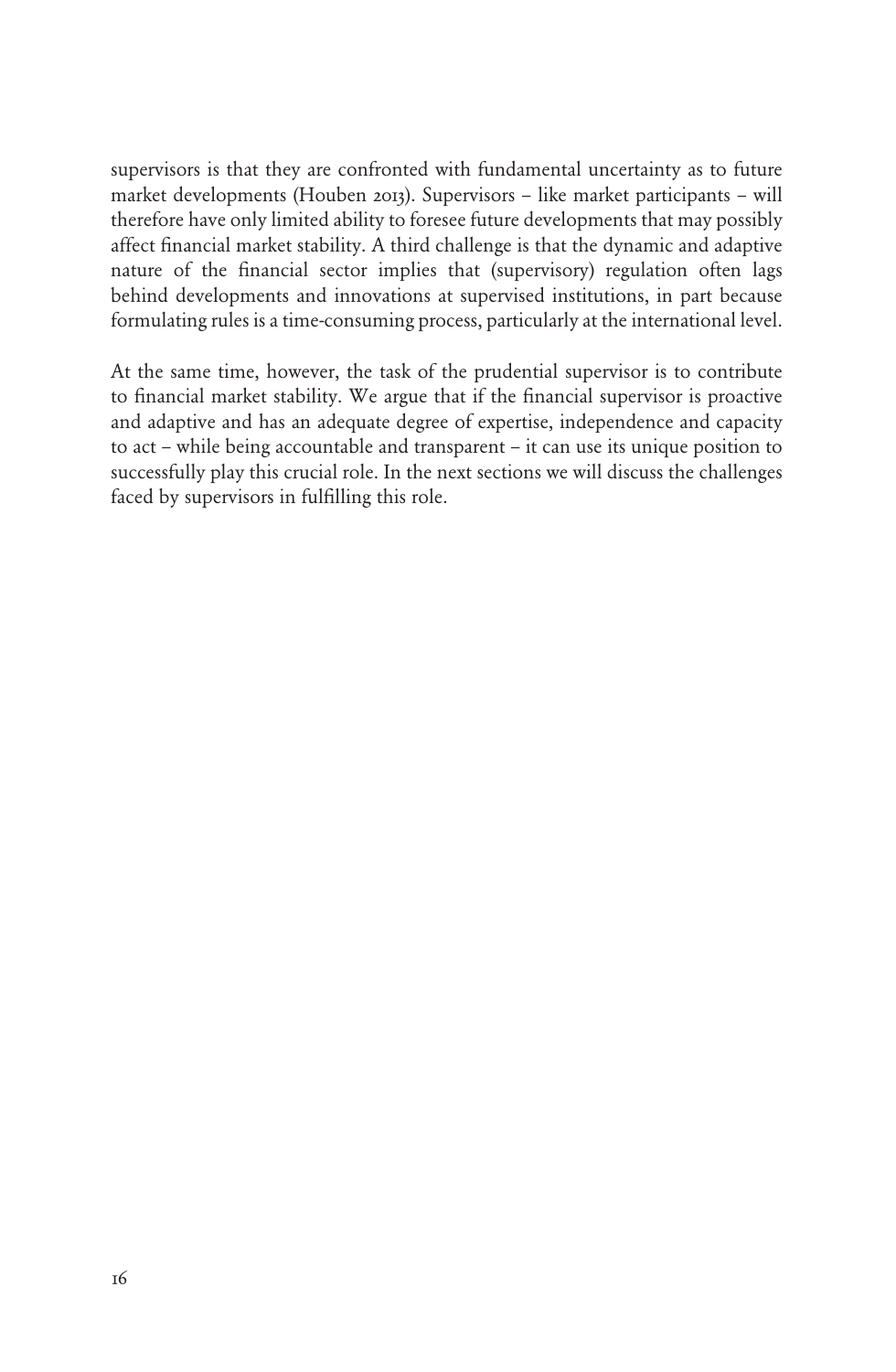supervisors is that they are confronted with fundamental uncertainty as to future market developments (Houben 2013). Supervisors – like market participants – will therefore have only limited ability to foresee future developments that may possibly affect financial market stability. A third challenge is that the dynamic and adaptive nature of the financial sector implies that (supervisory) regulation often lags behind developments and innovations at supervised institutions, in part because formulating rules is a time-consuming process, particularly at the international level.

At the same time, however, the task of the prudential supervisor is to contribute to financial market stability. We argue that if the financial supervisor is proactive and adaptive and has an adequate degree of expertise, independence and capacity to act – while being accountable and transparent – it can use its unique position to successfully play this crucial role. In the next sections we will discuss the challenges faced by supervisors in fulfilling this role.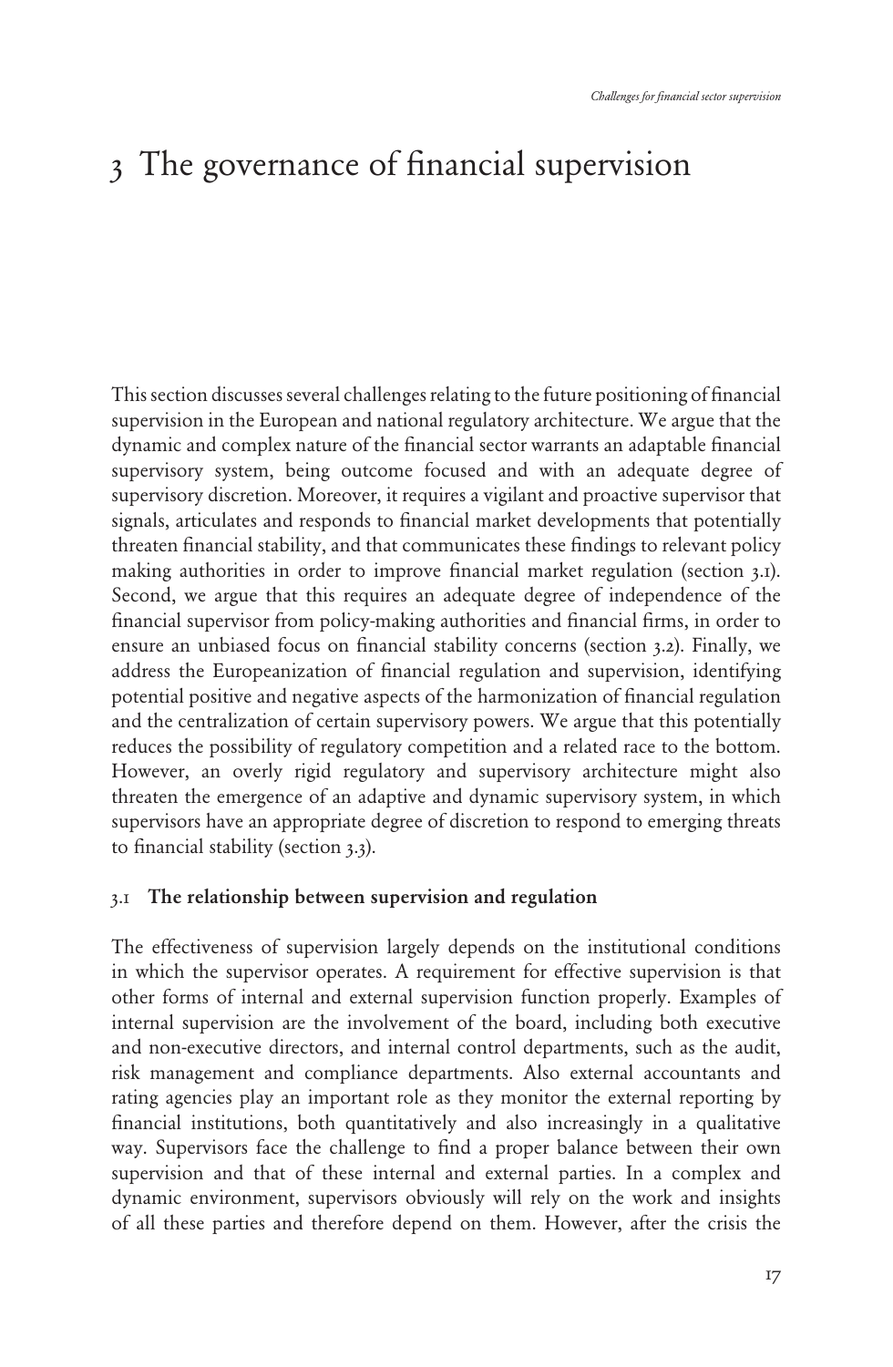# 3 The governance of financial supervision

This section discusses several challenges relating to the future positioning of financial supervision in the European and national regulatory architecture. We argue that the dynamic and complex nature of the financial sector warrants an adaptable financial supervisory system, being outcome focused and with an adequate degree of supervisory discretion. Moreover, it requires a vigilant and proactive supervisor that signals, articulates and responds to financial market developments that potentially threaten financial stability, and that communicates these findings to relevant policy making authorities in order to improve financial market regulation (section 3.1). Second, we argue that this requires an adequate degree of independence of the financial supervisor from policy-making authorities and financial firms, in order to ensure an unbiased focus on financial stability concerns (section 3.2). Finally, we address the Europeanization of financial regulation and supervision, identifying potential positive and negative aspects of the harmonization of financial regulation and the centralization of certain supervisory powers. We argue that this potentially reduces the possibility of regulatory competition and a related race to the bottom. However, an overly rigid regulatory and supervisory architecture might also threaten the emergence of an adaptive and dynamic supervisory system, in which supervisors have an appropriate degree of discretion to respond to emerging threats to financial stability (section 3.3).

## 3.1 The relationship between supervision and regulation

The effectiveness of supervision largely depends on the institutional conditions in which the supervisor operates. A requirement for effective supervision is that other forms of internal and external supervision function properly. Examples of internal supervision are the involvement of the board, including both executive and non-executive directors, and internal control departments, such as the audit, risk management and compliance departments. Also external accountants and rating agencies play an important role as they monitor the external reporting by financial institutions, both quantitatively and also increasingly in a qualitative way. Supervisors face the challenge to find a proper balance between their own supervision and that of these internal and external parties. In a complex and dynamic environment, supervisors obviously will rely on the work and insights of all these parties and therefore depend on them. However, after the crisis the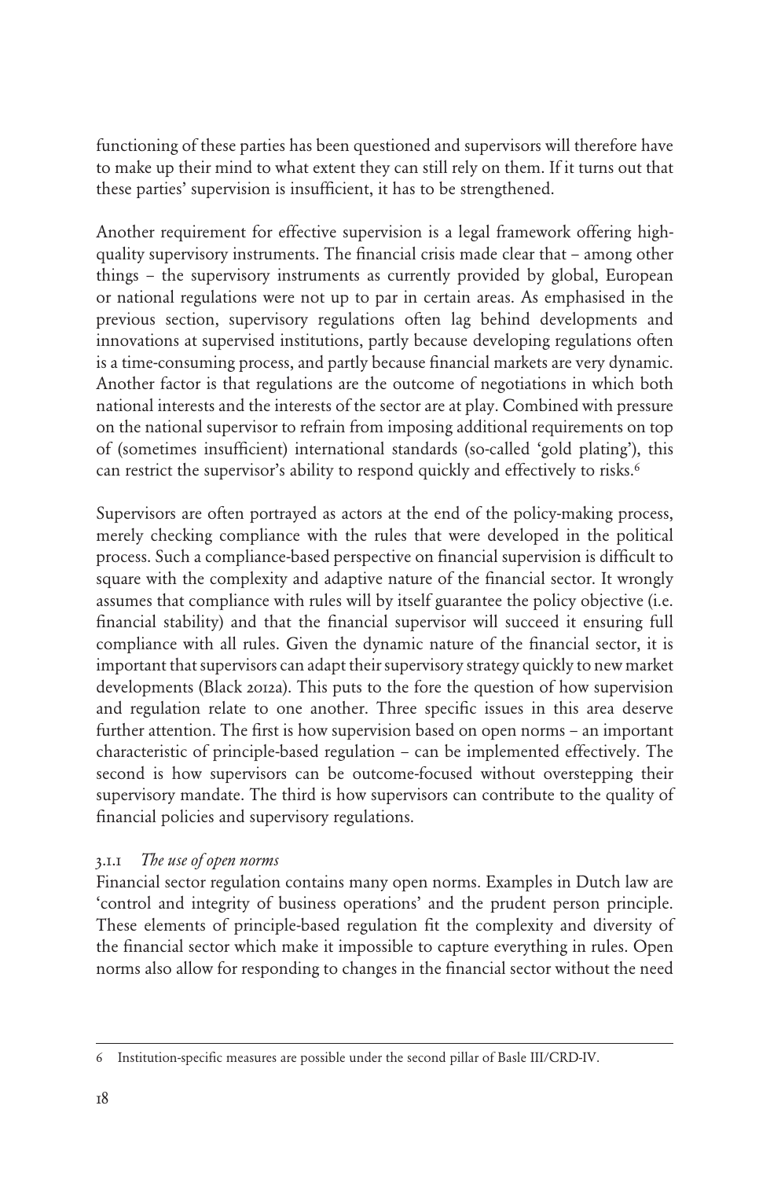functioning of these parties has been questioned and supervisors will therefore have to make up their mind to what extent they can still rely on them. If it turns out that these parties' supervision is insufficient, it has to be strengthened.

Another requirement for effective supervision is a legal framework offering high-quality supervisory instruments. The financial crisis made clear that – among other things – the supervisory instruments as currently provided by global, European or national regulations were not up to par in certain areas. As emphasised in the previous section, supervisory regulations often lag behind developments and innovations at supervised institutions, partly because developing regulations often is a time-consuming process, and partly because financial markets are very dynamic. Another factor is that regulations are the outcome of negotiations in which both national interests and the interests of the sector are at play. Combined with pressure on the national supervisor to refrain from imposing additional requirements on top of (sometimes insufficient) international standards (so-called 'gold plating'), this can restrict the supervisor's ability to respond quickly and effectively to risks.[6]

Supervisors are often portrayed as actors at the end of the policy-making process, merely checking compliance with the rules that were developed in the political process. Such a compliance-based perspective on financial supervision is difficult to square with the complexity and adaptive nature of the financial sector. It wrongly assumes that compliance with rules will by itself guarantee the policy objective (i.e. financial stability) and that the financial supervisor will succeed it ensuring full compliance with all rules. Given the dynamic nature of the financial sector, it is important that supervisors can adapt their supervisory strategy quickly to new market developments (Black 2012a). This puts to the fore the question of how supervision and regulation relate to one another. Three specific issues in this area deserve further attention. The first is how supervision based on open norms – an important characteristic of principle-based regulation – can be implemented effectively. The second is how supervisors can be outcome-focused without overstepping their supervisory mandate. The third is how supervisors can contribute to the quality of financial policies and supervisory regulations.

### 3.1.1 *The use of open norms*

Financial sector regulation contains many open norms. Examples in Dutch law are 'control and integrity of business operations' and the prudent person principle. These elements of principle-based regulation fit the complexity and diversity of the financial sector which make it impossible to capture everything in rules. Open norms also allow for responding to changes in the financial sector without the need

---

6 Institution-specific measures are possible under the second pillar of Basle III/CRD-IV.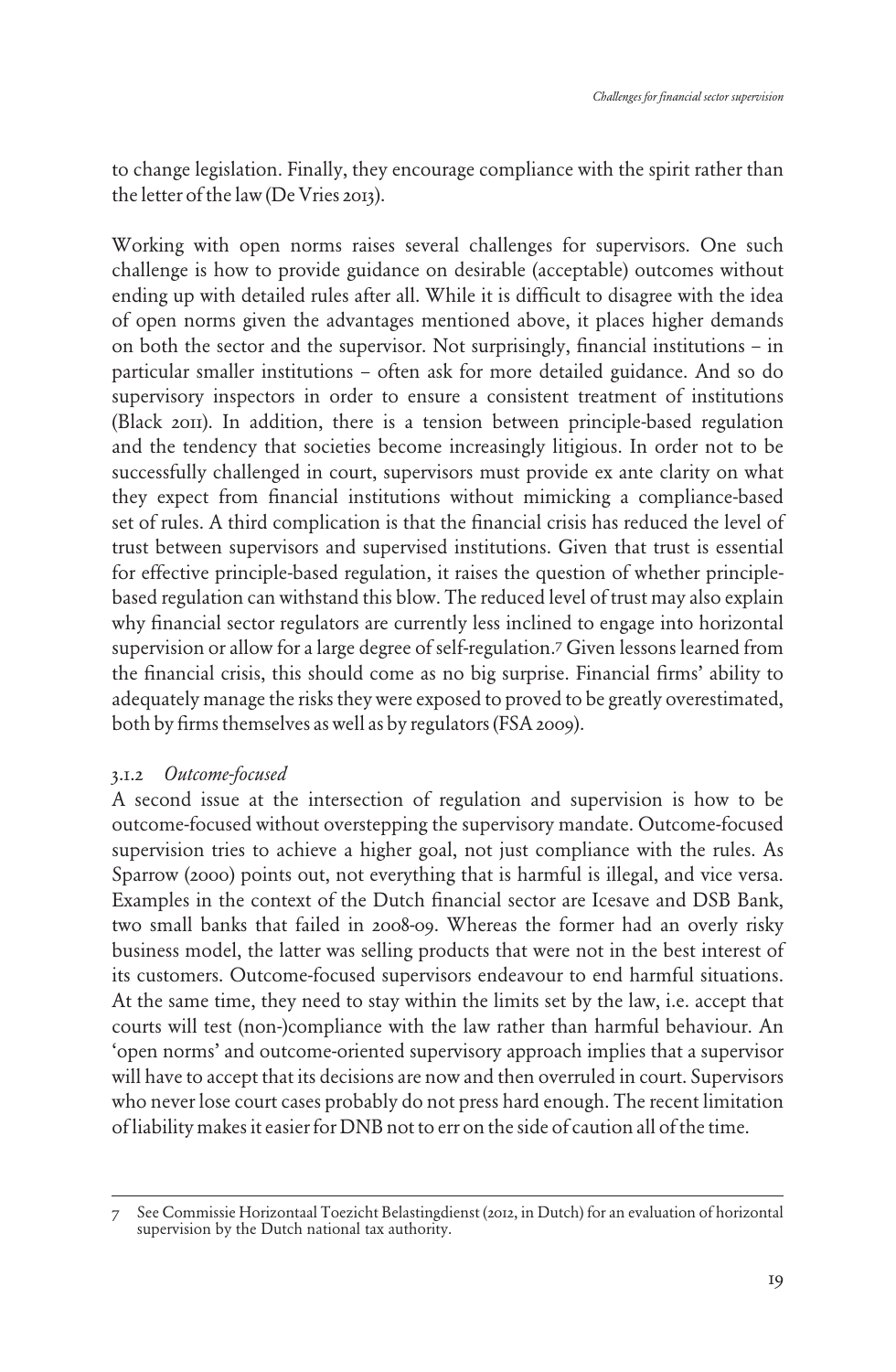to change legislation. Finally, they encourage compliance with the spirit rather than the letter of the law (De Vries 2013).

Working with open norms raises several challenges for supervisors. One such challenge is how to provide guidance on desirable (acceptable) outcomes without ending up with detailed rules after all. While it is difficult to disagree with the idea of open norms given the advantages mentioned above, it places higher demands on both the sector and the supervisor. Not surprisingly, financial institutions – in particular smaller institutions – often ask for more detailed guidance. And so do supervisory inspectors in order to ensure a consistent treatment of institutions (Black 2011). In addition, there is a tension between principle-based regulation and the tendency that societies become increasingly litigious. In order not to be successfully challenged in court, supervisors must provide ex ante clarity on what they expect from financial institutions without mimicking a compliance-based set of rules. A third complication is that the financial crisis has reduced the level of trust between supervisors and supervised institutions. Given that trust is essential for effective principle-based regulation, it raises the question of whether principle-based regulation can withstand this blow. The reduced level of trust may also explain why financial sector regulators are currently less inclined to engage into horizontal supervision or allow for a large degree of self-regulation.[7] Given lessons learned from the financial crisis, this should come as no big surprise. Financial firms' ability to adequately manage the risks they were exposed to proved to be greatly overestimated, both by firms themselves as well as by regulators (FSA 2009).

### 3.1.2 *Outcome-focused*

A second issue at the intersection of regulation and supervision is how to be outcome-focused without overstepping the supervisory mandate. Outcome-focused supervision tries to achieve a higher goal, not just compliance with the rules. As Sparrow (2000) points out, not everything that is harmful is illegal, and vice versa. Examples in the context of the Dutch financial sector are Icesave and DSB Bank, two small banks that failed in 2008-09. Whereas the former had an overly risky business model, the latter was selling products that were not in the best interest of its customers. Outcome-focused supervisors endeavour to end harmful situations. At the same time, they need to stay within the limits set by the law, i.e. accept that courts will test (non-)compliance with the law rather than harmful behaviour. An 'open norms' and outcome-oriented supervisory approach implies that a supervisor will have to accept that its decisions are now and then overruled in court. Supervisors who never lose court cases probably do not press hard enough. The recent limitation of liability makes it easier for DNB not to err on the side of caution all of the time.

---

7 See Commissie Horizontaal Toezicht Belastingdienst (2012, in Dutch) for an evaluation of horizontal supervision by the Dutch national tax authority.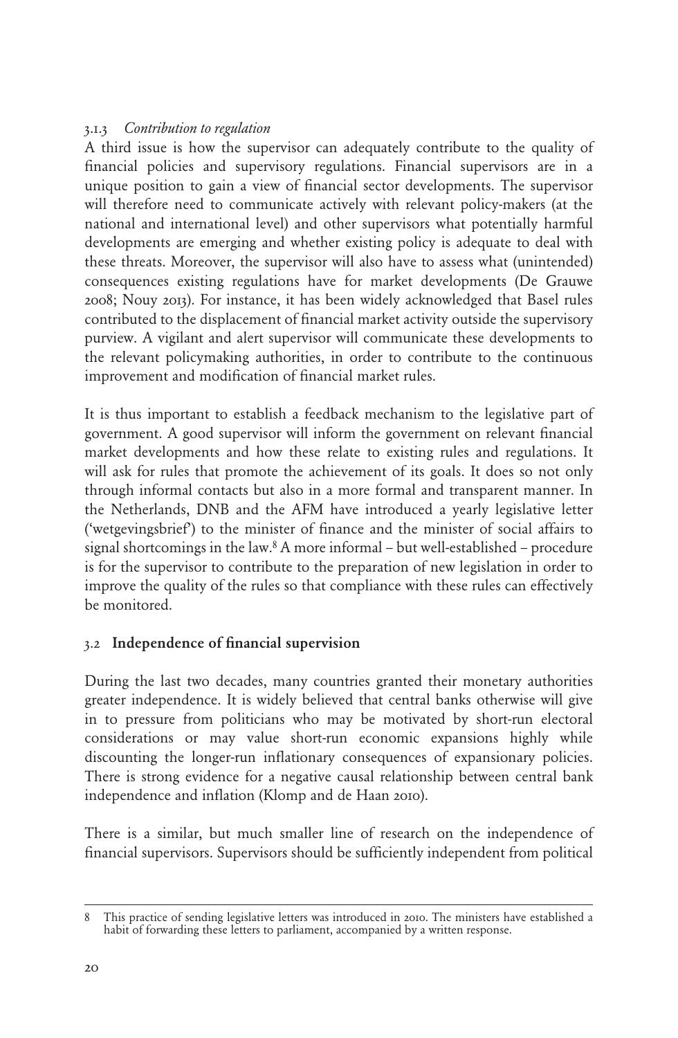### 3.1.3 *Contribution to regulation*

A third issue is how the supervisor can adequately contribute to the quality of financial policies and supervisory regulations. Financial supervisors are in a unique position to gain a view of financial sector developments. The supervisor will therefore need to communicate actively with relevant policy-makers (at the national and international level) and other supervisors what potentially harmful developments are emerging and whether existing policy is adequate to deal with these threats. Moreover, the supervisor will also have to assess what (unintended) consequences existing regulations have for market developments (De Grauwe 2008; Nouy 2013). For instance, it has been widely acknowledged that Basel rules contributed to the displacement of financial market activity outside the supervisory purview. A vigilant and alert supervisor will communicate these developments to the relevant policymaking authorities, in order to contribute to the continuous improvement and modification of financial market rules.

It is thus important to establish a feedback mechanism to the legislative part of government. A good supervisor will inform the government on relevant financial market developments and how these relate to existing rules and regulations. It will ask for rules that promote the achievement of its goals. It does so not only through informal contacts but also in a more formal and transparent manner. In the Netherlands, DNB and the AFM have introduced a yearly legislative letter ('wetgevingsbrief') to the minister of finance and the minister of social affairs to signal shortcomings in the law.[8] A more informal – but well-established – procedure is for the supervisor to contribute to the preparation of new legislation in order to improve the quality of the rules so that compliance with these rules can effectively be monitored.

## 3.2 **Independence of financial supervision**

During the last two decades, many countries granted their monetary authorities greater independence. It is widely believed that central banks otherwise will give in to pressure from politicians who may be motivated by short-run electoral considerations or may value short-run economic expansions highly while discounting the longer-run inflationary consequences of expansionary policies. There is strong evidence for a negative causal relationship between central bank independence and inflation (Klomp and de Haan 2010).

There is a similar, but much smaller line of research on the independence of financial supervisors. Supervisors should be sufficiently independent from political

---

8 This practice of sending legislative letters was introduced in 2010. The ministers have established a habit of forwarding these letters to parliament, accompanied by a written response.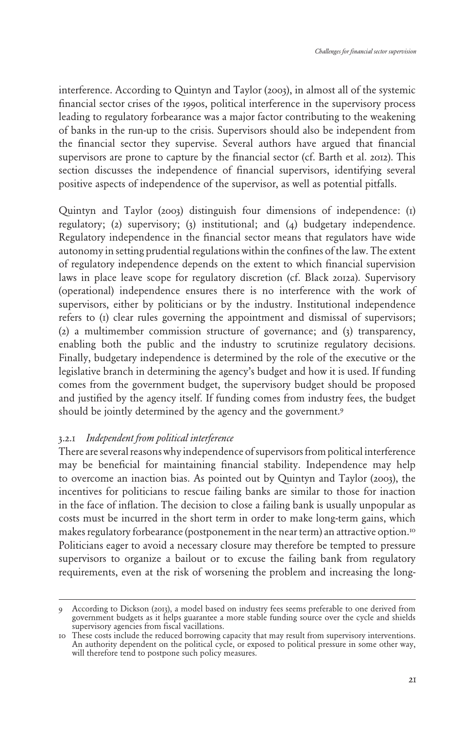interference. According to Quintyn and Taylor (2003), in almost all of the systemic financial sector crises of the 1990s, political interference in the supervisory process leading to regulatory forbearance was a major factor contributing to the weakening of banks in the run-up to the crisis. Supervisors should also be independent from the financial sector they supervise. Several authors have argued that financial supervisors are prone to capture by the financial sector (cf. Barth et al. 2012). This section discusses the independence of financial supervisors, identifying several positive aspects of independence of the supervisor, as well as potential pitfalls.

Quintyn and Taylor (2003) distinguish four dimensions of independence: (1) regulatory; (2) supervisory; (3) institutional; and (4) budgetary independence. Regulatory independence in the financial sector means that regulators have wide autonomy in setting prudential regulations within the confines of the law. The extent of regulatory independence depends on the extent to which financial supervision laws in place leave scope for regulatory discretion (cf. Black 2012a). Supervisory (operational) independence ensures there is no interference with the work of supervisors, either by politicians or by the industry. Institutional independence refers to (1) clear rules governing the appointment and dismissal of supervisors; (2) a multimember commission structure of governance; and (3) transparency, enabling both the public and the industry to scrutinize regulatory decisions. Finally, budgetary independence is determined by the role of the executive or the legislative branch in determining the agency's budget and how it is used. If funding comes from the government budget, the supervisory budget should be proposed and justified by the agency itself. If funding comes from industry fees, the budget should be jointly determined by the agency and the government.[9]

### 3.2.1 *Independent from political interference*

There are several reasons why independence of supervisors from political interference may be beneficial for maintaining financial stability. Independence may help to overcome an inaction bias. As pointed out by Quintyn and Taylor (2003), the incentives for politicians to rescue failing banks are similar to those for inaction in the face of inflation. The decision to close a failing bank is usually unpopular as costs must be incurred in the short term in order to make long-term gains, which makes regulatory forbearance (postponement in the near term) an attractive option.[10] Politicians eager to avoid a necessary closure may therefore be tempted to pressure supervisors to organize a bailout or to excuse the failing bank from regulatory requirements, even at the risk of worsening the problem and increasing the long-

---

9 According to Dickson (2013), a model based on industry fees seems preferable to one derived from government budgets as it helps guarantee a more stable funding source over the cycle and shields supervisory agencies from fiscal vacillations.

10 These costs include the reduced borrowing capacity that may result from supervisory interventions. An authority dependent on the political cycle, or exposed to political pressure in some other way, will therefore tend to postpone such policy measures.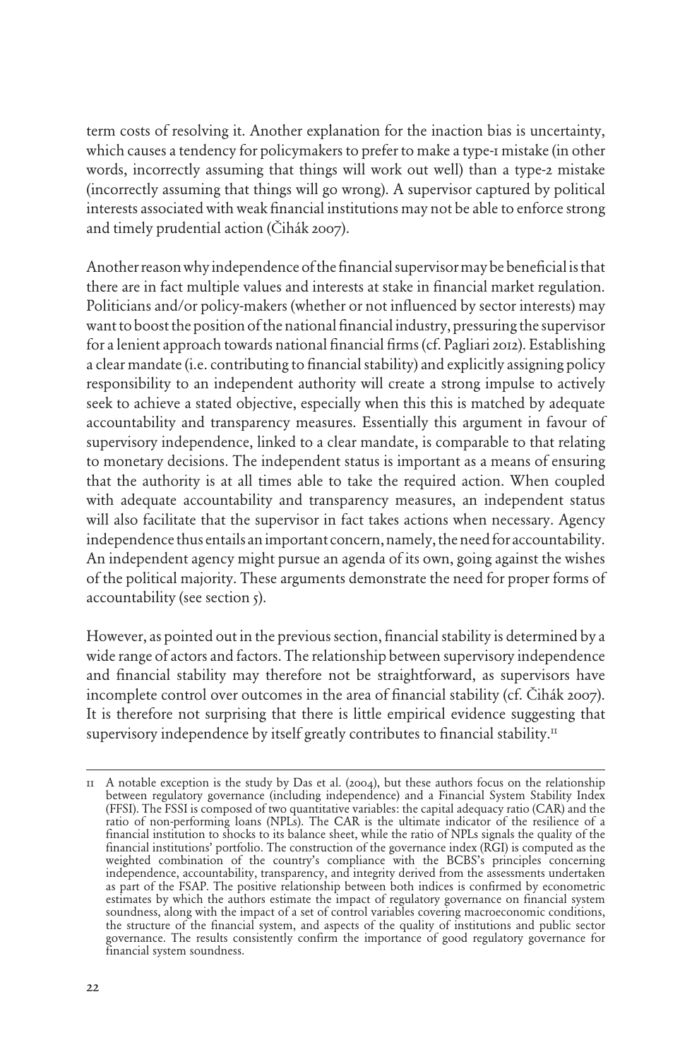term costs of resolving it. Another explanation for the inaction bias is uncertainty, which causes a tendency for policymakers to prefer to make a type-1 mistake (in other words, incorrectly assuming that things will work out well) than a type-2 mistake (incorrectly assuming that things will go wrong). A supervisor captured by political interests associated with weak financial institutions may not be able to enforce strong and timely prudential action (Čihák 2007).

Another reason why independence of the financial supervisor may be beneficial is that there are in fact multiple values and interests at stake in financial market regulation. Politicians and/or policy-makers (whether or not influenced by sector interests) may want to boost the position of the national financial industry, pressuring the supervisor for a lenient approach towards national financial firms (cf. Pagliari 2012). Establishing a clear mandate (i.e. contributing to financial stability) and explicitly assigning policy responsibility to an independent authority will create a strong impulse to actively seek to achieve a stated objective, especially when this this is matched by adequate accountability and transparency measures. Essentially this argument in favour of supervisory independence, linked to a clear mandate, is comparable to that relating to monetary decisions. The independent status is important as a means of ensuring that the authority is at all times able to take the required action. When coupled with adequate accountability and transparency measures, an independent status will also facilitate that the supervisor in fact takes actions when necessary. Agency independence thus entails an important concern, namely, the need for accountability. An independent agency might pursue an agenda of its own, going against the wishes of the political majority. These arguments demonstrate the need for proper forms of accountability (see section 5).

However, as pointed out in the previous section, financial stability is determined by a wide range of actors and factors. The relationship between supervisory independence and financial stability may therefore not be straightforward, as supervisors have incomplete control over outcomes in the area of financial stability (cf. Čihák 2007). It is therefore not surprising that there is little empirical evidence suggesting that supervisory independence by itself greatly contributes to financial stability.[11]

---

11 A notable exception is the study by Das et al. (2004), but these authors focus on the relationship between regulatory governance (including independence) and a Financial System Stability Index (FFSI). The FSSI is composed of two quantitative variables: the capital adequacy ratio (CAR) and the ratio of non-performing loans (NPLs). The CAR is the ultimate indicator of the resilience of a financial institution to shocks to its balance sheet, while the ratio of NPLs signals the quality of the financial institutions' portfolio. The construction of the governance index (RGI) is computed as the weighted combination of the country's compliance with the BCBS's principles concerning independence, accountability, transparency, and integrity derived from the assessments undertaken as part of the FSAP. The positive relationship between both indices is confirmed by econometric estimates by which the authors estimate the impact of regulatory governance on financial system soundness, along with the impact of a set of control variables covering macroeconomic conditions, the structure of the financial system, and aspects of the quality of institutions and public sector governance. The results consistently confirm the importance of good regulatory governance for financial system soundness.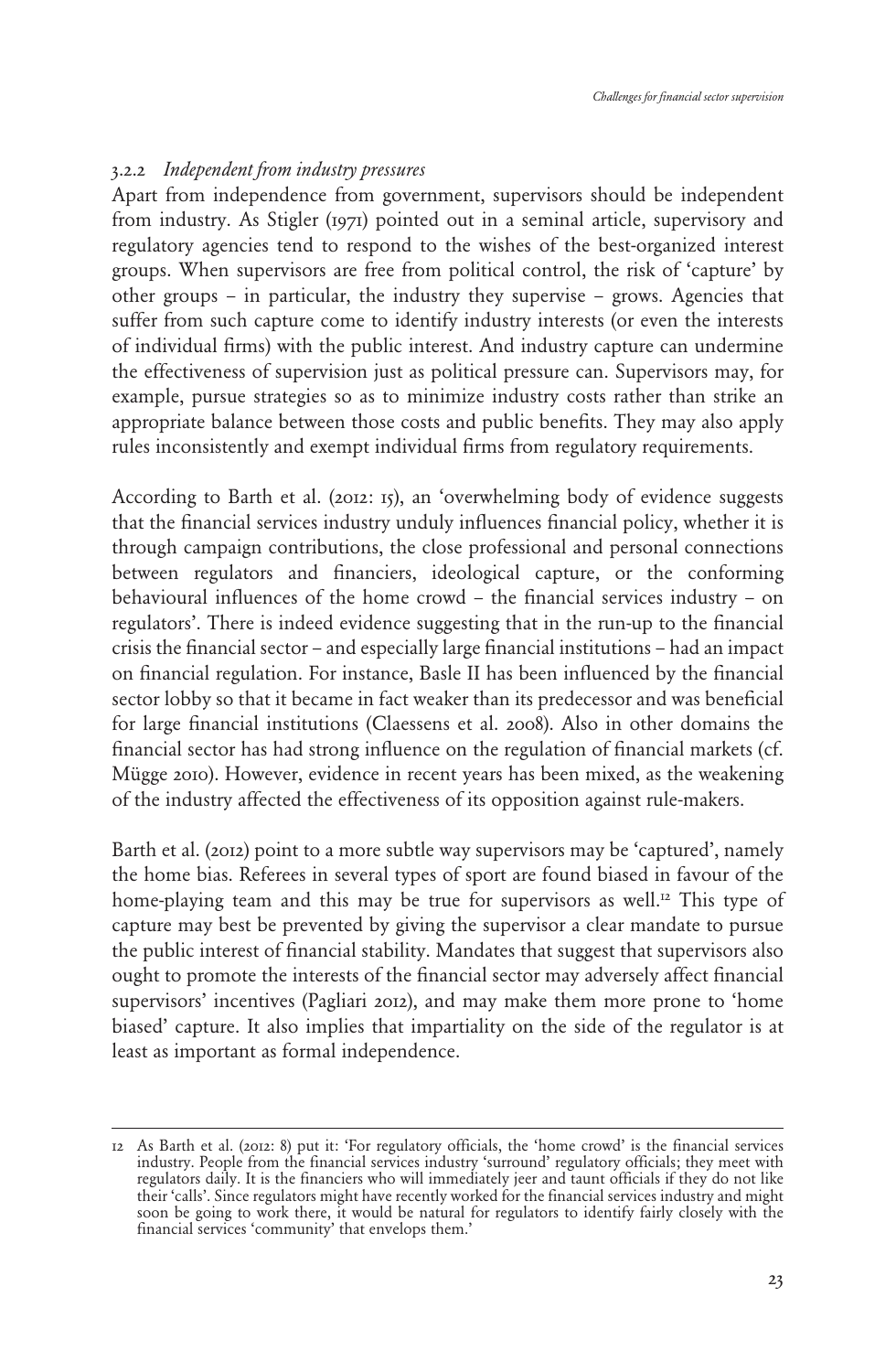### 3.2.2 *Independent from industry pressures*

Apart from independence from government, supervisors should be independent from industry. As Stigler (1971) pointed out in a seminal article, supervisory and regulatory agencies tend to respond to the wishes of the best-organized interest groups. When supervisors are free from political control, the risk of 'capture' by other groups – in particular, the industry they supervise – grows. Agencies that suffer from such capture come to identify industry interests (or even the interests of individual firms) with the public interest. And industry capture can undermine the effectiveness of supervision just as political pressure can. Supervisors may, for example, pursue strategies so as to minimize industry costs rather than strike an appropriate balance between those costs and public benefits. They may also apply rules inconsistently and exempt individual firms from regulatory requirements.

According to Barth et al. (2012: 15), an 'overwhelming body of evidence suggests that the financial services industry unduly influences financial policy, whether it is through campaign contributions, the close professional and personal connections between regulators and financiers, ideological capture, or the conforming behavioural influences of the home crowd – the financial services industry – on regulators'. There is indeed evidence suggesting that in the run-up to the financial crisis the financial sector – and especially large financial institutions – had an impact on financial regulation. For instance, Basle II has been influenced by the financial sector lobby so that it became in fact weaker than its predecessor and was beneficial for large financial institutions (Claessens et al. 2008). Also in other domains the financial sector has had strong influence on the regulation of financial markets (cf. Mügge 2010). However, evidence in recent years has been mixed, as the weakening of the industry affected the effectiveness of its opposition against rule-makers.

Barth et al. (2012) point to a more subtle way supervisors may be 'captured', namely the home bias. Referees in several types of sport are found biased in favour of the home-playing team and this may be true for supervisors as well.[12] This type of capture may best be prevented by giving the supervisor a clear mandate to pursue the public interest of financial stability. Mandates that suggest that supervisors also ought to promote the interests of the financial sector may adversely affect financial supervisors' incentives (Pagliari 2012), and may make them more prone to 'home biased' capture. It also implies that impartiality on the side of the regulator is at least as important as formal independence.

---

12 As Barth et al. (2012: 8) put it: 'For regulatory officials, the 'home crowd' is the financial services industry. People from the financial services industry 'surround' regulatory officials; they meet with regulators daily. It is the financiers who will immediately jeer and taunt officials if they do not like their 'calls'. Since regulators might have recently worked for the financial services industry and might soon be going to work there, it would be natural for regulators to identify fairly closely with the financial services 'community' that envelops them.'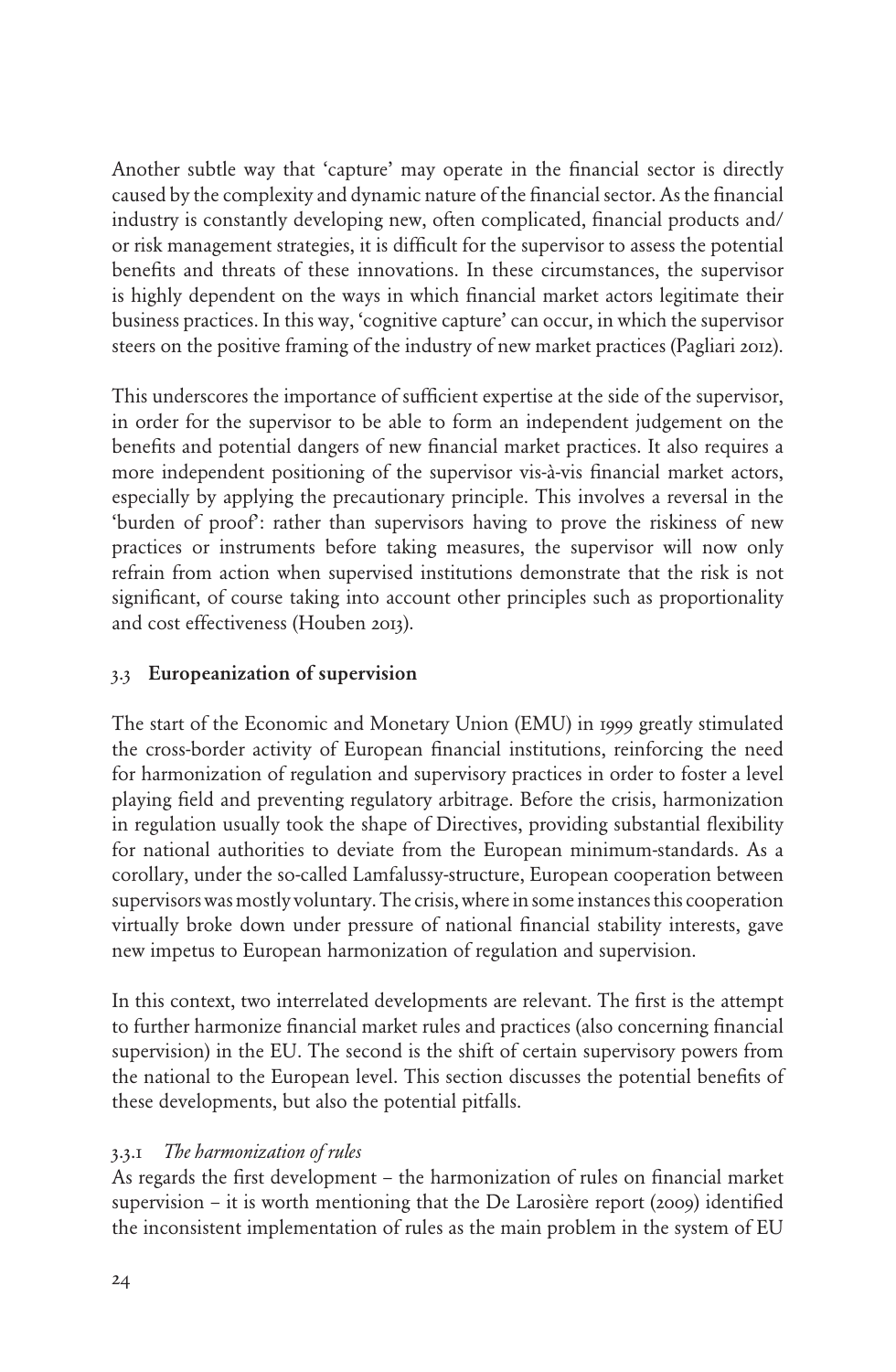Another subtle way that 'capture' may operate in the financial sector is directly caused by the complexity and dynamic nature of the financial sector. As the financial industry is constantly developing new, often complicated, financial products and/or risk management strategies, it is difficult for the supervisor to assess the potential benefits and threats of these innovations. In these circumstances, the supervisor is highly dependent on the ways in which financial market actors legitimate their business practices. In this way, 'cognitive capture' can occur, in which the supervisor steers on the positive framing of the industry of new market practices (Pagliari 2012).

This underscores the importance of sufficient expertise at the side of the supervisor, in order for the supervisor to be able to form an independent judgement on the benefits and potential dangers of new financial market practices. It also requires a more independent positioning of the supervisor vis-à-vis financial market actors, especially by applying the precautionary principle. This involves a reversal in the 'burden of proof': rather than supervisors having to prove the riskiness of new practices or instruments before taking measures, the supervisor will now only refrain from action when supervised institutions demonstrate that the risk is not significant, of course taking into account other principles such as proportionality and cost effectiveness (Houben 2013).

## 3.3 Europeanization of supervision

The start of the Economic and Monetary Union (EMU) in 1999 greatly stimulated the cross-border activity of European financial institutions, reinforcing the need for harmonization of regulation and supervisory practices in order to foster a level playing field and preventing regulatory arbitrage. Before the crisis, harmonization in regulation usually took the shape of Directives, providing substantial flexibility for national authorities to deviate from the European minimum-standards. As a corollary, under the so-called Lamfalussy-structure, European cooperation between supervisors was mostly voluntary. The crisis, where in some instances this cooperation virtually broke down under pressure of national financial stability interests, gave new impetus to European harmonization of regulation and supervision.

In this context, two interrelated developments are relevant. The first is the attempt to further harmonize financial market rules and practices (also concerning financial supervision) in the EU. The second is the shift of certain supervisory powers from the national to the European level. This section discusses the potential benefits of these developments, but also the potential pitfalls.

### 3.3.1 *The harmonization of rules*

As regards the first development – the harmonization of rules on financial market supervision – it is worth mentioning that the De Larosière report (2009) identified the inconsistent implementation of rules as the main problem in the system of EU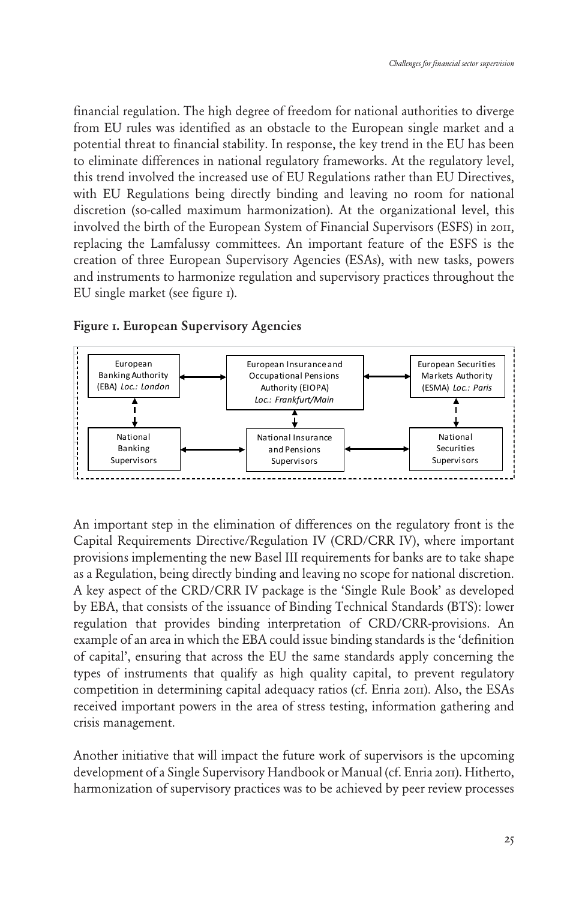financial regulation. The high degree of freedom for national authorities to diverge from EU rules was identified as an obstacle to the European single market and a potential threat to financial stability. In response, the key trend in the EU has been to eliminate differences in national regulatory frameworks. At the regulatory level, this trend involved the increased use of EU Regulations rather than EU Directives, with EU Regulations being directly binding and leaving no room for national discretion (so-called maximum harmonization). At the organizational level, this involved the birth of the European System of Financial Supervisors (ESFS) in 2011, replacing the Lamfalussy committees. An important feature of the ESFS is the creation of three European Supervisory Agencies (ESAs), with new tasks, powers and instruments to harmonize regulation and supervisory practices throughout the EU single market (see figure 1).

**Figure 1. European Supervisory Agencies**

| European Banking Authority (EBA) *Loc.: London* | ↔ | European Insurance and Occupational Pensions Authority (EIOPA) *Loc.: Frankfurt/Main* | ↔ | European Securities Markets Authority (ESMA) *Loc.: Paris* |
|---|---|---|---|---|
| ↕ | | ↕ | | ↕ |
| National Banking Supervisors | ↔ | National Insurance and Pensions Supervisors | ↔ | National Securities Supervisors |

An important step in the elimination of differences on the regulatory front is the Capital Requirements Directive/Regulation IV (CRD/CRR IV), where important provisions implementing the new Basel III requirements for banks are to take shape as a Regulation, being directly binding and leaving no scope for national discretion. A key aspect of the CRD/CRR IV package is the 'Single Rule Book' as developed by EBA, that consists of the issuance of Binding Technical Standards (BTS): lower regulation that provides binding interpretation of CRD/CRR-provisions. An example of an area in which the EBA could issue binding standards is the 'definition of capital', ensuring that across the EU the same standards apply concerning the types of instruments that qualify as high quality capital, to prevent regulatory competition in determining capital adequacy ratios (cf. Enria 2011). Also, the ESAs received important powers in the area of stress testing, information gathering and crisis management.

Another initiative that will impact the future work of supervisors is the upcoming development of a Single Supervisory Handbook or Manual (cf. Enria 2011). Hitherto, harmonization of supervisory practices was to be achieved by peer review processes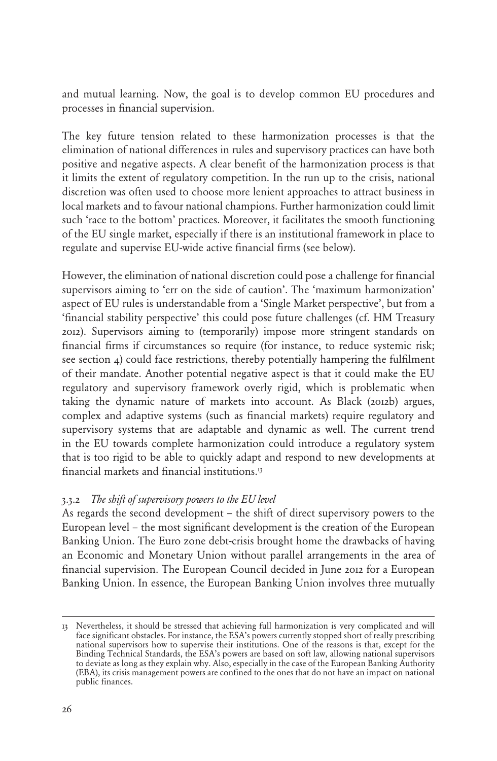and mutual learning. Now, the goal is to develop common EU procedures and processes in financial supervision.

The key future tension related to these harmonization processes is that the elimination of national differences in rules and supervisory practices can have both positive and negative aspects. A clear benefit of the harmonization process is that it limits the extent of regulatory competition. In the run up to the crisis, national discretion was often used to choose more lenient approaches to attract business in local markets and to favour national champions. Further harmonization could limit such 'race to the bottom' practices. Moreover, it facilitates the smooth functioning of the EU single market, especially if there is an institutional framework in place to regulate and supervise EU-wide active financial firms (see below).

However, the elimination of national discretion could pose a challenge for financial supervisors aiming to 'err on the side of caution'. The 'maximum harmonization' aspect of EU rules is understandable from a 'Single Market perspective', but from a 'financial stability perspective' this could pose future challenges (cf. HM Treasury 2012). Supervisors aiming to (temporarily) impose more stringent standards on financial firms if circumstances so require (for instance, to reduce systemic risk; see section 4) could face restrictions, thereby potentially hampering the fulfilment of their mandate. Another potential negative aspect is that it could make the EU regulatory and supervisory framework overly rigid, which is problematic when taking the dynamic nature of markets into account. As Black (2012b) argues, complex and adaptive systems (such as financial markets) require regulatory and supervisory systems that are adaptable and dynamic as well. The current trend in the EU towards complete harmonization could introduce a regulatory system that is too rigid to be able to quickly adapt and respond to new developments at financial markets and financial institutions.[13]

### 3.3.2 *The shift of supervisory powers to the EU level*

As regards the second development – the shift of direct supervisory powers to the European level – the most significant development is the creation of the European Banking Union. The Euro zone debt-crisis brought home the drawbacks of having an Economic and Monetary Union without parallel arrangements in the area of financial supervision. The European Council decided in June 2012 for a European Banking Union. In essence, the European Banking Union involves three mutually

---

13 Nevertheless, it should be stressed that achieving full harmonization is very complicated and will face significant obstacles. For instance, the ESA's powers currently stopped short of really prescribing national supervisors how to supervise their institutions. One of the reasons is that, except for the Binding Technical Standards, the ESA's powers are based on soft law, allowing national supervisors to deviate as long as they explain why. Also, especially in the case of the European Banking Authority (EBA), its crisis management powers are confined to the ones that do not have an impact on national public finances.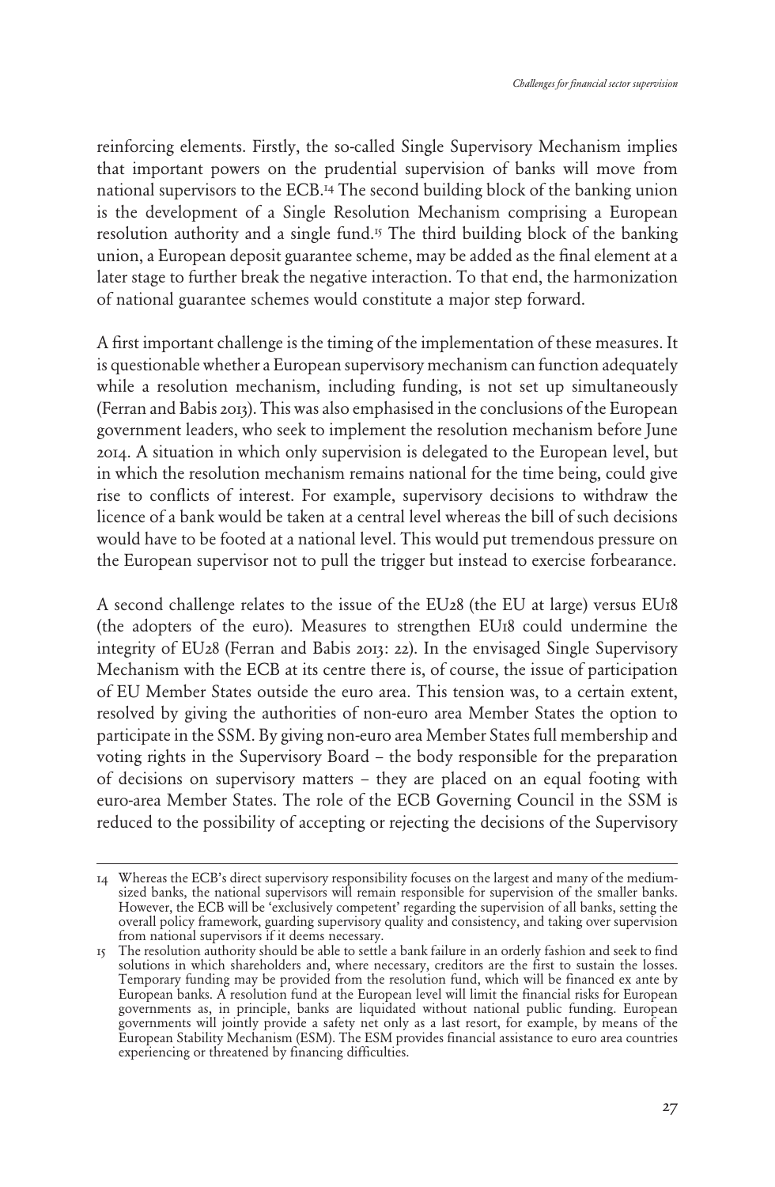reinforcing elements. Firstly, the so-called Single Supervisory Mechanism implies that important powers on the prudential supervision of banks will move from national supervisors to the ECB.[14] The second building block of the banking union is the development of a Single Resolution Mechanism comprising a European resolution authority and a single fund.[15] The third building block of the banking union, a European deposit guarantee scheme, may be added as the final element at a later stage to further break the negative interaction. To that end, the harmonization of national guarantee schemes would constitute a major step forward.

A first important challenge is the timing of the implementation of these measures. It is questionable whether a European supervisory mechanism can function adequately while a resolution mechanism, including funding, is not set up simultaneously (Ferran and Babis 2013). This was also emphasised in the conclusions of the European government leaders, who seek to implement the resolution mechanism before June 2014. A situation in which only supervision is delegated to the European level, but in which the resolution mechanism remains national for the time being, could give rise to conflicts of interest. For example, supervisory decisions to withdraw the licence of a bank would be taken at a central level whereas the bill of such decisions would have to be footed at a national level. This would put tremendous pressure on the European supervisor not to pull the trigger but instead to exercise forbearance.

A second challenge relates to the issue of the EU28 (the EU at large) versus EU18 (the adopters of the euro). Measures to strengthen EU18 could undermine the integrity of EU28 (Ferran and Babis 2013: 22). In the envisaged Single Supervisory Mechanism with the ECB at its centre there is, of course, the issue of participation of EU Member States outside the euro area. This tension was, to a certain extent, resolved by giving the authorities of non-euro area Member States the option to participate in the SSM. By giving non-euro area Member States full membership and voting rights in the Supervisory Board – the body responsible for the preparation of decisions on supervisory matters – they are placed on an equal footing with euro-area Member States. The role of the ECB Governing Council in the SSM is reduced to the possibility of accepting or rejecting the decisions of the Supervisory

---

14 Whereas the ECB's direct supervisory responsibility focuses on the largest and many of the medium-sized banks, the national supervisors will remain responsible for supervision of the smaller banks. However, the ECB will be 'exclusively competent' regarding the supervision of all banks, setting the overall policy framework, guarding supervisory quality and consistency, and taking over supervision from national supervisors if it deems necessary.

15 The resolution authority should be able to settle a bank failure in an orderly fashion and seek to find solutions in which shareholders and, where necessary, creditors are the first to sustain the losses. Temporary funding may be provided from the resolution fund, which will be financed ex ante by European banks. A resolution fund at the European level will limit the financial risks for European governments as, in principle, banks are liquidated without national public funding. European governments will jointly provide a safety net only as a last resort, for example, by means of the European Stability Mechanism (ESM). The ESM provides financial assistance to euro area countries experiencing or threatened by financing difficulties.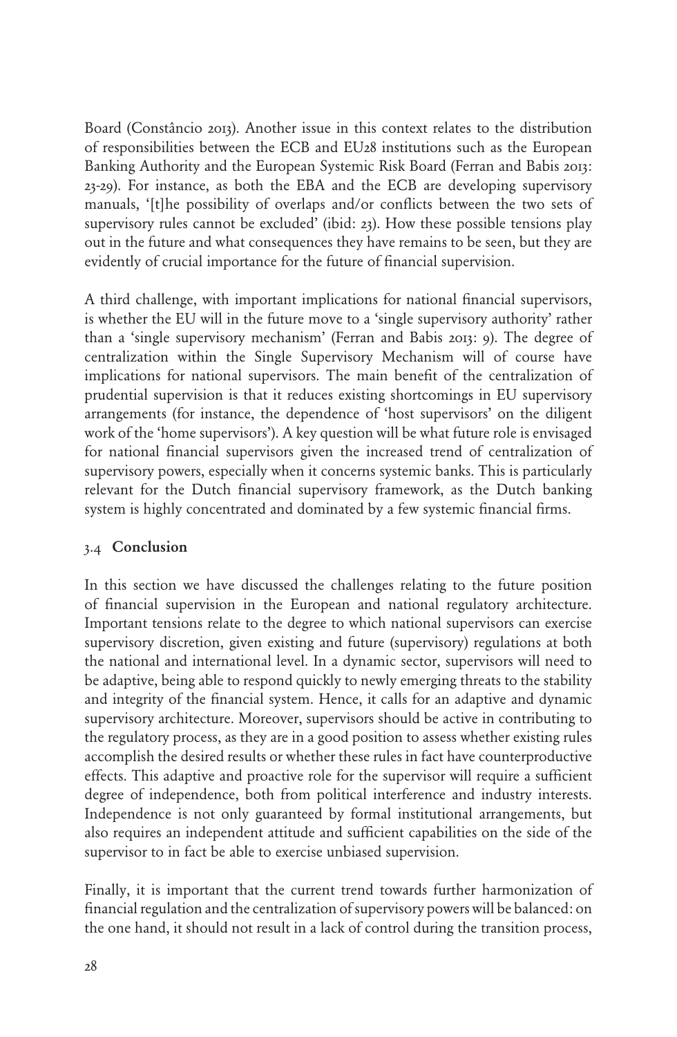Board (Constâncio 2013). Another issue in this context relates to the distribution of responsibilities between the ECB and EU28 institutions such as the European Banking Authority and the European Systemic Risk Board (Ferran and Babis 2013: 23-29). For instance, as both the EBA and the ECB are developing supervisory manuals, '[t]he possibility of overlaps and/or conflicts between the two sets of supervisory rules cannot be excluded' (ibid: 23). How these possible tensions play out in the future and what consequences they have remains to be seen, but they are evidently of crucial importance for the future of financial supervision.

A third challenge, with important implications for national financial supervisors, is whether the EU will in the future move to a 'single supervisory authority' rather than a 'single supervisory mechanism' (Ferran and Babis 2013: 9). The degree of centralization within the Single Supervisory Mechanism will of course have implications for national supervisors. The main benefit of the centralization of prudential supervision is that it reduces existing shortcomings in EU supervisory arrangements (for instance, the dependence of 'host supervisors' on the diligent work of the 'home supervisors'). A key question will be what future role is envisaged for national financial supervisors given the increased trend of centralization of supervisory powers, especially when it concerns systemic banks. This is particularly relevant for the Dutch financial supervisory framework, as the Dutch banking system is highly concentrated and dominated by a few systemic financial firms.

### 3.4 Conclusion

In this section we have discussed the challenges relating to the future position of financial supervision in the European and national regulatory architecture. Important tensions relate to the degree to which national supervisors can exercise supervisory discretion, given existing and future (supervisory) regulations at both the national and international level. In a dynamic sector, supervisors will need to be adaptive, being able to respond quickly to newly emerging threats to the stability and integrity of the financial system. Hence, it calls for an adaptive and dynamic supervisory architecture. Moreover, supervisors should be active in contributing to the regulatory process, as they are in a good position to assess whether existing rules accomplish the desired results or whether these rules in fact have counterproductive effects. This adaptive and proactive role for the supervisor will require a sufficient degree of independence, both from political interference and industry interests. Independence is not only guaranteed by formal institutional arrangements, but also requires an independent attitude and sufficient capabilities on the side of the supervisor to in fact be able to exercise unbiased supervision.

Finally, it is important that the current trend towards further harmonization of financial regulation and the centralization of supervisory powers will be balanced: on the one hand, it should not result in a lack of control during the transition process,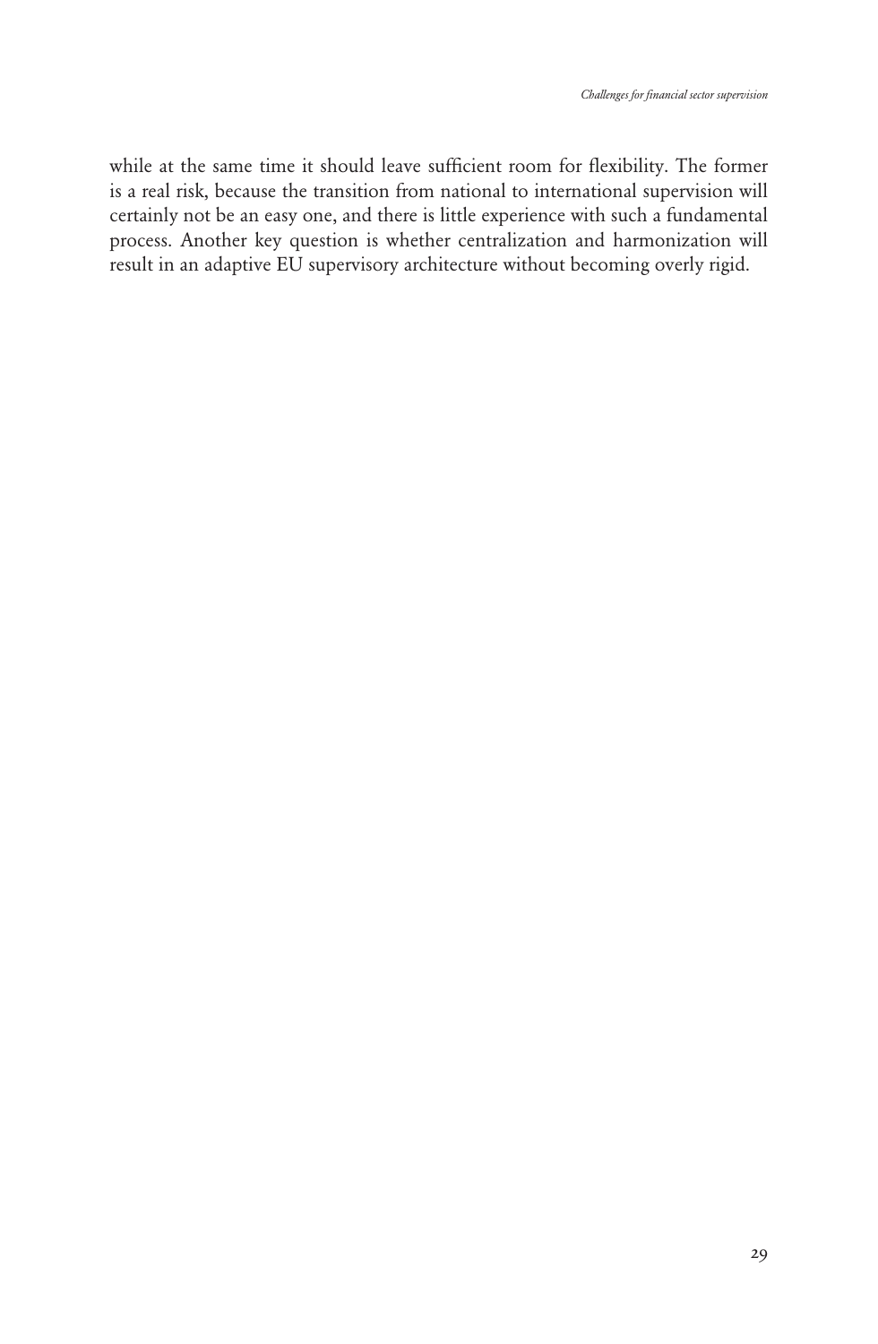while at the same time it should leave sufficient room for flexibility. The former is a real risk, because the transition from national to international supervision will certainly not be an easy one, and there is little experience with such a fundamental process. Another key question is whether centralization and harmonization will result in an adaptive EU supervisory architecture without becoming overly rigid.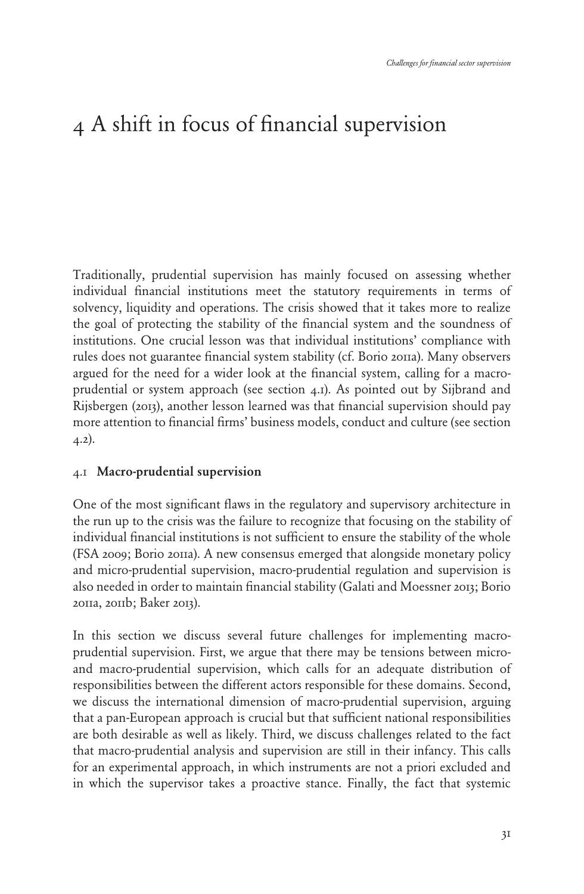# 4 A shift in focus of financial supervision

Traditionally, prudential supervision has mainly focused on assessing whether individual financial institutions meet the statutory requirements in terms of solvency, liquidity and operations. The crisis showed that it takes more to realize the goal of protecting the stability of the financial system and the soundness of institutions. One crucial lesson was that individual institutions' compliance with rules does not guarantee financial system stability (cf. Borio 2011a). Many observers argued for the need for a wider look at the financial system, calling for a macro-prudential or system approach (see section 4.1). As pointed out by Sijbrand and Rijsbergen (2013), another lesson learned was that financial supervision should pay more attention to financial firms' business models, conduct and culture (see section 4.2).

## 4.1 Macro-prudential supervision

One of the most significant flaws in the regulatory and supervisory architecture in the run up to the crisis was the failure to recognize that focusing on the stability of individual financial institutions is not sufficient to ensure the stability of the whole (FSA 2009; Borio 2011a). A new consensus emerged that alongside monetary policy and micro-prudential supervision, macro-prudential regulation and supervision is also needed in order to maintain financial stability (Galati and Moessner 2013; Borio 2011a, 2011b; Baker 2013).

In this section we discuss several future challenges for implementing macro-prudential supervision. First, we argue that there may be tensions between micro- and macro-prudential supervision, which calls for an adequate distribution of responsibilities between the different actors responsible for these domains. Second, we discuss the international dimension of macro-prudential supervision, arguing that a pan-European approach is crucial but that sufficient national responsibilities are both desirable as well as likely. Third, we discuss challenges related to the fact that macro-prudential analysis and supervision are still in their infancy. This calls for an experimental approach, in which instruments are not a priori excluded and in which the supervisor takes a proactive stance. Finally, the fact that systemic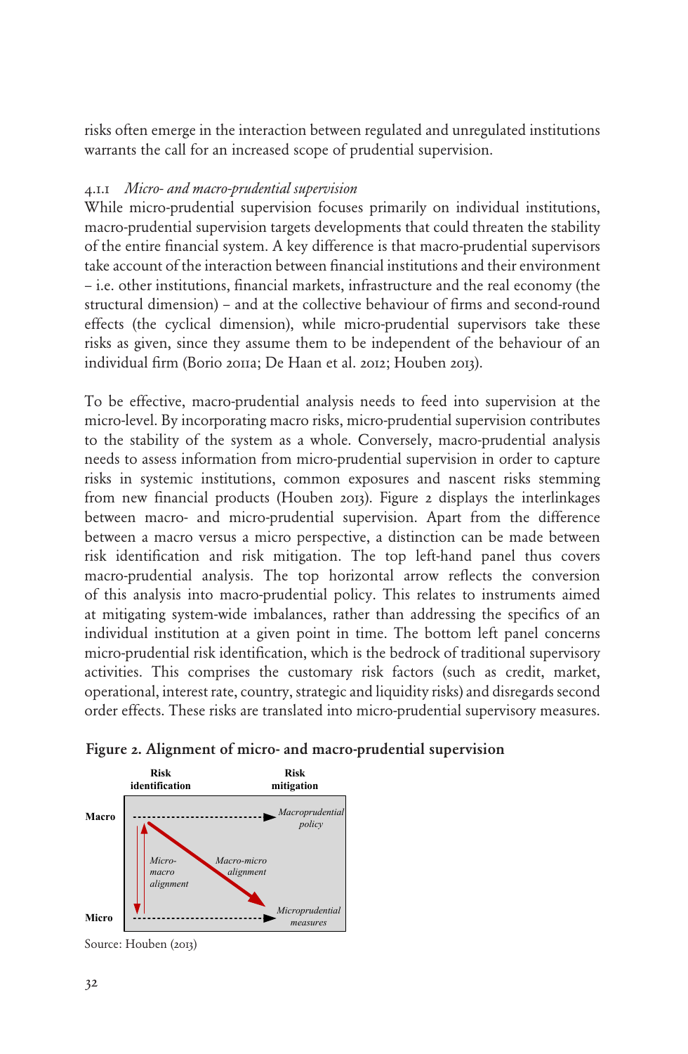risks often emerge in the interaction between regulated and unregulated institutions warrants the call for an increased scope of prudential supervision.

### 4.1.1 *Micro- and macro-prudential supervision*

While micro-prudential supervision focuses primarily on individual institutions, macro-prudential supervision targets developments that could threaten the stability of the entire financial system. A key difference is that macro-prudential supervisors take account of the interaction between financial institutions and their environment – i.e. other institutions, financial markets, infrastructure and the real economy (the structural dimension) – and at the collective behaviour of firms and second-round effects (the cyclical dimension), while micro-prudential supervisors take these risks as given, since they assume them to be independent of the behaviour of an individual firm (Borio 2011a; De Haan et al. 2012; Houben 2013).

To be effective, macro-prudential analysis needs to feed into supervision at the micro-level. By incorporating macro risks, micro-prudential supervision contributes to the stability of the system as a whole. Conversely, macro-prudential analysis needs to assess information from micro-prudential supervision in order to capture risks in systemic institutions, common exposures and nascent risks stemming from new financial products (Houben 2013). Figure 2 displays the interlinkages between macro- and micro-prudential supervision. Apart from the difference between a macro versus a micro perspective, a distinction can be made between risk identification and risk mitigation. The top left-hand panel thus covers macro-prudential analysis. The top horizontal arrow reflects the conversion of this analysis into macro-prudential policy. This relates to instruments aimed at mitigating system-wide imbalances, rather than addressing the specifics of an individual institution at a given point in time. The bottom left panel concerns micro-prudential risk identification, which is the bedrock of traditional supervisory activities. This comprises the customary risk factors (such as credit, market, operational, interest rate, country, strategic and liquidity risks) and disregards second order effects. These risks are translated into micro-prudential supervisory measures.

**Figure 2. Alignment of micro- and macro-prudential supervision**

| | Risk identification | Risk mitigation |
|---|---|---|
| Macro | ------------------> | *Macroprudential policy* |
| | *Micro-macro alignment* (↕) | *Macro-micro alignment* (↘) |
| Micro | ------------------> | *Microprudential measures* |

Source: Houben (2013)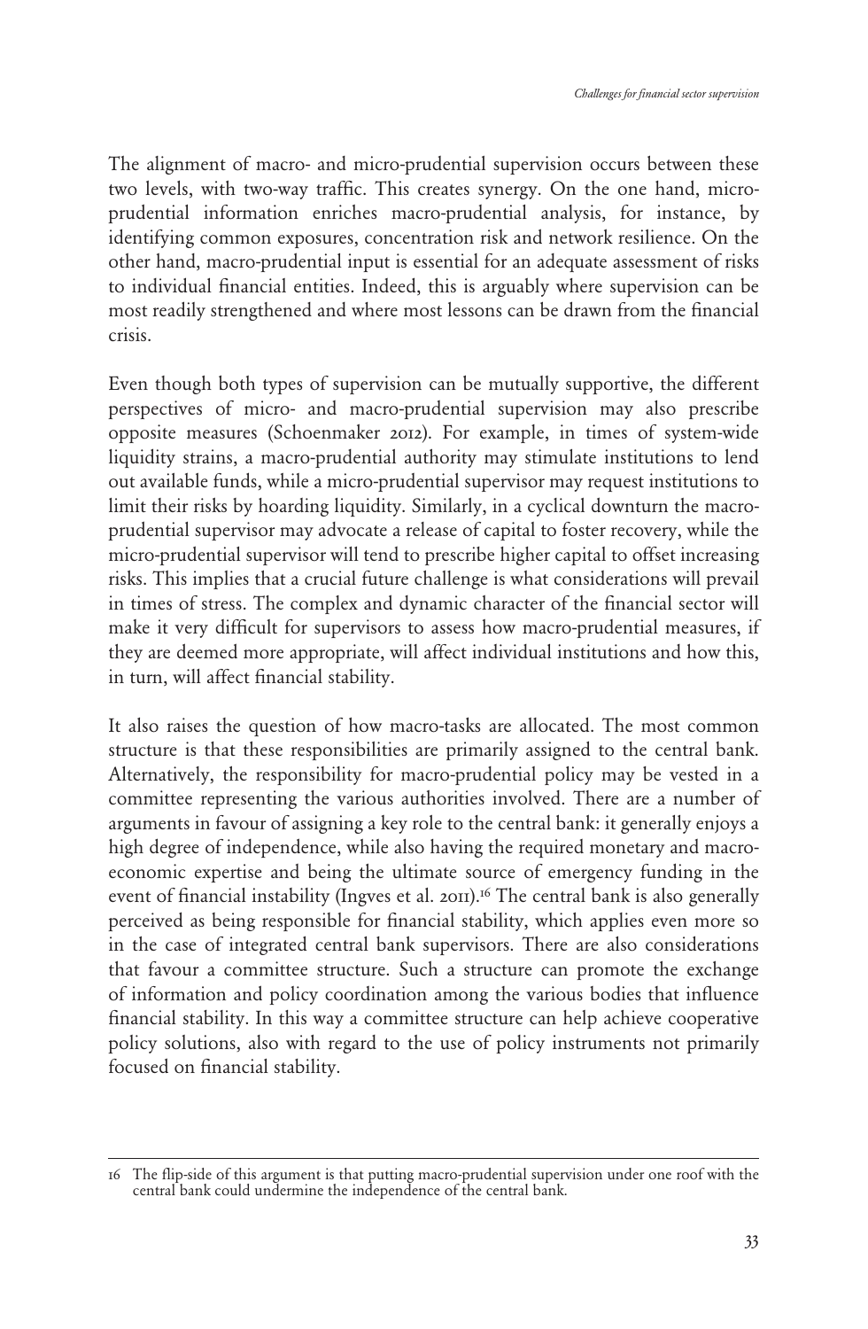The alignment of macro- and micro-prudential supervision occurs between these two levels, with two-way traffic. This creates synergy. On the one hand, micro-prudential information enriches macro-prudential analysis, for instance, by identifying common exposures, concentration risk and network resilience. On the other hand, macro-prudential input is essential for an adequate assessment of risks to individual financial entities. Indeed, this is arguably where supervision can be most readily strengthened and where most lessons can be drawn from the financial crisis.

Even though both types of supervision can be mutually supportive, the different perspectives of micro- and macro-prudential supervision may also prescribe opposite measures (Schoenmaker 2012). For example, in times of system-wide liquidity strains, a macro-prudential authority may stimulate institutions to lend out available funds, while a micro-prudential supervisor may request institutions to limit their risks by hoarding liquidity. Similarly, in a cyclical downturn the macro-prudential supervisor may advocate a release of capital to foster recovery, while the micro-prudential supervisor will tend to prescribe higher capital to offset increasing risks. This implies that a crucial future challenge is what considerations will prevail in times of stress. The complex and dynamic character of the financial sector will make it very difficult for supervisors to assess how macro-prudential measures, if they are deemed more appropriate, will affect individual institutions and how this, in turn, will affect financial stability.

It also raises the question of how macro-tasks are allocated. The most common structure is that these responsibilities are primarily assigned to the central bank. Alternatively, the responsibility for macro-prudential policy may be vested in a committee representing the various authorities involved. There are a number of arguments in favour of assigning a key role to the central bank: it generally enjoys a high degree of independence, while also having the required monetary and macro-economic expertise and being the ultimate source of emergency funding in the event of financial instability (Ingves et al. 2011).[16] The central bank is also generally perceived as being responsible for financial stability, which applies even more so in the case of integrated central bank supervisors. There are also considerations that favour a committee structure. Such a structure can promote the exchange of information and policy coordination among the various bodies that influence financial stability. In this way a committee structure can help achieve cooperative policy solutions, also with regard to the use of policy instruments not primarily focused on financial stability.

---

16 The flip-side of this argument is that putting macro-prudential supervision under one roof with the central bank could undermine the independence of the central bank.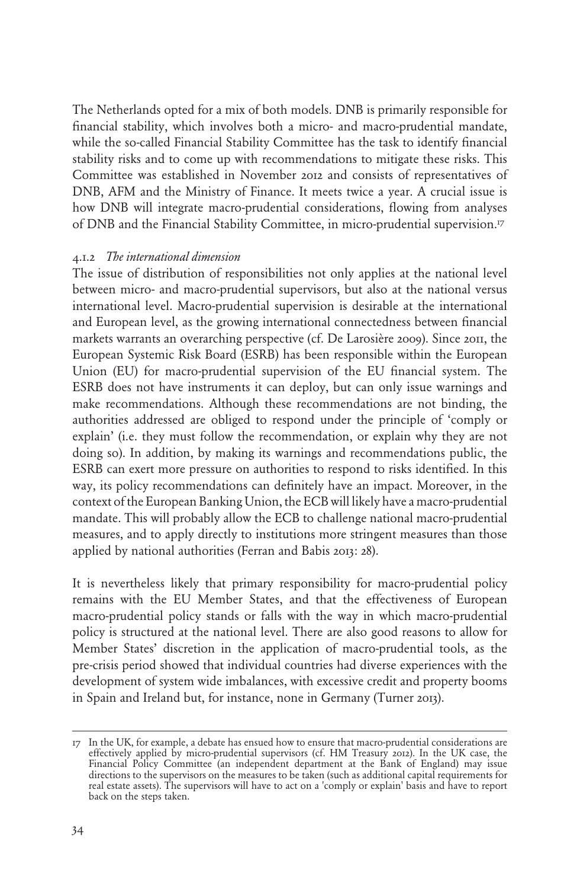The Netherlands opted for a mix of both models. DNB is primarily responsible for financial stability, which involves both a micro- and macro-prudential mandate, while the so-called Financial Stability Committee has the task to identify financial stability risks and to come up with recommendations to mitigate these risks. This Committee was established in November 2012 and consists of representatives of DNB, AFM and the Ministry of Finance. It meets twice a year. A crucial issue is how DNB will integrate macro-prudential considerations, flowing from analyses of DNB and the Financial Stability Committee, in micro-prudential supervision.[17]

### 4.1.2 *The international dimension*

The issue of distribution of responsibilities not only applies at the national level between micro- and macro-prudential supervisors, but also at the national versus international level. Macro-prudential supervision is desirable at the international and European level, as the growing international connectedness between financial markets warrants an overarching perspective (cf. De Larosière 2009). Since 2011, the European Systemic Risk Board (ESRB) has been responsible within the European Union (EU) for macro-prudential supervision of the EU financial system. The ESRB does not have instruments it can deploy, but can only issue warnings and make recommendations. Although these recommendations are not binding, the authorities addressed are obliged to respond under the principle of 'comply or explain' (i.e. they must follow the recommendation, or explain why they are not doing so). In addition, by making its warnings and recommendations public, the ESRB can exert more pressure on authorities to respond to risks identified. In this way, its policy recommendations can definitely have an impact. Moreover, in the context of the European Banking Union, the ECB will likely have a macro-prudential mandate. This will probably allow the ECB to challenge national macro-prudential measures, and to apply directly to institutions more stringent measures than those applied by national authorities (Ferran and Babis 2013: 28).

It is nevertheless likely that primary responsibility for macro-prudential policy remains with the EU Member States, and that the effectiveness of European macro-prudential policy stands or falls with the way in which macro-prudential policy is structured at the national level. There are also good reasons to allow for Member States' discretion in the application of macro-prudential tools, as the pre-crisis period showed that individual countries had diverse experiences with the development of system wide imbalances, with excessive credit and property booms in Spain and Ireland but, for instance, none in Germany (Turner 2013).

---

17 In the UK, for example, a debate has ensued how to ensure that macro-prudential considerations are effectively applied by micro-prudential supervisors (cf. HM Treasury 2012). In the UK case, the Financial Policy Committee (an independent department at the Bank of England) may issue directions to the supervisors on the measures to be taken (such as additional capital requirements for real estate assets). The supervisors will have to act on a 'comply or explain' basis and have to report back on the steps taken.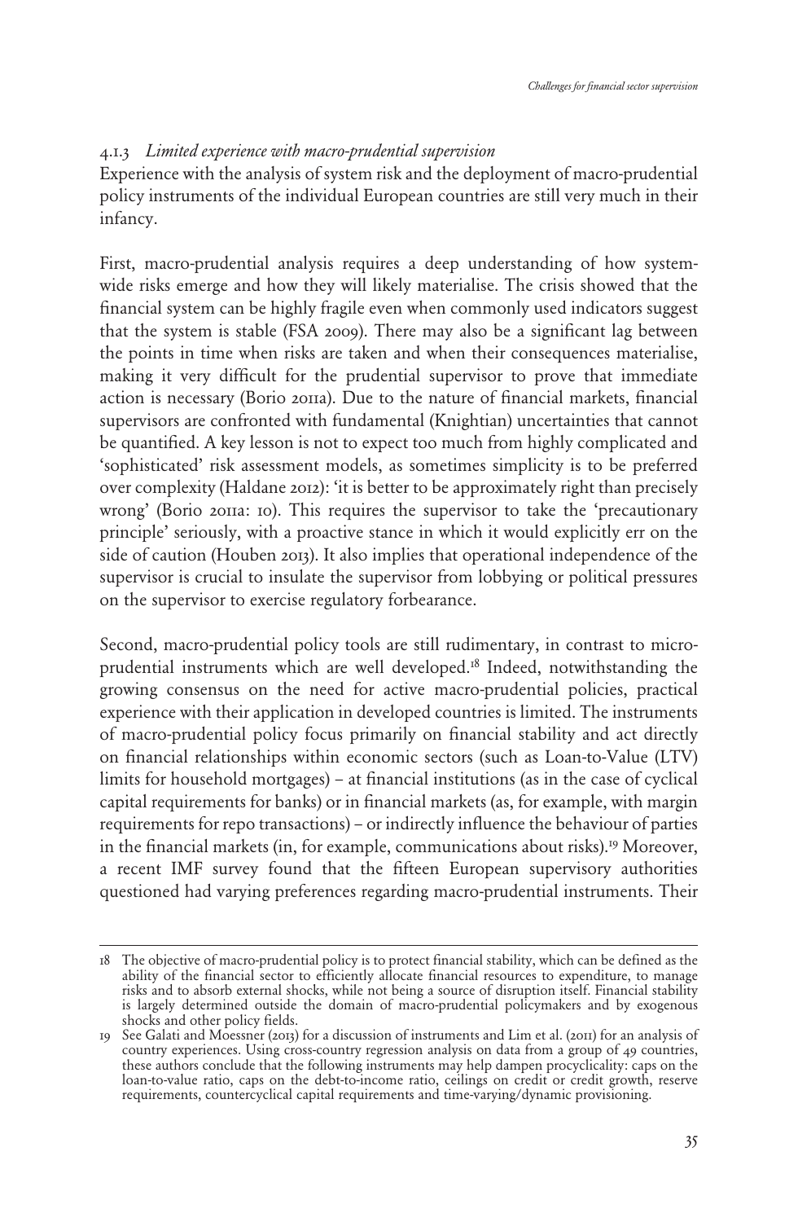### 4.1.3 *Limited experience with macro-prudential supervision*

Experience with the analysis of system risk and the deployment of macro-prudential policy instruments of the individual European countries are still very much in their infancy.

First, macro-prudential analysis requires a deep understanding of how system-wide risks emerge and how they will likely materialise. The crisis showed that the financial system can be highly fragile even when commonly used indicators suggest that the system is stable (FSA 2009). There may also be a significant lag between the points in time when risks are taken and when their consequences materialise, making it very difficult for the prudential supervisor to prove that immediate action is necessary (Borio 2011a). Due to the nature of financial markets, financial supervisors are confronted with fundamental (Knightian) uncertainties that cannot be quantified. A key lesson is not to expect too much from highly complicated and 'sophisticated' risk assessment models, as sometimes simplicity is to be preferred over complexity (Haldane 2012): 'it is better to be approximately right than precisely wrong' (Borio 2011a: 10). This requires the supervisor to take the 'precautionary principle' seriously, with a proactive stance in which it would explicitly err on the side of caution (Houben 2013). It also implies that operational independence of the supervisor is crucial to insulate the supervisor from lobbying or political pressures on the supervisor to exercise regulatory forbearance.

Second, macro-prudential policy tools are still rudimentary, in contrast to micro-prudential instruments which are well developed.[18] Indeed, notwithstanding the growing consensus on the need for active macro-prudential policies, practical experience with their application in developed countries is limited. The instruments of macro-prudential policy focus primarily on financial stability and act directly on financial relationships within economic sectors (such as Loan-to-Value (LTV) limits for household mortgages) – at financial institutions (as in the case of cyclical capital requirements for banks) or in financial markets (as, for example, with margin requirements for repo transactions) – or indirectly influence the behaviour of parties in the financial markets (in, for example, communications about risks).[19] Moreover, a recent IMF survey found that the fifteen European supervisory authorities questioned had varying preferences regarding macro-prudential instruments. Their

---

18 The objective of macro-prudential policy is to protect financial stability, which can be defined as the ability of the financial sector to efficiently allocate financial resources to expenditure, to manage risks and to absorb external shocks, while not being a source of disruption itself. Financial stability is largely determined outside the domain of macro-prudential policymakers and by exogenous shocks and other policy fields.

19 See Galati and Moessner (2013) for a discussion of instruments and Lim et al. (2011) for an analysis of country experiences. Using cross-country regression analysis on data from a group of 49 countries, these authors conclude that the following instruments may help dampen procyclicality: caps on the loan-to-value ratio, caps on the debt-to-income ratio, ceilings on credit or credit growth, reserve requirements, countercyclical capital requirements and time-varying/dynamic provisioning.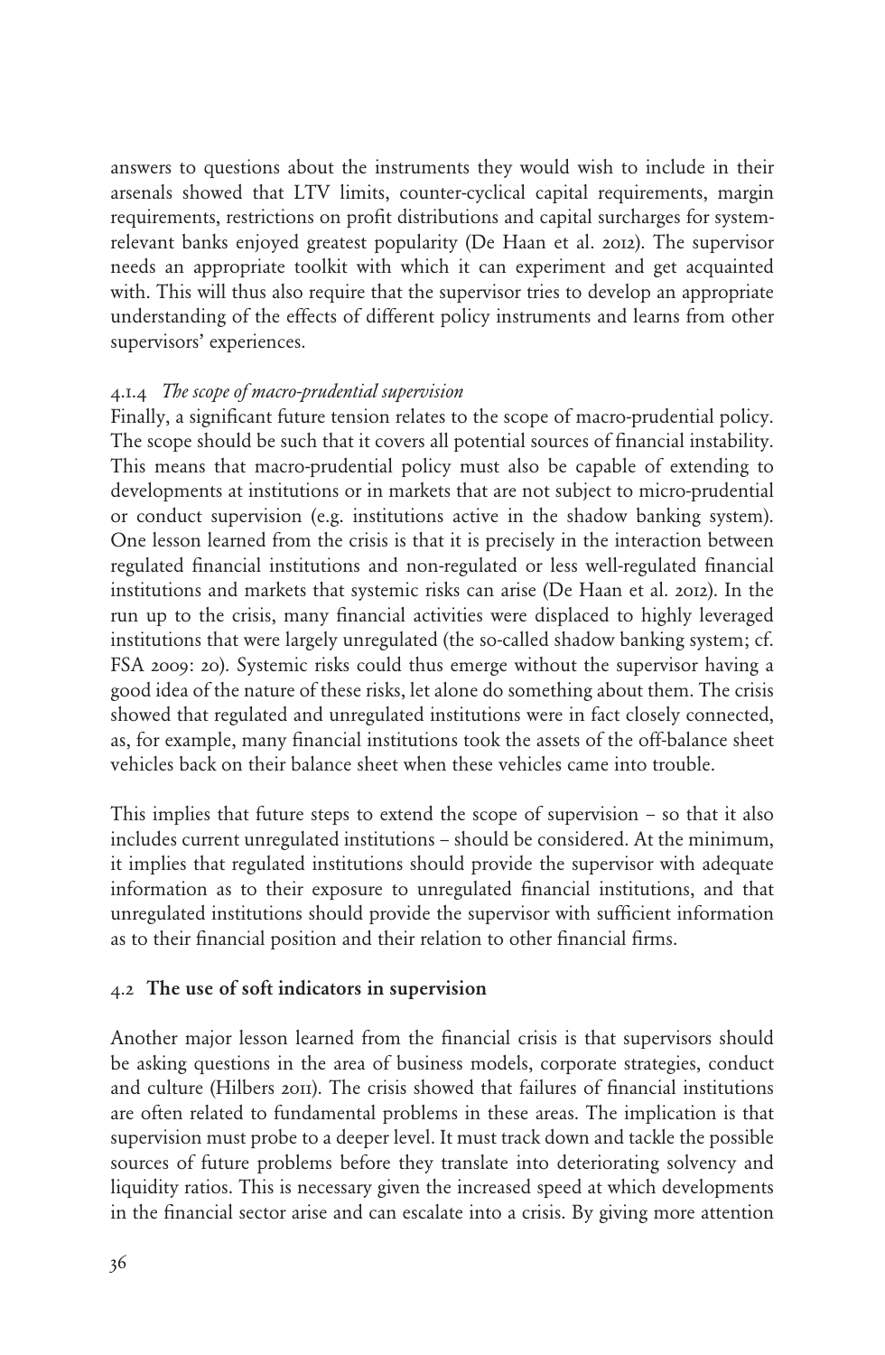answers to questions about the instruments they would wish to include in their arsenals showed that LTV limits, counter-cyclical capital requirements, margin requirements, restrictions on profit distributions and capital surcharges for system-relevant banks enjoyed greatest popularity (De Haan et al. 2012). The supervisor needs an appropriate toolkit with which it can experiment and get acquainted with. This will thus also require that the supervisor tries to develop an appropriate understanding of the effects of different policy instruments and learns from other supervisors' experiences.

#### 4.1.4 *The scope of macro-prudential supervision*

Finally, a significant future tension relates to the scope of macro-prudential policy. The scope should be such that it covers all potential sources of financial instability. This means that macro-prudential policy must also be capable of extending to developments at institutions or in markets that are not subject to micro-prudential or conduct supervision (e.g. institutions active in the shadow banking system). One lesson learned from the crisis is that it is precisely in the interaction between regulated financial institutions and non-regulated or less well-regulated financial institutions and markets that systemic risks can arise (De Haan et al. 2012). In the run up to the crisis, many financial activities were displaced to highly leveraged institutions that were largely unregulated (the so-called shadow banking system; cf. FSA 2009: 20). Systemic risks could thus emerge without the supervisor having a good idea of the nature of these risks, let alone do something about them. The crisis showed that regulated and unregulated institutions were in fact closely connected, as, for example, many financial institutions took the assets of the off-balance sheet vehicles back on their balance sheet when these vehicles came into trouble.

This implies that future steps to extend the scope of supervision – so that it also includes current unregulated institutions – should be considered. At the minimum, it implies that regulated institutions should provide the supervisor with adequate information as to their exposure to unregulated financial institutions, and that unregulated institutions should provide the supervisor with sufficient information as to their financial position and their relation to other financial firms.

### 4.2 **The use of soft indicators in supervision**

Another major lesson learned from the financial crisis is that supervisors should be asking questions in the area of business models, corporate strategies, conduct and culture (Hilbers 2011). The crisis showed that failures of financial institutions are often related to fundamental problems in these areas. The implication is that supervision must probe to a deeper level. It must track down and tackle the possible sources of future problems before they translate into deteriorating solvency and liquidity ratios. This is necessary given the increased speed at which developments in the financial sector arise and can escalate into a crisis. By giving more attention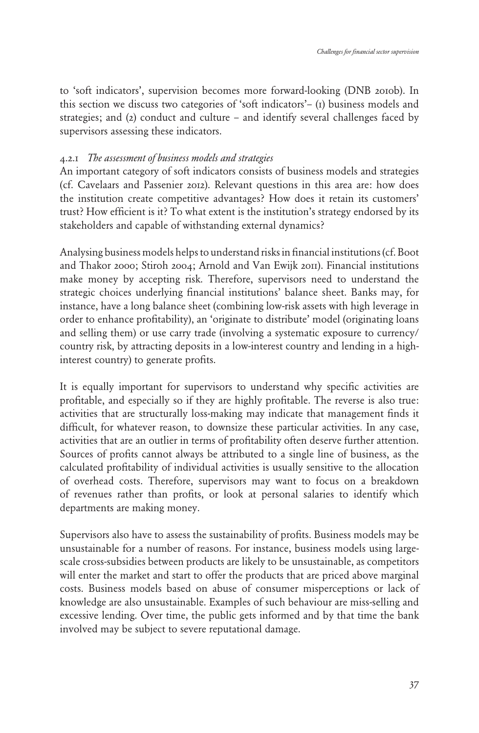to 'soft indicators', supervision becomes more forward-looking (DNB 2010b). In this section we discuss two categories of 'soft indicators'– (1) business models and strategies; and (2) conduct and culture – and identify several challenges faced by supervisors assessing these indicators.

### 4.2.1 *The assessment of business models and strategies*

An important category of soft indicators consists of business models and strategies (cf. Cavelaars and Passenier 2012). Relevant questions in this area are: how does the institution create competitive advantages? How does it retain its customers' trust? How efficient is it? To what extent is the institution's strategy endorsed by its stakeholders and capable of withstanding external dynamics?

Analysing business models helps to understand risks in financial institutions (cf. Boot and Thakor 2000; Stiroh 2004; Arnold and Van Ewijk 2011). Financial institutions make money by accepting risk. Therefore, supervisors need to understand the strategic choices underlying financial institutions' balance sheet. Banks may, for instance, have a long balance sheet (combining low-risk assets with high leverage in order to enhance profitability), an 'originate to distribute' model (originating loans and selling them) or use carry trade (involving a systematic exposure to currency/country risk, by attracting deposits in a low-interest country and lending in a high-interest country) to generate profits.

It is equally important for supervisors to understand why specific activities are profitable, and especially so if they are highly profitable. The reverse is also true: activities that are structurally loss-making may indicate that management finds it difficult, for whatever reason, to downsize these particular activities. In any case, activities that are an outlier in terms of profitability often deserve further attention. Sources of profits cannot always be attributed to a single line of business, as the calculated profitability of individual activities is usually sensitive to the allocation of overhead costs. Therefore, supervisors may want to focus on a breakdown of revenues rather than profits, or look at personal salaries to identify which departments are making money.

Supervisors also have to assess the sustainability of profits. Business models may be unsustainable for a number of reasons. For instance, business models using large-scale cross-subsidies between products are likely to be unsustainable, as competitors will enter the market and start to offer the products that are priced above marginal costs. Business models based on abuse of consumer misperceptions or lack of knowledge are also unsustainable. Examples of such behaviour are miss-selling and excessive lending. Over time, the public gets informed and by that time the bank involved may be subject to severe reputational damage.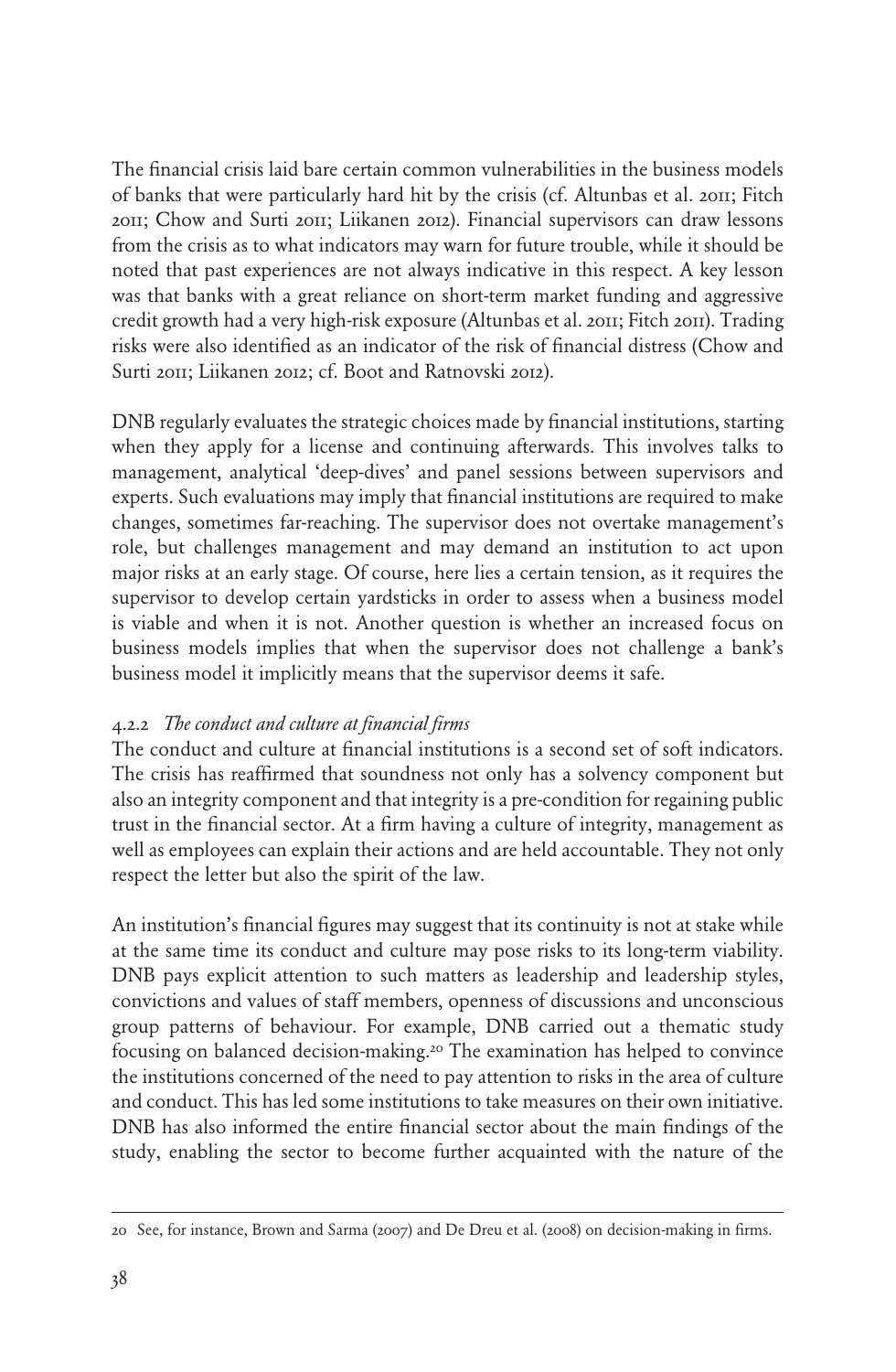The financial crisis laid bare certain common vulnerabilities in the business models of banks that were particularly hard hit by the crisis (cf. Altunbas et al. 2011; Fitch 2011; Chow and Surti 2011; Liikanen 2012). Financial supervisors can draw lessons from the crisis as to what indicators may warn for future trouble, while it should be noted that past experiences are not always indicative in this respect. A key lesson was that banks with a great reliance on short-term market funding and aggressive credit growth had a very high-risk exposure (Altunbas et al. 2011; Fitch 2011). Trading risks were also identified as an indicator of the risk of financial distress (Chow and Surti 2011; Liikanen 2012; cf. Boot and Ratnovski 2012).

DNB regularly evaluates the strategic choices made by financial institutions, starting when they apply for a license and continuing afterwards. This involves talks to management, analytical 'deep-dives' and panel sessions between supervisors and experts. Such evaluations may imply that financial institutions are required to make changes, sometimes far-reaching. The supervisor does not overtake management's role, but challenges management and may demand an institution to act upon major risks at an early stage. Of course, here lies a certain tension, as it requires the supervisor to develop certain yardsticks in order to assess when a business model is viable and when it is not. Another question is whether an increased focus on business models implies that when the supervisor does not challenge a bank's business model it implicitly means that the supervisor deems it safe.

### 4.2.2 *The conduct and culture at financial firms*

The conduct and culture at financial institutions is a second set of soft indicators. The crisis has reaffirmed that soundness not only has a solvency component but also an integrity component and that integrity is a pre-condition for regaining public trust in the financial sector. At a firm having a culture of integrity, management as well as employees can explain their actions and are held accountable. They not only respect the letter but also the spirit of the law.

An institution's financial figures may suggest that its continuity is not at stake while at the same time its conduct and culture may pose risks to its long-term viability. DNB pays explicit attention to such matters as leadership and leadership styles, convictions and values of staff members, openness of discussions and unconscious group patterns of behaviour. For example, DNB carried out a thematic study focusing on balanced decision-making.[20] The examination has helped to convince the institutions concerned of the need to pay attention to risks in the area of culture and conduct. This has led some institutions to take measures on their own initiative. DNB has also informed the entire financial sector about the main findings of the study, enabling the sector to become further acquainted with the nature of the

---

20 See, for instance, Brown and Sarma (2007) and De Dreu et al. (2008) on decision-making in firms.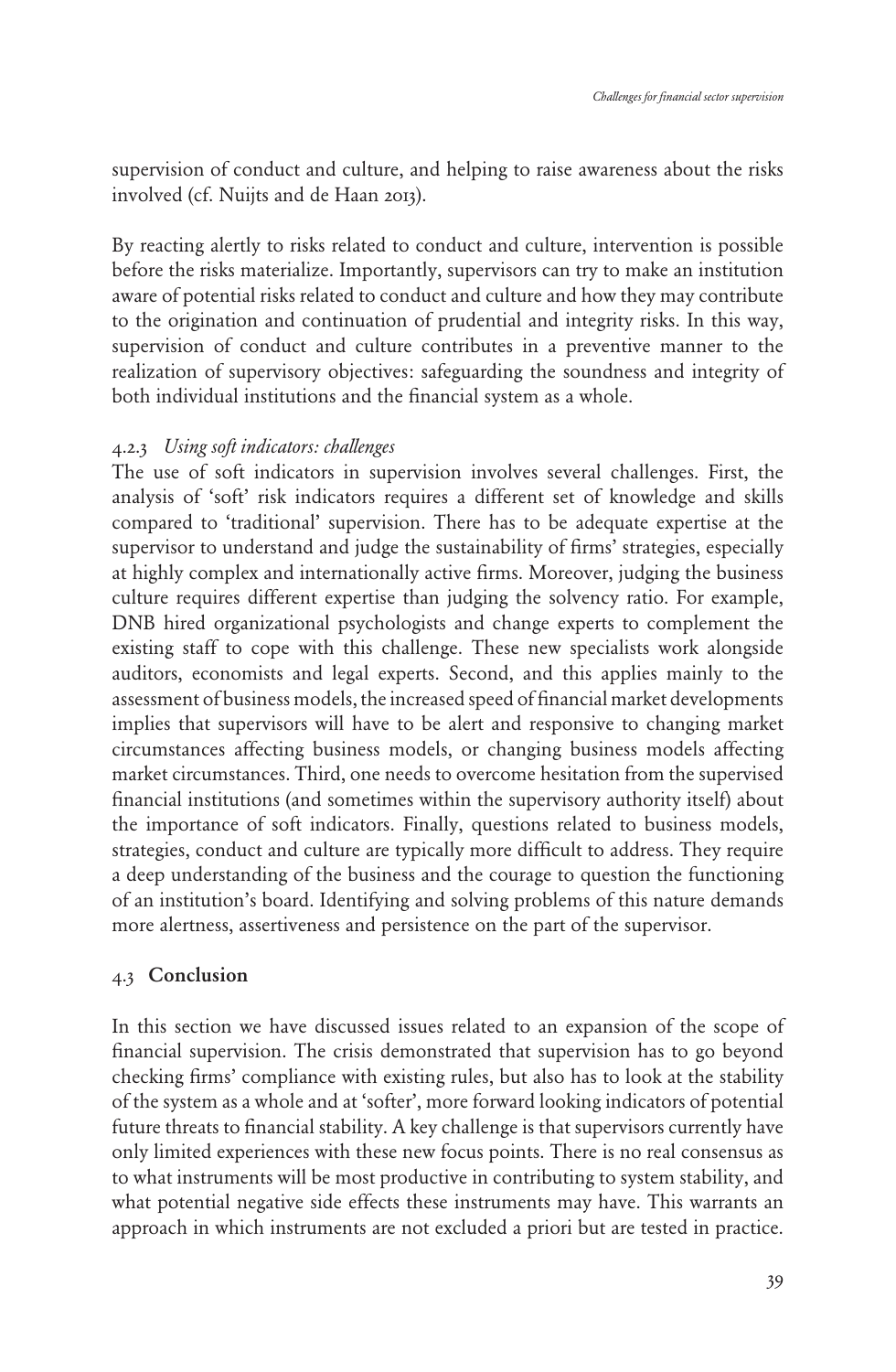supervision of conduct and culture, and helping to raise awareness about the risks involved (cf. Nuijts and de Haan 2013).

By reacting alertly to risks related to conduct and culture, intervention is possible before the risks materialize. Importantly, supervisors can try to make an institution aware of potential risks related to conduct and culture and how they may contribute to the origination and continuation of prudential and integrity risks. In this way, supervision of conduct and culture contributes in a preventive manner to the realization of supervisory objectives: safeguarding the soundness and integrity of both individual institutions and the financial system as a whole.

#### 4.2.3 *Using soft indicators: challenges*

The use of soft indicators in supervision involves several challenges. First, the analysis of 'soft' risk indicators requires a different set of knowledge and skills compared to 'traditional' supervision. There has to be adequate expertise at the supervisor to understand and judge the sustainability of firms' strategies, especially at highly complex and internationally active firms. Moreover, judging the business culture requires different expertise than judging the solvency ratio. For example, DNB hired organizational psychologists and change experts to complement the existing staff to cope with this challenge. These new specialists work alongside auditors, economists and legal experts. Second, and this applies mainly to the assessment of business models, the increased speed of financial market developments implies that supervisors will have to be alert and responsive to changing market circumstances affecting business models, or changing business models affecting market circumstances. Third, one needs to overcome hesitation from the supervised financial institutions (and sometimes within the supervisory authority itself) about the importance of soft indicators. Finally, questions related to business models, strategies, conduct and culture are typically more difficult to address. They require a deep understanding of the business and the courage to question the functioning of an institution's board. Identifying and solving problems of this nature demands more alertness, assertiveness and persistence on the part of the supervisor.

### 4.3 **Conclusion**

In this section we have discussed issues related to an expansion of the scope of financial supervision. The crisis demonstrated that supervision has to go beyond checking firms' compliance with existing rules, but also has to look at the stability of the system as a whole and at 'softer', more forward looking indicators of potential future threats to financial stability. A key challenge is that supervisors currently have only limited experiences with these new focus points. There is no real consensus as to what instruments will be most productive in contributing to system stability, and what potential negative side effects these instruments may have. This warrants an approach in which instruments are not excluded a priori but are tested in practice.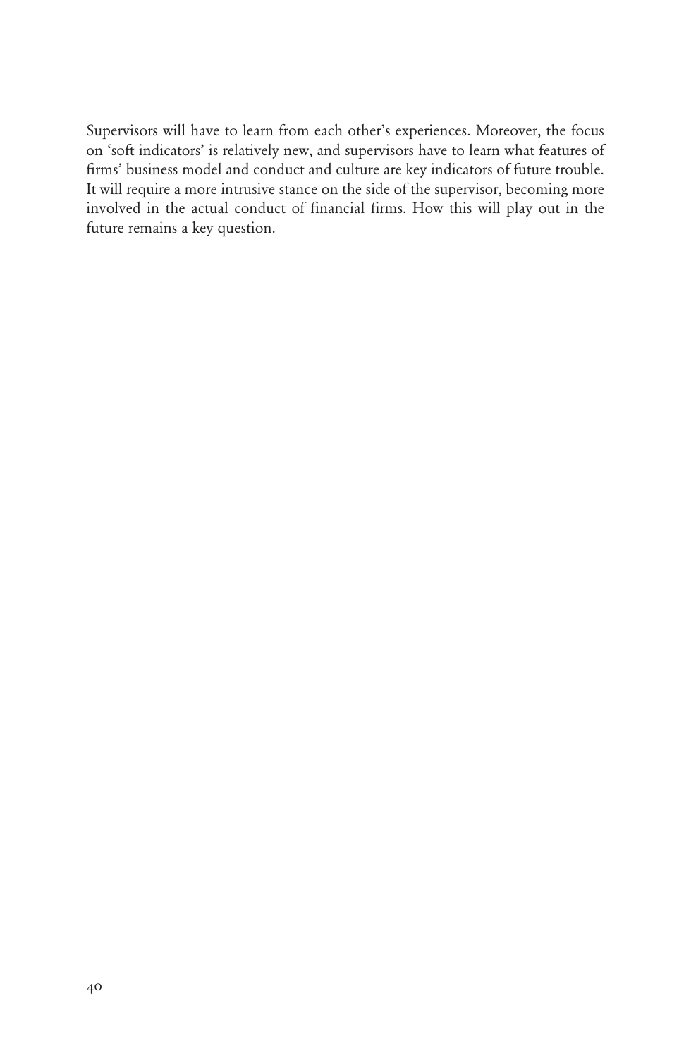Supervisors will have to learn from each other's experiences. Moreover, the focus on 'soft indicators' is relatively new, and supervisors have to learn what features of firms' business model and conduct and culture are key indicators of future trouble. It will require a more intrusive stance on the side of the supervisor, becoming more involved in the actual conduct of financial firms. How this will play out in the future remains a key question.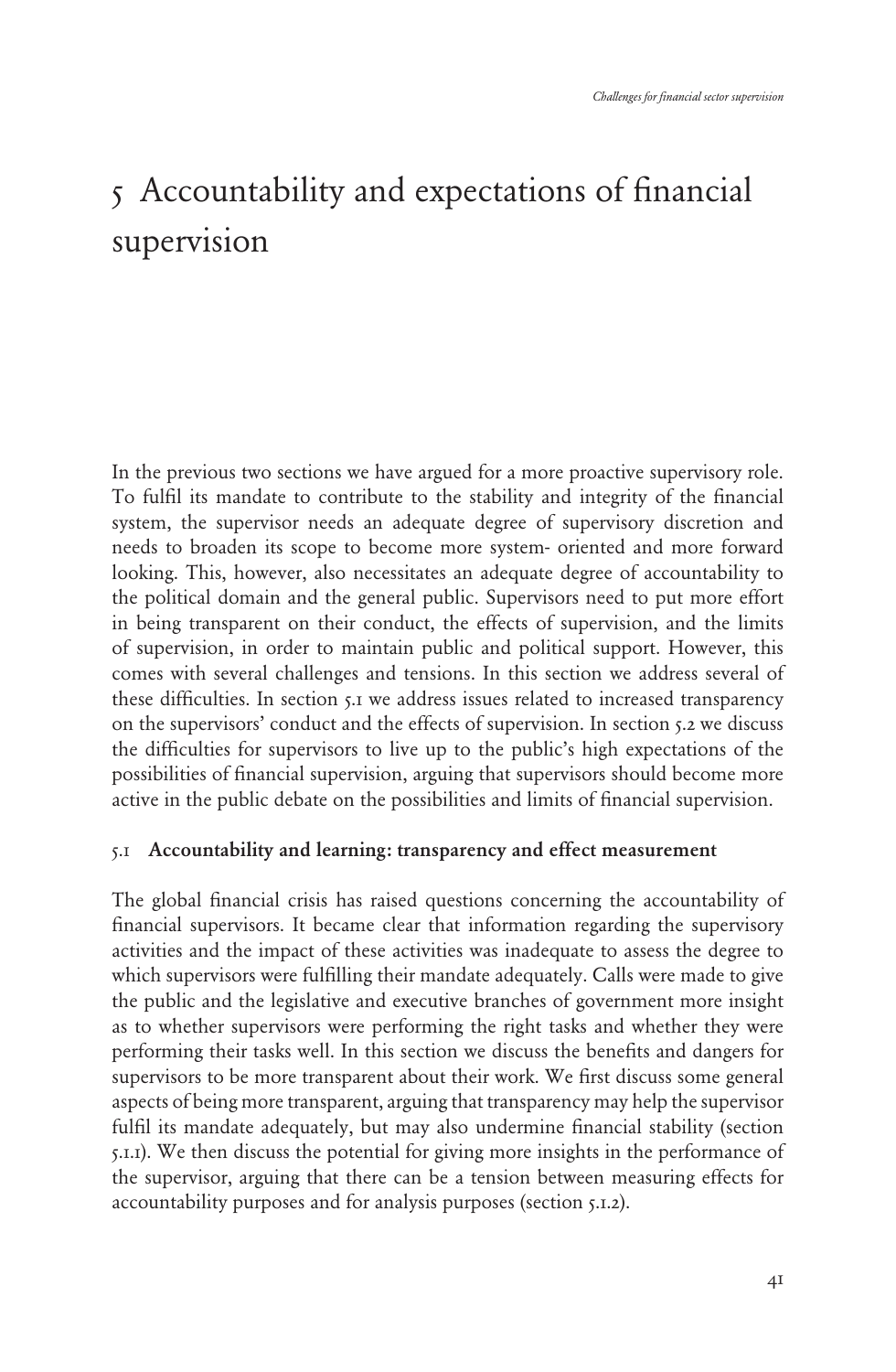# 5 Accountability and expectations of financial supervision

In the previous two sections we have argued for a more proactive supervisory role. To fulfil its mandate to contribute to the stability and integrity of the financial system, the supervisor needs an adequate degree of supervisory discretion and needs to broaden its scope to become more system- oriented and more forward looking. This, however, also necessitates an adequate degree of accountability to the political domain and the general public. Supervisors need to put more effort in being transparent on their conduct, the effects of supervision, and the limits of supervision, in order to maintain public and political support. However, this comes with several challenges and tensions. In this section we address several of these difficulties. In section 5.1 we address issues related to increased transparency on the supervisors' conduct and the effects of supervision. In section 5.2 we discuss the difficulties for supervisors to live up to the public's high expectations of the possibilities of financial supervision, arguing that supervisors should become more active in the public debate on the possibilities and limits of financial supervision.

## 5.1 Accountability and learning: transparency and effect measurement

The global financial crisis has raised questions concerning the accountability of financial supervisors. It became clear that information regarding the supervisory activities and the impact of these activities was inadequate to assess the degree to which supervisors were fulfilling their mandate adequately. Calls were made to give the public and the legislative and executive branches of government more insight as to whether supervisors were performing the right tasks and whether they were performing their tasks well. In this section we discuss the benefits and dangers for supervisors to be more transparent about their work. We first discuss some general aspects of being more transparent, arguing that transparency may help the supervisor fulfil its mandate adequately, but may also undermine financial stability (section 5.1.1). We then discuss the potential for giving more insights in the performance of the supervisor, arguing that there can be a tension between measuring effects for accountability purposes and for analysis purposes (section 5.1.2).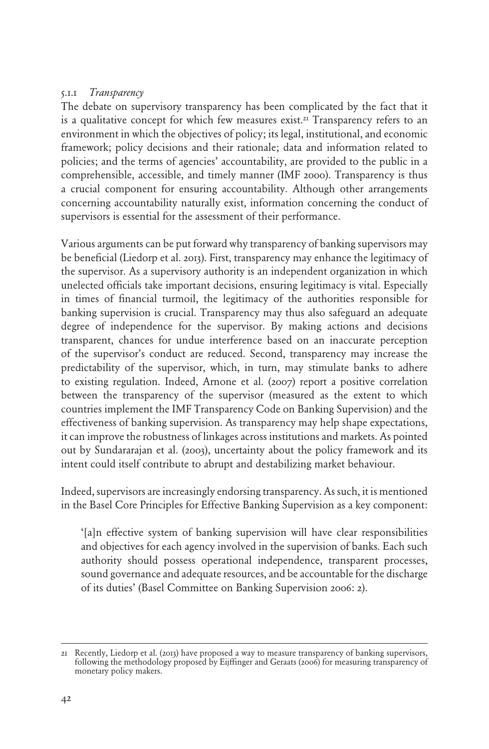### 5.1.1 *Transparency*

The debate on supervisory transparency has been complicated by the fact that it is a qualitative concept for which few measures exist.[21] Transparency refers to an environment in which the objectives of policy; its legal, institutional, and economic framework; policy decisions and their rationale; data and information related to policies; and the terms of agencies' accountability, are provided to the public in a comprehensible, accessible, and timely manner (IMF 2000). Transparency is thus a crucial component for ensuring accountability. Although other arrangements concerning accountability naturally exist, information concerning the conduct of supervisors is essential for the assessment of their performance.

Various arguments can be put forward why transparency of banking supervisors may be beneficial (Liedorp et al. 2013). First, transparency may enhance the legitimacy of the supervisor. As a supervisory authority is an independent organization in which unelected officials take important decisions, ensuring legitimacy is vital. Especially in times of financial turmoil, the legitimacy of the authorities responsible for banking supervision is crucial. Transparency may thus also safeguard an adequate degree of independence for the supervisor. By making actions and decisions transparent, chances for undue interference based on an inaccurate perception of the supervisor's conduct are reduced. Second, transparency may increase the predictability of the supervisor, which, in turn, may stimulate banks to adhere to existing regulation. Indeed, Arnone et al. (2007) report a positive correlation between the transparency of the supervisor (measured as the extent to which countries implement the IMF Transparency Code on Banking Supervision) and the effectiveness of banking supervision. As transparency may help shape expectations, it can improve the robustness of linkages across institutions and markets. As pointed out by Sundararajan et al. (2003), uncertainty about the policy framework and its intent could itself contribute to abrupt and destabilizing market behaviour.

Indeed, supervisors are increasingly endorsing transparency. As such, it is mentioned in the Basel Core Principles for Effective Banking Supervision as a key component:

> '[a]n effective system of banking supervision will have clear responsibilities and objectives for each agency involved in the supervision of banks. Each such authority should possess operational independence, transparent processes, sound governance and adequate resources, and be accountable for the discharge of its duties' (Basel Committee on Banking Supervision 2006: 2).

---

21 Recently, Liedorp et al. (2013) have proposed a way to measure transparency of banking supervisors, following the methodology proposed by Eijffinger and Geraats (2006) for measuring transparency of monetary policy makers.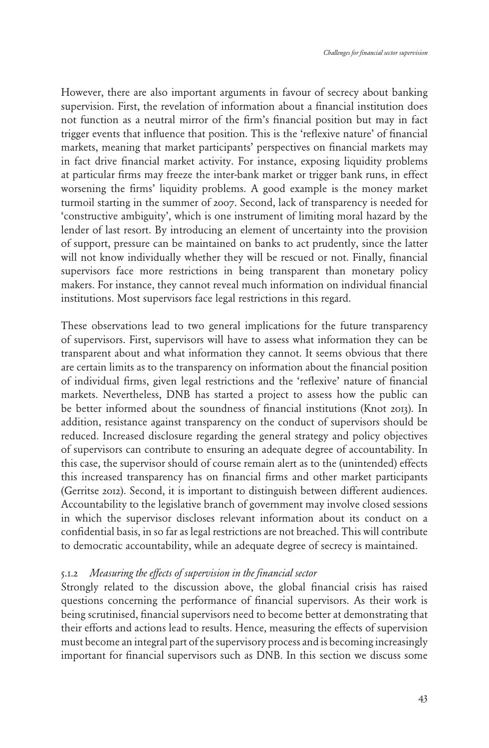However, there are also important arguments in favour of secrecy about banking supervision. First, the revelation of information about a financial institution does not function as a neutral mirror of the firm's financial position but may in fact trigger events that influence that position. This is the 'reflexive nature' of financial markets, meaning that market participants' perspectives on financial markets may in fact drive financial market activity. For instance, exposing liquidity problems at particular firms may freeze the inter-bank market or trigger bank runs, in effect worsening the firms' liquidity problems. A good example is the money market turmoil starting in the summer of 2007. Second, lack of transparency is needed for 'constructive ambiguity', which is one instrument of limiting moral hazard by the lender of last resort. By introducing an element of uncertainty into the provision of support, pressure can be maintained on banks to act prudently, since the latter will not know individually whether they will be rescued or not. Finally, financial supervisors face more restrictions in being transparent than monetary policy makers. For instance, they cannot reveal much information on individual financial institutions. Most supervisors face legal restrictions in this regard.

These observations lead to two general implications for the future transparency of supervisors. First, supervisors will have to assess what information they can be transparent about and what information they cannot. It seems obvious that there are certain limits as to the transparency on information about the financial position of individual firms, given legal restrictions and the 'reflexive' nature of financial markets. Nevertheless, DNB has started a project to assess how the public can be better informed about the soundness of financial institutions (Knot 2013). In addition, resistance against transparency on the conduct of supervisors should be reduced. Increased disclosure regarding the general strategy and policy objectives of supervisors can contribute to ensuring an adequate degree of accountability. In this case, the supervisor should of course remain alert as to the (unintended) effects this increased transparency has on financial firms and other market participants (Gerritse 2012). Second, it is important to distinguish between different audiences. Accountability to the legislative branch of government may involve closed sessions in which the supervisor discloses relevant information about its conduct on a confidential basis, in so far as legal restrictions are not breached. This will contribute to democratic accountability, while an adequate degree of secrecy is maintained.

### 5.1.2 *Measuring the effects of supervision in the financial sector*

Strongly related to the discussion above, the global financial crisis has raised questions concerning the performance of financial supervisors. As their work is being scrutinised, financial supervisors need to become better at demonstrating that their efforts and actions lead to results. Hence, measuring the effects of supervision must become an integral part of the supervisory process and is becoming increasingly important for financial supervisors such as DNB. In this section we discuss some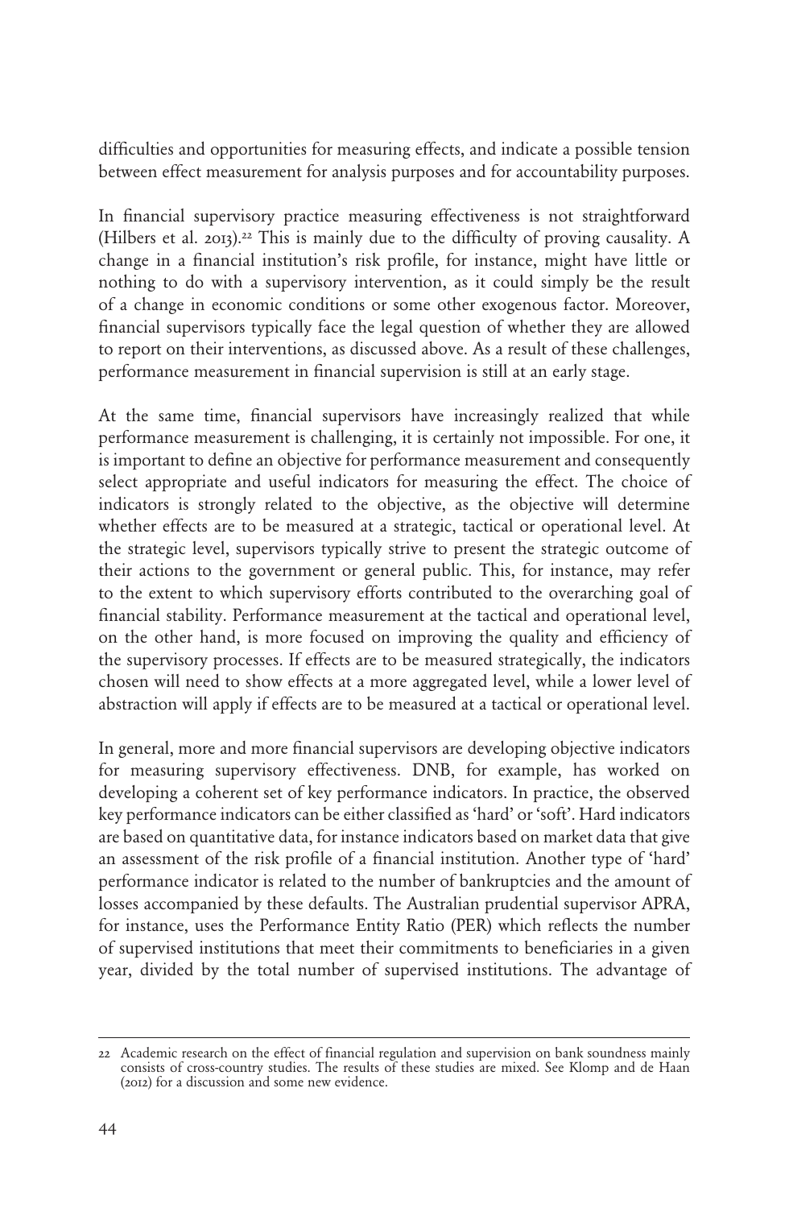difficulties and opportunities for measuring effects, and indicate a possible tension between effect measurement for analysis purposes and for accountability purposes.

In financial supervisory practice measuring effectiveness is not straightforward (Hilbers et al. 2013).[22] This is mainly due to the difficulty of proving causality. A change in a financial institution's risk profile, for instance, might have little or nothing to do with a supervisory intervention, as it could simply be the result of a change in economic conditions or some other exogenous factor. Moreover, financial supervisors typically face the legal question of whether they are allowed to report on their interventions, as discussed above. As a result of these challenges, performance measurement in financial supervision is still at an early stage.

At the same time, financial supervisors have increasingly realized that while performance measurement is challenging, it is certainly not impossible. For one, it is important to define an objective for performance measurement and consequently select appropriate and useful indicators for measuring the effect. The choice of indicators is strongly related to the objective, as the objective will determine whether effects are to be measured at a strategic, tactical or operational level. At the strategic level, supervisors typically strive to present the strategic outcome of their actions to the government or general public. This, for instance, may refer to the extent to which supervisory efforts contributed to the overarching goal of financial stability. Performance measurement at the tactical and operational level, on the other hand, is more focused on improving the quality and efficiency of the supervisory processes. If effects are to be measured strategically, the indicators chosen will need to show effects at a more aggregated level, while a lower level of abstraction will apply if effects are to be measured at a tactical or operational level.

In general, more and more financial supervisors are developing objective indicators for measuring supervisory effectiveness. DNB, for example, has worked on developing a coherent set of key performance indicators. In practice, the observed key performance indicators can be either classified as 'hard' or 'soft'. Hard indicators are based on quantitative data, for instance indicators based on market data that give an assessment of the risk profile of a financial institution. Another type of 'hard' performance indicator is related to the number of bankruptcies and the amount of losses accompanied by these defaults. The Australian prudential supervisor APRA, for instance, uses the Performance Entity Ratio (PER) which reflects the number of supervised institutions that meet their commitments to beneficiaries in a given year, divided by the total number of supervised institutions. The advantage of

---

22 Academic research on the effect of financial regulation and supervision on bank soundness mainly consists of cross-country studies. The results of these studies are mixed. See Klomp and de Haan (2012) for a discussion and some new evidence.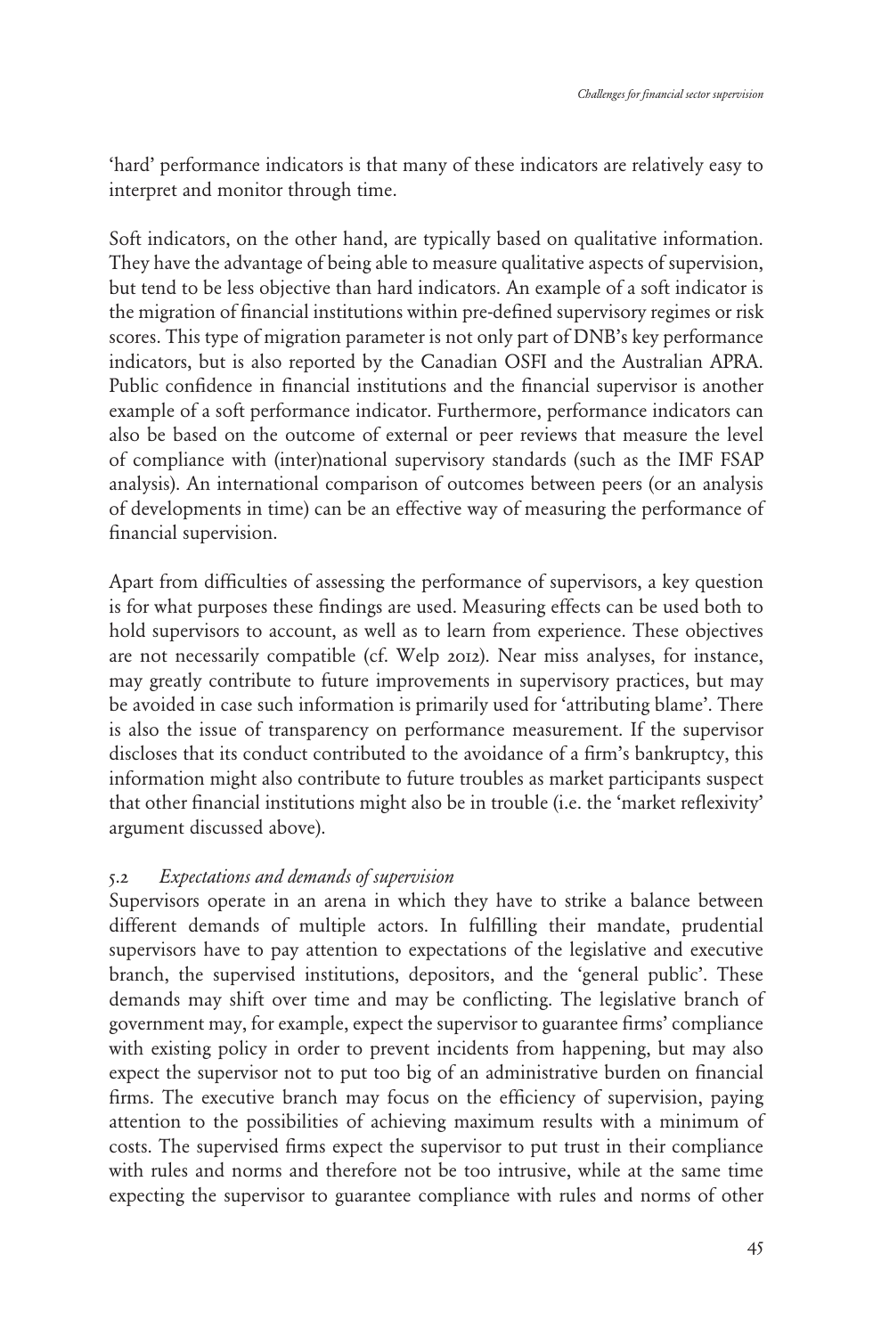'hard' performance indicators is that many of these indicators are relatively easy to interpret and monitor through time.

Soft indicators, on the other hand, are typically based on qualitative information. They have the advantage of being able to measure qualitative aspects of supervision, but tend to be less objective than hard indicators. An example of a soft indicator is the migration of financial institutions within pre-defined supervisory regimes or risk scores. This type of migration parameter is not only part of DNB's key performance indicators, but is also reported by the Canadian OSFI and the Australian APRA. Public confidence in financial institutions and the financial supervisor is another example of a soft performance indicator. Furthermore, performance indicators can also be based on the outcome of external or peer reviews that measure the level of compliance with (inter)national supervisory standards (such as the IMF FSAP analysis). An international comparison of outcomes between peers (or an analysis of developments in time) can be an effective way of measuring the performance of financial supervision.

Apart from difficulties of assessing the performance of supervisors, a key question is for what purposes these findings are used. Measuring effects can be used both to hold supervisors to account, as well as to learn from experience. These objectives are not necessarily compatible (cf. Welp 2012). Near miss analyses, for instance, may greatly contribute to future improvements in supervisory practices, but may be avoided in case such information is primarily used for 'attributing blame'. There is also the issue of transparency on performance measurement. If the supervisor discloses that its conduct contributed to the avoidance of a firm's bankruptcy, this information might also contribute to future troubles as market participants suspect that other financial institutions might also be in trouble (i.e. the 'market reflexivity' argument discussed above).

### 5.2 *Expectations and demands of supervision*

Supervisors operate in an arena in which they have to strike a balance between different demands of multiple actors. In fulfilling their mandate, prudential supervisors have to pay attention to expectations of the legislative and executive branch, the supervised institutions, depositors, and the 'general public'. These demands may shift over time and may be conflicting. The legislative branch of government may, for example, expect the supervisor to guarantee firms' compliance with existing policy in order to prevent incidents from happening, but may also expect the supervisor not to put too big of an administrative burden on financial firms. The executive branch may focus on the efficiency of supervision, paying attention to the possibilities of achieving maximum results with a minimum of costs. The supervised firms expect the supervisor to put trust in their compliance with rules and norms and therefore not be too intrusive, while at the same time expecting the supervisor to guarantee compliance with rules and norms of other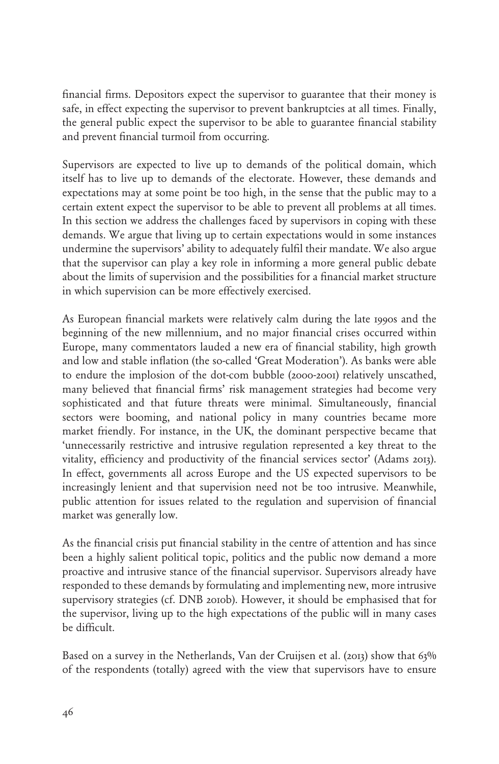financial firms. Depositors expect the supervisor to guarantee that their money is safe, in effect expecting the supervisor to prevent bankruptcies at all times. Finally, the general public expect the supervisor to be able to guarantee financial stability and prevent financial turmoil from occurring.

Supervisors are expected to live up to demands of the political domain, which itself has to live up to demands of the electorate. However, these demands and expectations may at some point be too high, in the sense that the public may to a certain extent expect the supervisor to be able to prevent all problems at all times. In this section we address the challenges faced by supervisors in coping with these demands. We argue that living up to certain expectations would in some instances undermine the supervisors' ability to adequately fulfil their mandate. We also argue that the supervisor can play a key role in informing a more general public debate about the limits of supervision and the possibilities for a financial market structure in which supervision can be more effectively exercised.

As European financial markets were relatively calm during the late 1990s and the beginning of the new millennium, and no major financial crises occurred within Europe, many commentators lauded a new era of financial stability, high growth and low and stable inflation (the so-called 'Great Moderation'). As banks were able to endure the implosion of the dot-com bubble (2000-2001) relatively unscathed, many believed that financial firms' risk management strategies had become very sophisticated and that future threats were minimal. Simultaneously, financial sectors were booming, and national policy in many countries became more market friendly. For instance, in the UK, the dominant perspective became that 'unnecessarily restrictive and intrusive regulation represented a key threat to the vitality, efficiency and productivity of the financial services sector' (Adams 2013). In effect, governments all across Europe and the US expected supervisors to be increasingly lenient and that supervision need not be too intrusive. Meanwhile, public attention for issues related to the regulation and supervision of financial market was generally low.

As the financial crisis put financial stability in the centre of attention and has since been a highly salient political topic, politics and the public now demand a more proactive and intrusive stance of the financial supervisor. Supervisors already have responded to these demands by formulating and implementing new, more intrusive supervisory strategies (cf. DNB 2010b). However, it should be emphasised that for the supervisor, living up to the high expectations of the public will in many cases be difficult.

Based on a survey in the Netherlands, Van der Cruijsen et al. (2013) show that 63% of the respondents (totally) agreed with the view that supervisors have to ensure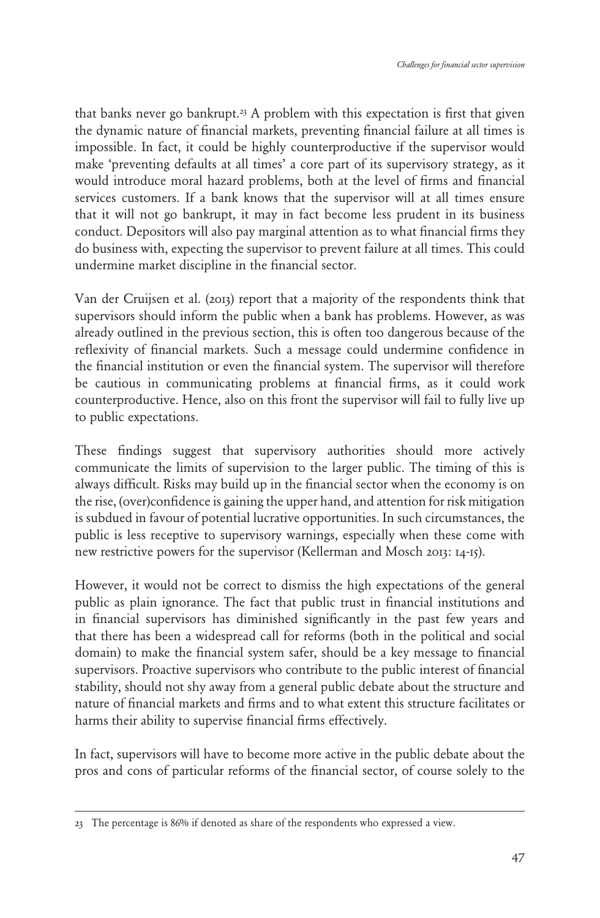that banks never go bankrupt.[23] A problem with this expectation is first that given the dynamic nature of financial markets, preventing financial failure at all times is impossible. In fact, it could be highly counterproductive if the supervisor would make 'preventing defaults at all times' a core part of its supervisory strategy, as it would introduce moral hazard problems, both at the level of firms and financial services customers. If a bank knows that the supervisor will at all times ensure that it will not go bankrupt, it may in fact become less prudent in its business conduct. Depositors will also pay marginal attention as to what financial firms they do business with, expecting the supervisor to prevent failure at all times. This could undermine market discipline in the financial sector.

Van der Cruijsen et al. (2013) report that a majority of the respondents think that supervisors should inform the public when a bank has problems. However, as was already outlined in the previous section, this is often too dangerous because of the reflexivity of financial markets. Such a message could undermine confidence in the financial institution or even the financial system. The supervisor will therefore be cautious in communicating problems at financial firms, as it could work counterproductive. Hence, also on this front the supervisor will fail to fully live up to public expectations.

These findings suggest that supervisory authorities should more actively communicate the limits of supervision to the larger public. The timing of this is always difficult. Risks may build up in the financial sector when the economy is on the rise, (over)confidence is gaining the upper hand, and attention for risk mitigation is subdued in favour of potential lucrative opportunities. In such circumstances, the public is less receptive to supervisory warnings, especially when these come with new restrictive powers for the supervisor (Kellerman and Mosch 2013: 14-15).

However, it would not be correct to dismiss the high expectations of the general public as plain ignorance. The fact that public trust in financial institutions and in financial supervisors has diminished significantly in the past few years and that there has been a widespread call for reforms (both in the political and social domain) to make the financial system safer, should be a key message to financial supervisors. Proactive supervisors who contribute to the public interest of financial stability, should not shy away from a general public debate about the structure and nature of financial markets and firms and to what extent this structure facilitates or harms their ability to supervise financial firms effectively.

In fact, supervisors will have to become more active in the public debate about the pros and cons of particular reforms of the financial sector, of course solely to the

---

23 The percentage is 86% if denoted as share of the respondents who expressed a view.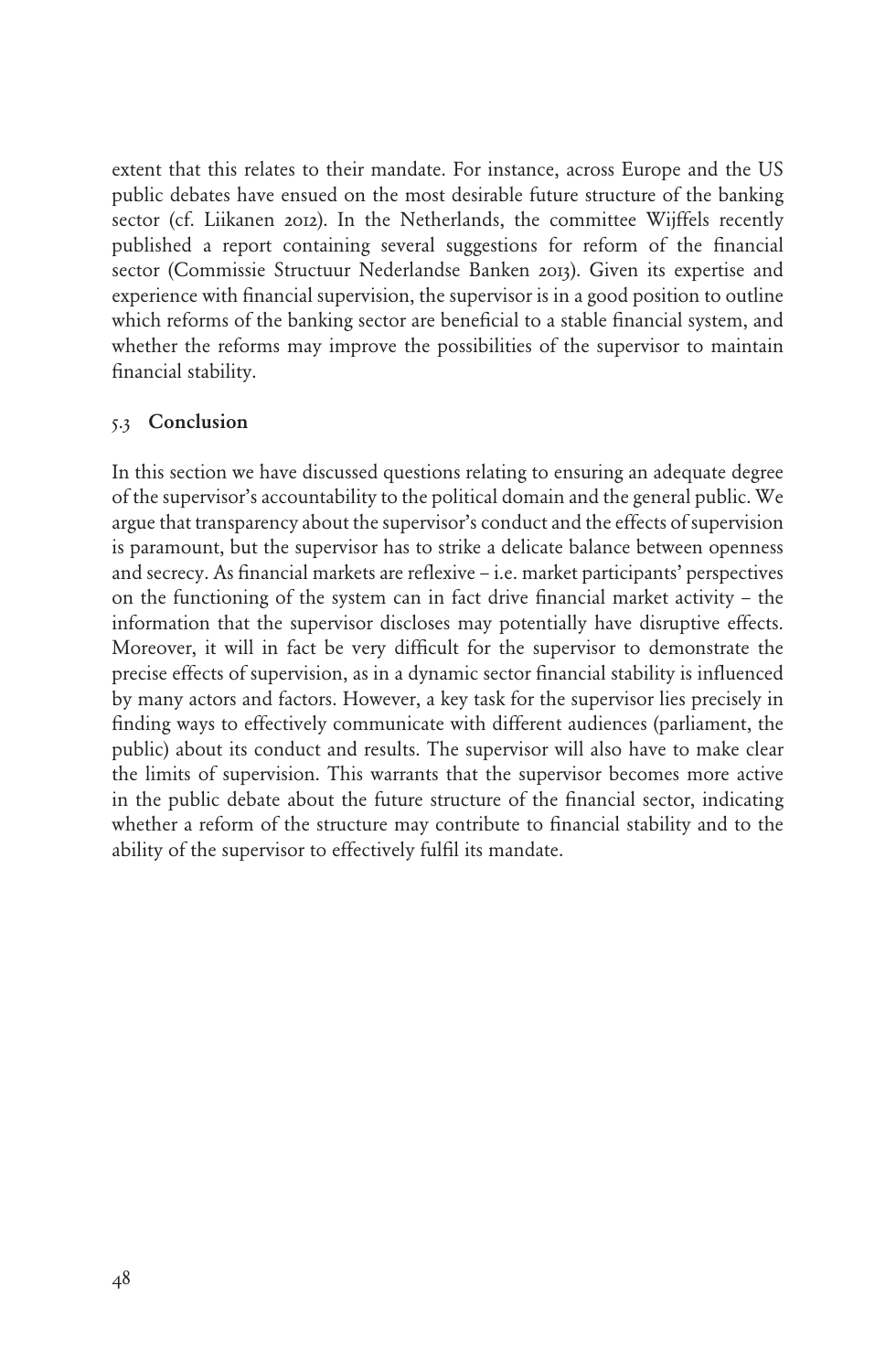extent that this relates to their mandate. For instance, across Europe and the US public debates have ensued on the most desirable future structure of the banking sector (cf. Liikanen 2012). In the Netherlands, the committee Wijffels recently published a report containing several suggestions for reform of the financial sector (Commissie Structuur Nederlandse Banken 2013). Given its expertise and experience with financial supervision, the supervisor is in a good position to outline which reforms of the banking sector are beneficial to a stable financial system, and whether the reforms may improve the possibilities of the supervisor to maintain financial stability.

### 5.3 Conclusion

In this section we have discussed questions relating to ensuring an adequate degree of the supervisor's accountability to the political domain and the general public. We argue that transparency about the supervisor's conduct and the effects of supervision is paramount, but the supervisor has to strike a delicate balance between openness and secrecy. As financial markets are reflexive – i.e. market participants' perspectives on the functioning of the system can in fact drive financial market activity – the information that the supervisor discloses may potentially have disruptive effects. Moreover, it will in fact be very difficult for the supervisor to demonstrate the precise effects of supervision, as in a dynamic sector financial stability is influenced by many actors and factors. However, a key task for the supervisor lies precisely in finding ways to effectively communicate with different audiences (parliament, the public) about its conduct and results. The supervisor will also have to make clear the limits of supervision. This warrants that the supervisor becomes more active in the public debate about the future structure of the financial sector, indicating whether a reform of the structure may contribute to financial stability and to the ability of the supervisor to effectively fulfil its mandate.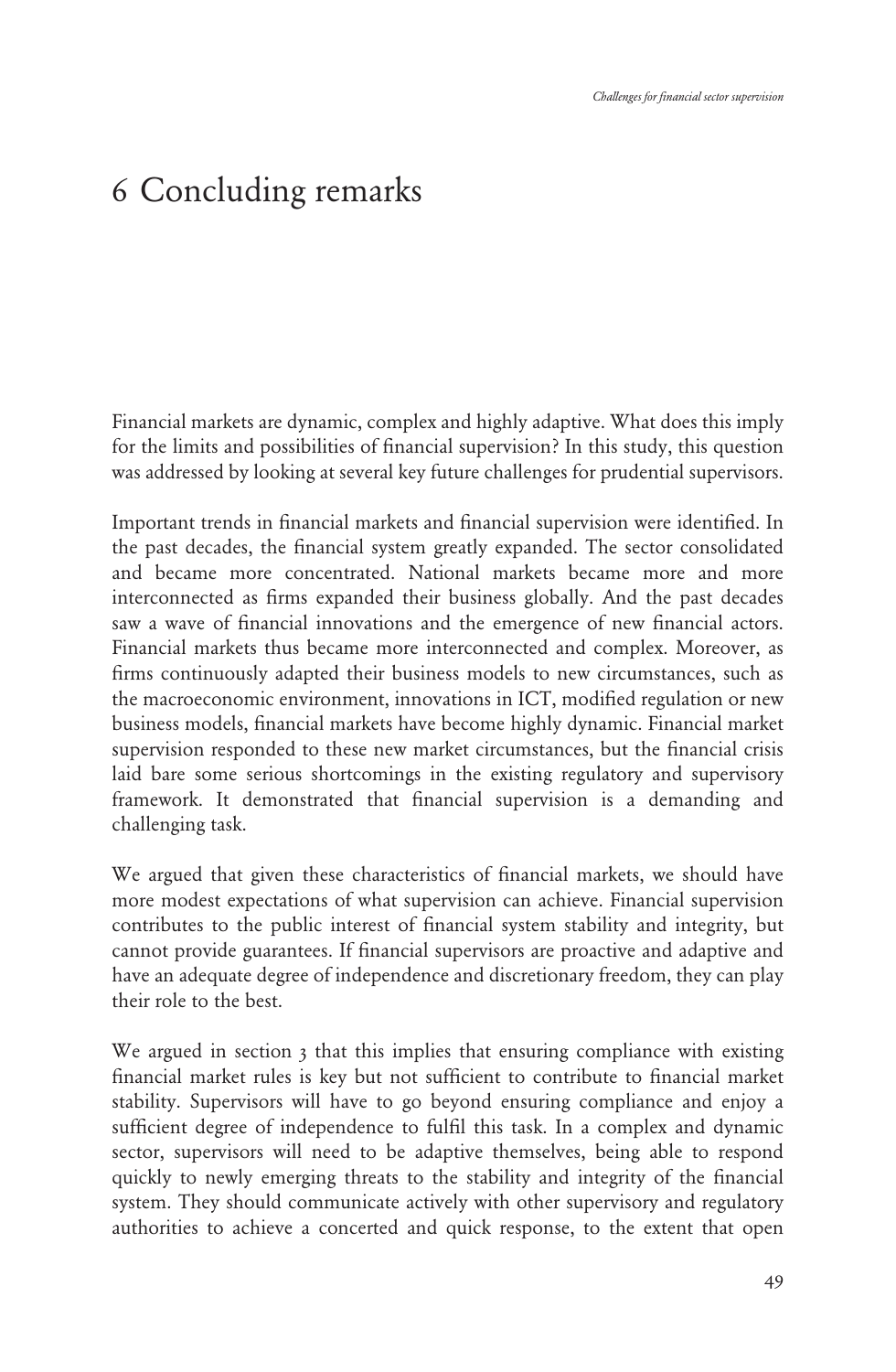# 6 Concluding remarks

Financial markets are dynamic, complex and highly adaptive. What does this imply for the limits and possibilities of financial supervision? In this study, this question was addressed by looking at several key future challenges for prudential supervisors.

Important trends in financial markets and financial supervision were identified. In the past decades, the financial system greatly expanded. The sector consolidated and became more concentrated. National markets became more and more interconnected as firms expanded their business globally. And the past decades saw a wave of financial innovations and the emergence of new financial actors. Financial markets thus became more interconnected and complex. Moreover, as firms continuously adapted their business models to new circumstances, such as the macroeconomic environment, innovations in ICT, modified regulation or new business models, financial markets have become highly dynamic. Financial market supervision responded to these new market circumstances, but the financial crisis laid bare some serious shortcomings in the existing regulatory and supervisory framework. It demonstrated that financial supervision is a demanding and challenging task.

We argued that given these characteristics of financial markets, we should have more modest expectations of what supervision can achieve. Financial supervision contributes to the public interest of financial system stability and integrity, but cannot provide guarantees. If financial supervisors are proactive and adaptive and have an adequate degree of independence and discretionary freedom, they can play their role to the best.

We argued in section 3 that this implies that ensuring compliance with existing financial market rules is key but not sufficient to contribute to financial market stability. Supervisors will have to go beyond ensuring compliance and enjoy a sufficient degree of independence to fulfil this task. In a complex and dynamic sector, supervisors will need to be adaptive themselves, being able to respond quickly to newly emerging threats to the stability and integrity of the financial system. They should communicate actively with other supervisory and regulatory authorities to achieve a concerted and quick response, to the extent that open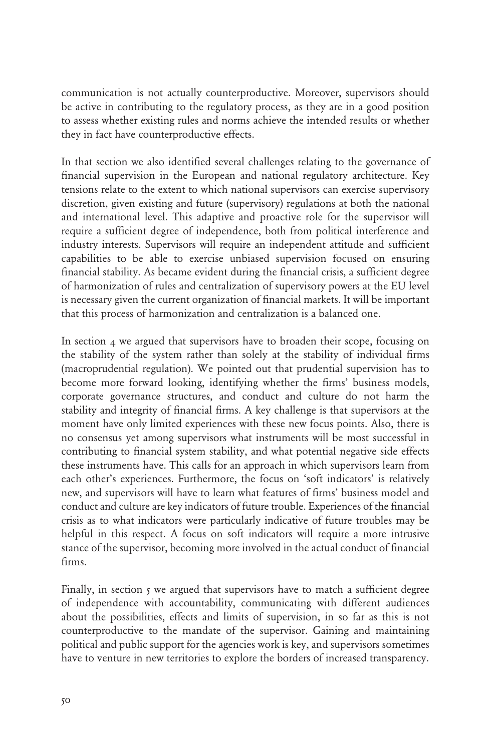communication is not actually counterproductive. Moreover, supervisors should be active in contributing to the regulatory process, as they are in a good position to assess whether existing rules and norms achieve the intended results or whether they in fact have counterproductive effects.

In that section we also identified several challenges relating to the governance of financial supervision in the European and national regulatory architecture. Key tensions relate to the extent to which national supervisors can exercise supervisory discretion, given existing and future (supervisory) regulations at both the national and international level. This adaptive and proactive role for the supervisor will require a sufficient degree of independence, both from political interference and industry interests. Supervisors will require an independent attitude and sufficient capabilities to be able to exercise unbiased supervision focused on ensuring financial stability. As became evident during the financial crisis, a sufficient degree of harmonization of rules and centralization of supervisory powers at the EU level is necessary given the current organization of financial markets. It will be important that this process of harmonization and centralization is a balanced one.

In section 4 we argued that supervisors have to broaden their scope, focusing on the stability of the system rather than solely at the stability of individual firms (macroprudential regulation). We pointed out that prudential supervision has to become more forward looking, identifying whether the firms' business models, corporate governance structures, and conduct and culture do not harm the stability and integrity of financial firms. A key challenge is that supervisors at the moment have only limited experiences with these new focus points. Also, there is no consensus yet among supervisors what instruments will be most successful in contributing to financial system stability, and what potential negative side effects these instruments have. This calls for an approach in which supervisors learn from each other's experiences. Furthermore, the focus on 'soft indicators' is relatively new, and supervisors will have to learn what features of firms' business model and conduct and culture are key indicators of future trouble. Experiences of the financial crisis as to what indicators were particularly indicative of future troubles may be helpful in this respect. A focus on soft indicators will require a more intrusive stance of the supervisor, becoming more involved in the actual conduct of financial firms.

Finally, in section 5 we argued that supervisors have to match a sufficient degree of independence with accountability, communicating with different audiences about the possibilities, effects and limits of supervision, in so far as this is not counterproductive to the mandate of the supervisor. Gaining and maintaining political and public support for the agencies work is key, and supervisors sometimes have to venture in new territories to explore the borders of increased transparency.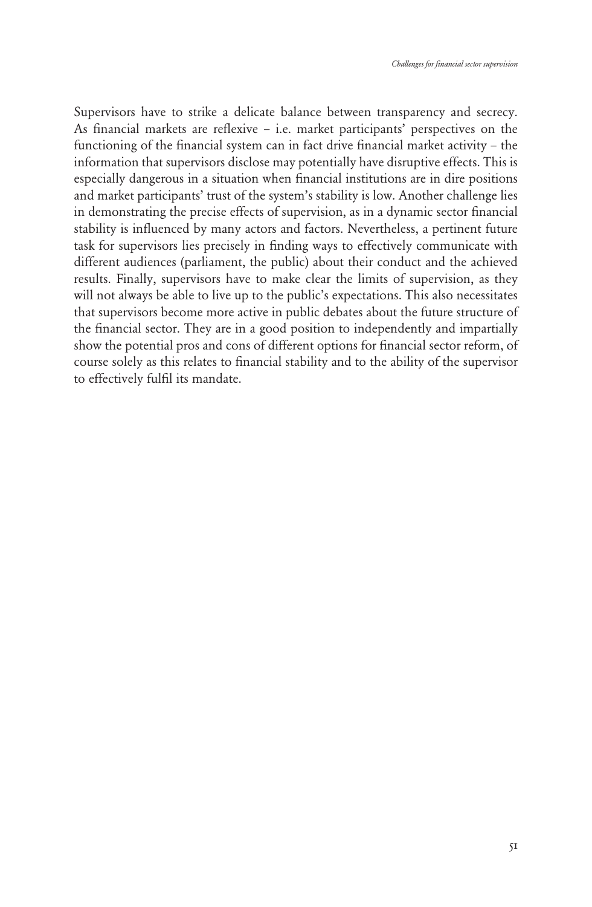Supervisors have to strike a delicate balance between transparency and secrecy. As financial markets are reflexive – i.e. market participants' perspectives on the functioning of the financial system can in fact drive financial market activity – the information that supervisors disclose may potentially have disruptive effects. This is especially dangerous in a situation when financial institutions are in dire positions and market participants' trust of the system's stability is low. Another challenge lies in demonstrating the precise effects of supervision, as in a dynamic sector financial stability is influenced by many actors and factors. Nevertheless, a pertinent future task for supervisors lies precisely in finding ways to effectively communicate with different audiences (parliament, the public) about their conduct and the achieved results. Finally, supervisors have to make clear the limits of supervision, as they will not always be able to live up to the public's expectations. This also necessitates that supervisors become more active in public debates about the future structure of the financial sector. They are in a good position to independently and impartially show the potential pros and cons of different options for financial sector reform, of course solely as this relates to financial stability and to the ability of the supervisor to effectively fulfil its mandate.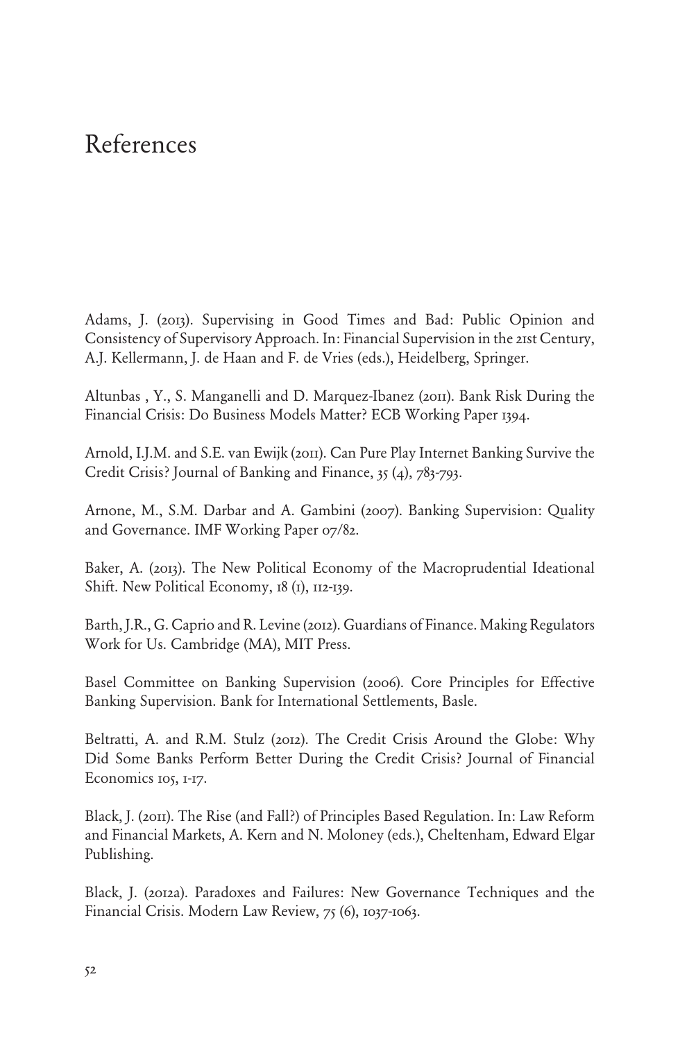# References

Adams, J. (2013). Supervising in Good Times and Bad: Public Opinion and Consistency of Supervisory Approach. In: Financial Supervision in the 21st Century, A.J. Kellermann, J. de Haan and F. de Vries (eds.), Heidelberg, Springer.

Altunbas , Y., S. Manganelli and D. Marquez-Ibanez (2011). Bank Risk During the Financial Crisis: Do Business Models Matter? ECB Working Paper 1394.

Arnold, I.J.M. and S.E. van Ewijk (2011). Can Pure Play Internet Banking Survive the Credit Crisis? Journal of Banking and Finance, 35 (4), 783-793.

Arnone, M., S.M. Darbar and A. Gambini (2007). Banking Supervision: Quality and Governance. IMF Working Paper 07/82.

Baker, A. (2013). The New Political Economy of the Macroprudential Ideational Shift. New Political Economy, 18 (1), 112-139.

Barth, J.R., G. Caprio and R. Levine (2012). Guardians of Finance. Making Regulators Work for Us. Cambridge (MA), MIT Press.

Basel Committee on Banking Supervision (2006). Core Principles for Effective Banking Supervision. Bank for International Settlements, Basle.

Beltratti, A. and R.M. Stulz (2012). The Credit Crisis Around the Globe: Why Did Some Banks Perform Better During the Credit Crisis? Journal of Financial Economics 105, 1-17.

Black, J. (2011). The Rise (and Fall?) of Principles Based Regulation. In: Law Reform and Financial Markets, A. Kern and N. Moloney (eds.), Cheltenham, Edward Elgar Publishing.

Black, J. (2012a). Paradoxes and Failures: New Governance Techniques and the Financial Crisis. Modern Law Review, 75 (6), 1037-1063.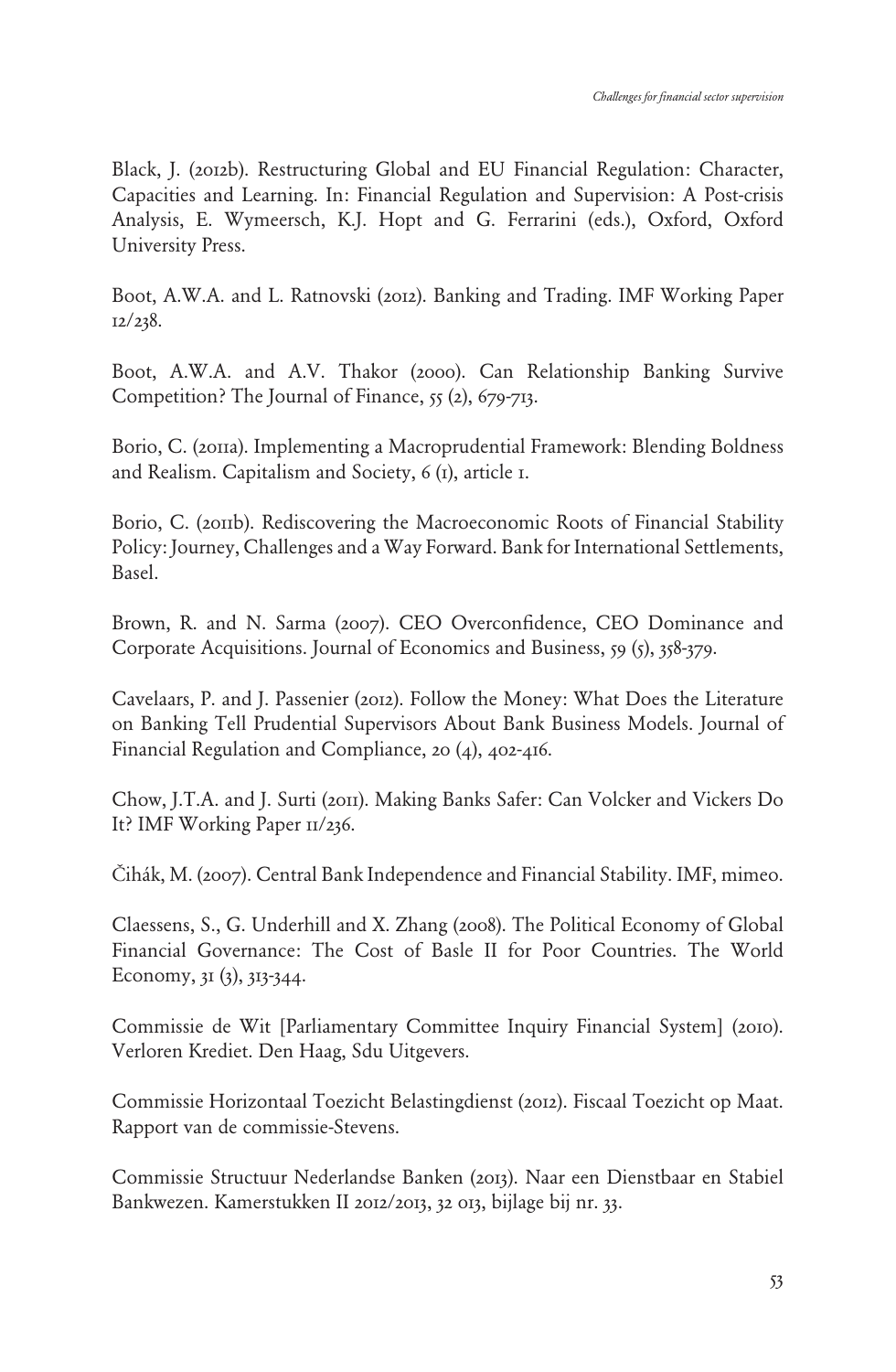Black, J. (2012b). Restructuring Global and EU Financial Regulation: Character, Capacities and Learning. In: Financial Regulation and Supervision: A Post-crisis Analysis, E. Wymeersch, K.J. Hopt and G. Ferrarini (eds.), Oxford, Oxford University Press.

Boot, A.W.A. and L. Ratnovski (2012). Banking and Trading. IMF Working Paper 12/238.

Boot, A.W.A. and A.V. Thakor (2000). Can Relationship Banking Survive Competition? The Journal of Finance, 55 (2), 679-713.

Borio, C. (2011a). Implementing a Macroprudential Framework: Blending Boldness and Realism. Capitalism and Society, 6 (1), article 1.

Borio, C. (2011b). Rediscovering the Macroeconomic Roots of Financial Stability Policy: Journey, Challenges and a Way Forward. Bank for International Settlements, Basel.

Brown, R. and N. Sarma (2007). CEO Overconfidence, CEO Dominance and Corporate Acquisitions. Journal of Economics and Business, 59 (5), 358-379.

Cavelaars, P. and J. Passenier (2012). Follow the Money: What Does the Literature on Banking Tell Prudential Supervisors About Bank Business Models. Journal of Financial Regulation and Compliance, 20 (4), 402-416.

Chow, J.T.A. and J. Surti (2011). Making Banks Safer: Can Volcker and Vickers Do It? IMF Working Paper 11/236.

Čihák, M. (2007). Central Bank Independence and Financial Stability. IMF, mimeo.

Claessens, S., G. Underhill and X. Zhang (2008). The Political Economy of Global Financial Governance: The Cost of Basle II for Poor Countries. The World Economy, 31 (3), 313-344.

Commissie de Wit [Parliamentary Committee Inquiry Financial System] (2010). Verloren Krediet. Den Haag, Sdu Uitgevers.

Commissie Horizontaal Toezicht Belastingdienst (2012). Fiscaal Toezicht op Maat. Rapport van de commissie-Stevens.

Commissie Structuur Nederlandse Banken (2013). Naar een Dienstbaar en Stabiel Bankwezen. Kamerstukken II 2012/2013, 32 013, bijlage bij nr. 33.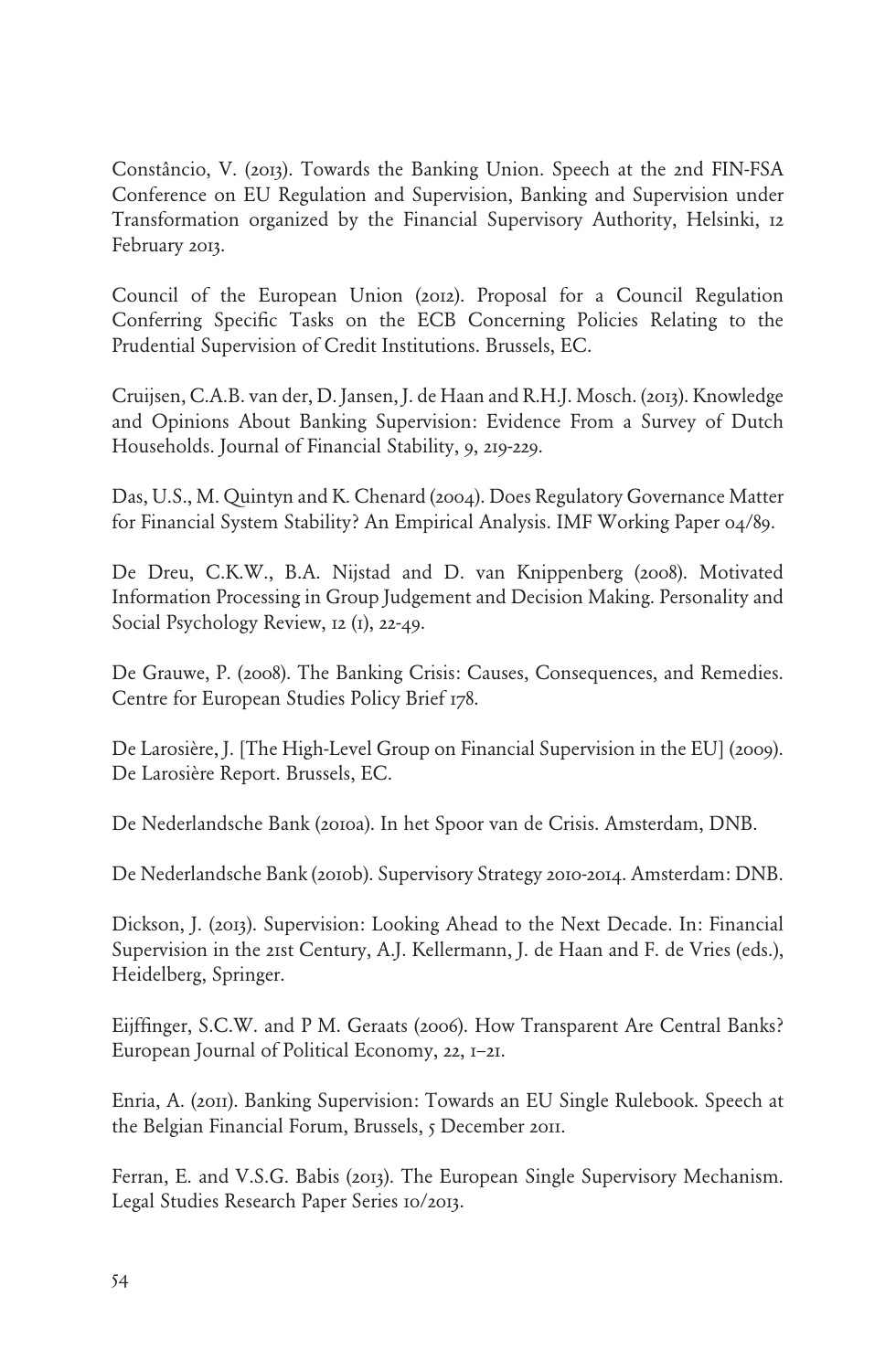Constâncio, V. (2013). Towards the Banking Union. Speech at the 2nd FIN-FSA Conference on EU Regulation and Supervision, Banking and Supervision under Transformation organized by the Financial Supervisory Authority, Helsinki, 12 February 2013.

Council of the European Union (2012). Proposal for a Council Regulation Conferring Specific Tasks on the ECB Concerning Policies Relating to the Prudential Supervision of Credit Institutions. Brussels, EC.

Cruijsen, C.A.B. van der, D. Jansen, J. de Haan and R.H.J. Mosch. (2013). Knowledge and Opinions About Banking Supervision: Evidence From a Survey of Dutch Households. Journal of Financial Stability, 9, 219-229.

Das, U.S., M. Quintyn and K. Chenard (2004). Does Regulatory Governance Matter for Financial System Stability? An Empirical Analysis. IMF Working Paper 04/89.

De Dreu, C.K.W., B.A. Nijstad and D. van Knippenberg (2008). Motivated Information Processing in Group Judgement and Decision Making. Personality and Social Psychology Review, 12 (1), 22-49.

De Grauwe, P. (2008). The Banking Crisis: Causes, Consequences, and Remedies. Centre for European Studies Policy Brief 178.

De Larosière, J. [The High-Level Group on Financial Supervision in the EU] (2009). De Larosière Report. Brussels, EC.

De Nederlandsche Bank (2010a). In het Spoor van de Crisis. Amsterdam, DNB.

De Nederlandsche Bank (2010b). Supervisory Strategy 2010-2014. Amsterdam: DNB.

Dickson, J. (2013). Supervision: Looking Ahead to the Next Decade. In: Financial Supervision in the 21st Century, A.J. Kellermann, J. de Haan and F. de Vries (eds.), Heidelberg, Springer.

Eijffinger, S.C.W. and P M. Geraats (2006). How Transparent Are Central Banks? European Journal of Political Economy, 22, 1–21.

Enria, A. (2011). Banking Supervision: Towards an EU Single Rulebook. Speech at the Belgian Financial Forum, Brussels, 5 December 2011.

Ferran, E. and V.S.G. Babis (2013). The European Single Supervisory Mechanism. Legal Studies Research Paper Series 10/2013.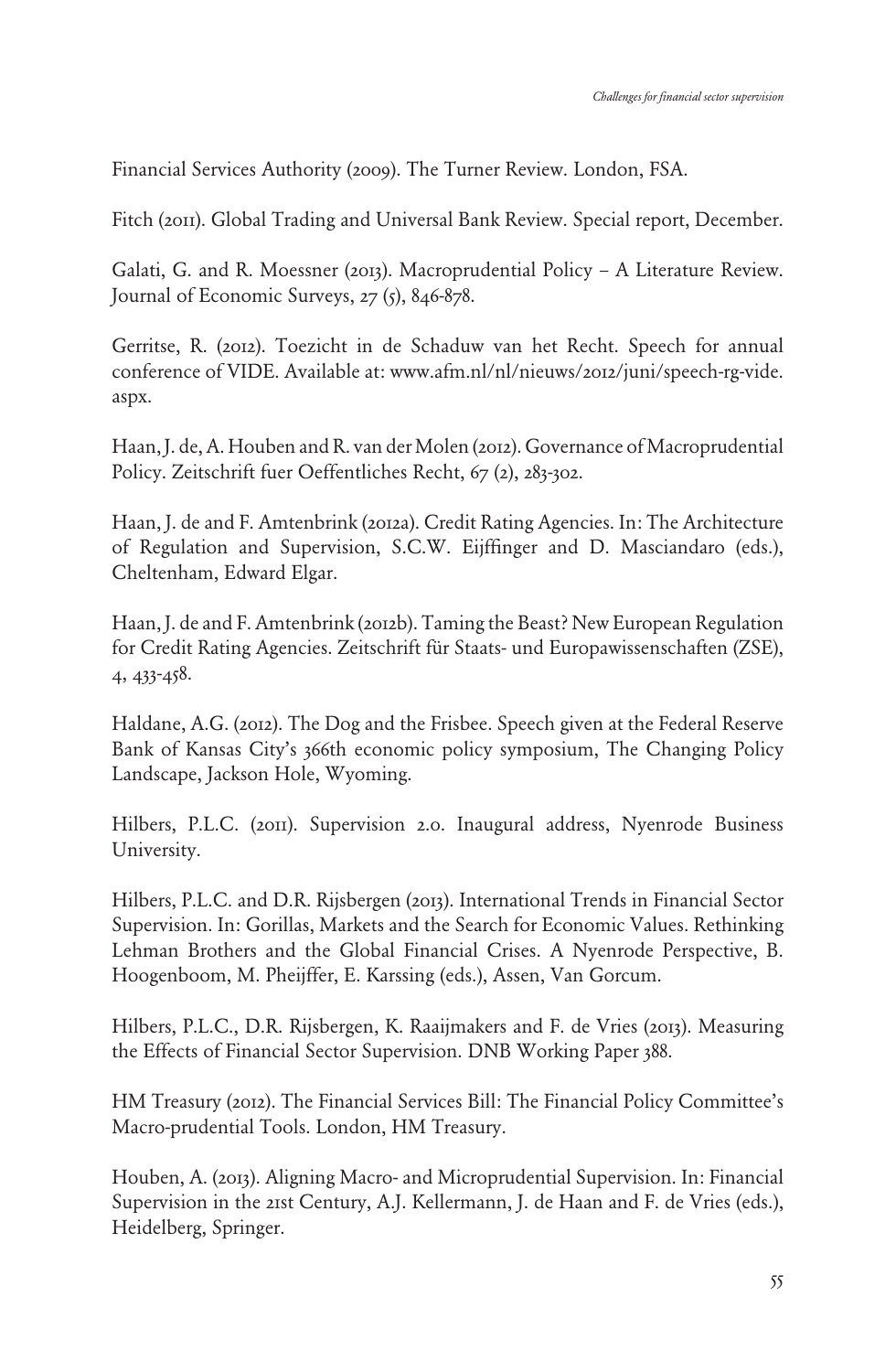Financial Services Authority (2009). The Turner Review. London, FSA.

Fitch (2011). Global Trading and Universal Bank Review. Special report, December.

Galati, G. and R. Moessner (2013). Macroprudential Policy – A Literature Review. Journal of Economic Surveys, 27 (5), 846-878.

Gerritse, R. (2012). Toezicht in de Schaduw van het Recht. Speech for annual conference of VIDE. Available at: www.afm.nl/nl/nieuws/2012/juni/speech-rg-vide.aspx.

Haan, J. de, A. Houben and R. van der Molen (2012). Governance of Macroprudential Policy. Zeitschrift fuer Oeffentliches Recht, 67 (2), 283-302.

Haan, J. de and F. Amtenbrink (2012a). Credit Rating Agencies. In: The Architecture of Regulation and Supervision, S.C.W. Eijffinger and D. Masciandaro (eds.), Cheltenham, Edward Elgar.

Haan, J. de and F. Amtenbrink (2012b). Taming the Beast? New European Regulation for Credit Rating Agencies. Zeitschrift für Staats- und Europawissenschaften (ZSE), 4, 433-458.

Haldane, A.G. (2012). The Dog and the Frisbee. Speech given at the Federal Reserve Bank of Kansas City's 366th economic policy symposium, The Changing Policy Landscape, Jackson Hole, Wyoming.

Hilbers, P.L.C. (2011). Supervision 2.0. Inaugural address, Nyenrode Business University.

Hilbers, P.L.C. and D.R. Rijsbergen (2013). International Trends in Financial Sector Supervision. In: Gorillas, Markets and the Search for Economic Values. Rethinking Lehman Brothers and the Global Financial Crises. A Nyenrode Perspective, B. Hoogenboom, M. Pheijffer, E. Karssing (eds.), Assen, Van Gorcum.

Hilbers, P.L.C., D.R. Rijsbergen, K. Raaijmakers and F. de Vries (2013). Measuring the Effects of Financial Sector Supervision. DNB Working Paper 388.

HM Treasury (2012). The Financial Services Bill: The Financial Policy Committee's Macro-prudential Tools. London, HM Treasury.

Houben, A. (2013). Aligning Macro- and Microprudential Supervision. In: Financial Supervision in the 21st Century, A.J. Kellermann, J. de Haan and F. de Vries (eds.), Heidelberg, Springer.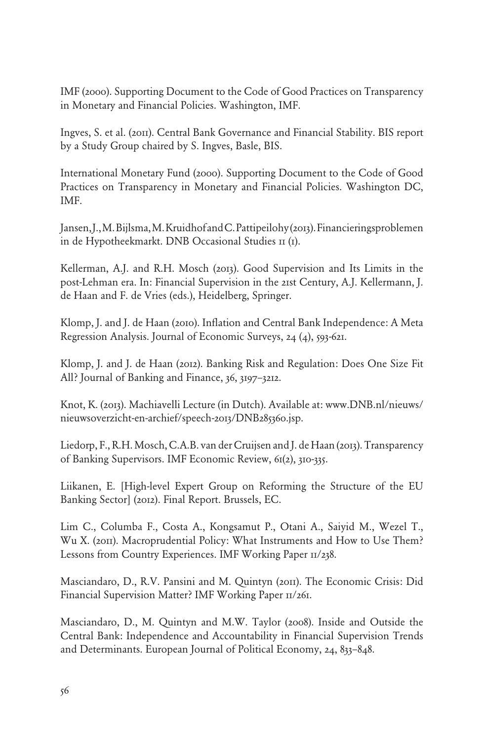IMF (2000). Supporting Document to the Code of Good Practices on Transparency in Monetary and Financial Policies. Washington, IMF.

Ingves, S. et al. (2011). Central Bank Governance and Financial Stability. BIS report by a Study Group chaired by S. Ingves, Basle, BIS.

International Monetary Fund (2000). Supporting Document to the Code of Good Practices on Transparency in Monetary and Financial Policies. Washington DC, IMF.

Jansen, J., M. Bijlsma, M. Kruidhof and C. Pattipeilohy (2013). Financieringsproblemen in de Hypotheekmarkt. DNB Occasional Studies 11 (1).

Kellerman, A.J. and R.H. Mosch (2013). Good Supervision and Its Limits in the post-Lehman era. In: Financial Supervision in the 21st Century, A.J. Kellermann, J. de Haan and F. de Vries (eds.), Heidelberg, Springer.

Klomp, J. and J. de Haan (2010). Inflation and Central Bank Independence: A Meta Regression Analysis. Journal of Economic Surveys, 24 (4), 593-621.

Klomp, J. and J. de Haan (2012). Banking Risk and Regulation: Does One Size Fit All? Journal of Banking and Finance, 36, 3197–3212.

Knot, K. (2013). Machiavelli Lecture (in Dutch). Available at: www.DNB.nl/nieuws/nieuwsoverzicht-en-archief/speech-2013/DNB285360.jsp.

Liedorp, F., R.H. Mosch, C.A.B. van der Cruijsen and J. de Haan (2013). Transparency of Banking Supervisors. IMF Economic Review, 61(2), 310-335.

Liikanen, E. [High-level Expert Group on Reforming the Structure of the EU Banking Sector] (2012). Final Report. Brussels, EC.

Lim C., Columba F., Costa A., Kongsamut P., Otani A., Saiyid M., Wezel T., Wu X. (2011). Macroprudential Policy: What Instruments and How to Use Them? Lessons from Country Experiences. IMF Working Paper 11/238.

Masciandaro, D., R.V. Pansini and M. Quintyn (2011). The Economic Crisis: Did Financial Supervision Matter? IMF Working Paper 11/261.

Masciandaro, D., M. Quintyn and M.W. Taylor (2008). Inside and Outside the Central Bank: Independence and Accountability in Financial Supervision Trends and Determinants. European Journal of Political Economy, 24, 833–848.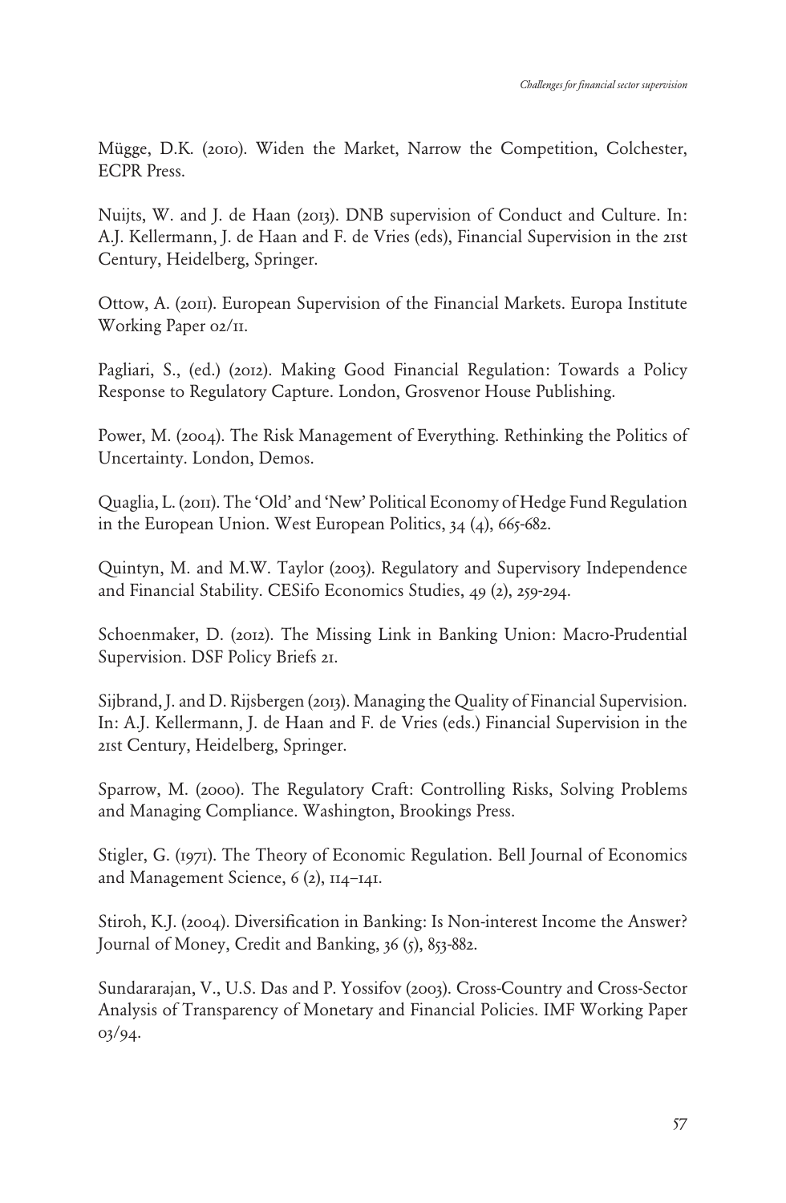Mügge, D.K. (2010). Widen the Market, Narrow the Competition, Colchester, ECPR Press.

Nuijts, W. and J. de Haan (2013). DNB supervision of Conduct and Culture. In: A.J. Kellermann, J. de Haan and F. de Vries (eds), Financial Supervision in the 21st Century, Heidelberg, Springer.

Ottow, A. (2011). European Supervision of the Financial Markets. Europa Institute Working Paper 02/11.

Pagliari, S., (ed.) (2012). Making Good Financial Regulation: Towards a Policy Response to Regulatory Capture. London, Grosvenor House Publishing.

Power, M. (2004). The Risk Management of Everything. Rethinking the Politics of Uncertainty. London, Demos.

Quaglia, L. (2011). The 'Old' and 'New' Political Economy of Hedge Fund Regulation in the European Union. West European Politics, 34 (4), 665-682.

Quintyn, M. and M.W. Taylor (2003). Regulatory and Supervisory Independence and Financial Stability. CESifo Economics Studies, 49 (2), 259-294.

Schoenmaker, D. (2012). The Missing Link in Banking Union: Macro-Prudential Supervision. DSF Policy Briefs 21.

Sijbrand, J. and D. Rijsbergen (2013). Managing the Quality of Financial Supervision. In: A.J. Kellermann, J. de Haan and F. de Vries (eds.) Financial Supervision in the 21st Century, Heidelberg, Springer.

Sparrow, M. (2000). The Regulatory Craft: Controlling Risks, Solving Problems and Managing Compliance. Washington, Brookings Press.

Stigler, G. (1971). The Theory of Economic Regulation. Bell Journal of Economics and Management Science, 6 (2), 114–141.

Stiroh, K.J. (2004). Diversification in Banking: Is Non-interest Income the Answer? Journal of Money, Credit and Banking, 36 (5), 853-882.

Sundararajan, V., U.S. Das and P. Yossifov (2003). Cross-Country and Cross-Sector Analysis of Transparency of Monetary and Financial Policies. IMF Working Paper 03/94.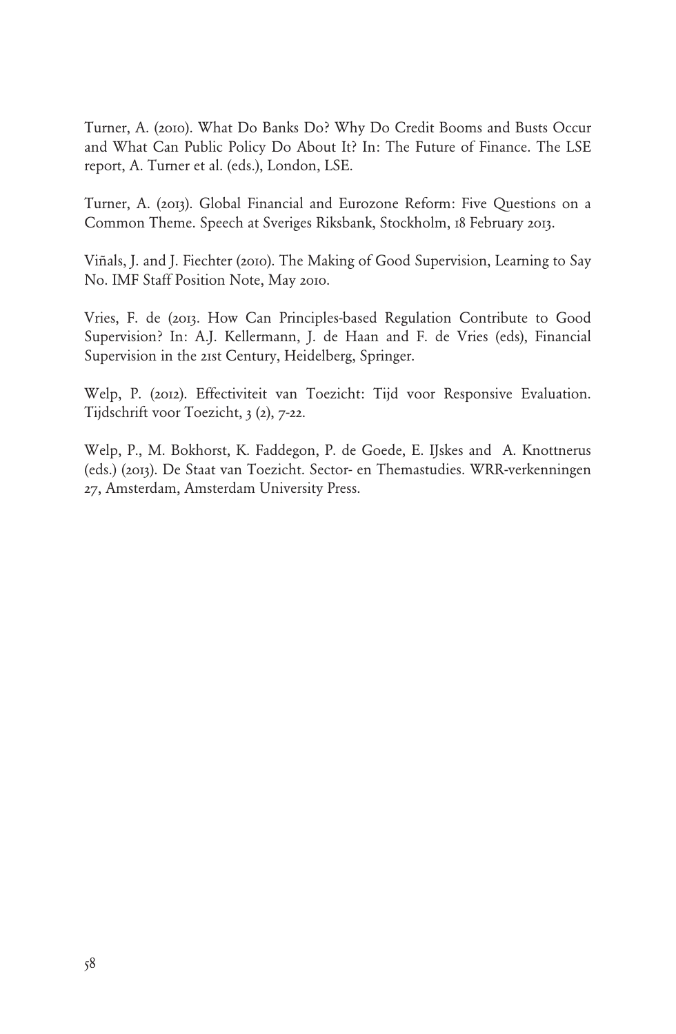Turner, A. (2010). What Do Banks Do? Why Do Credit Booms and Busts Occur and What Can Public Policy Do About It? In: The Future of Finance. The LSE report, A. Turner et al. (eds.), London, LSE.

Turner, A. (2013). Global Financial and Eurozone Reform: Five Questions on a Common Theme. Speech at Sveriges Riksbank, Stockholm, 18 February 2013.

Viñals, J. and J. Fiechter (2010). The Making of Good Supervision, Learning to Say No. IMF Staff Position Note, May 2010.

Vries, F. de (2013. How Can Principles-based Regulation Contribute to Good Supervision? In: A.J. Kellermann, J. de Haan and F. de Vries (eds), Financial Supervision in the 21st Century, Heidelberg, Springer.

Welp, P. (2012). Effectiviteit van Toezicht: Tijd voor Responsive Evaluation. Tijdschrift voor Toezicht, 3 (2), 7-22.

Welp, P., M. Bokhorst, K. Faddegon, P. de Goede, E. IJskes and A. Knottnerus (eds.) (2013). De Staat van Toezicht. Sector- en Themastudies. WRR-verkenningen 27, Amsterdam, Amsterdam University Press.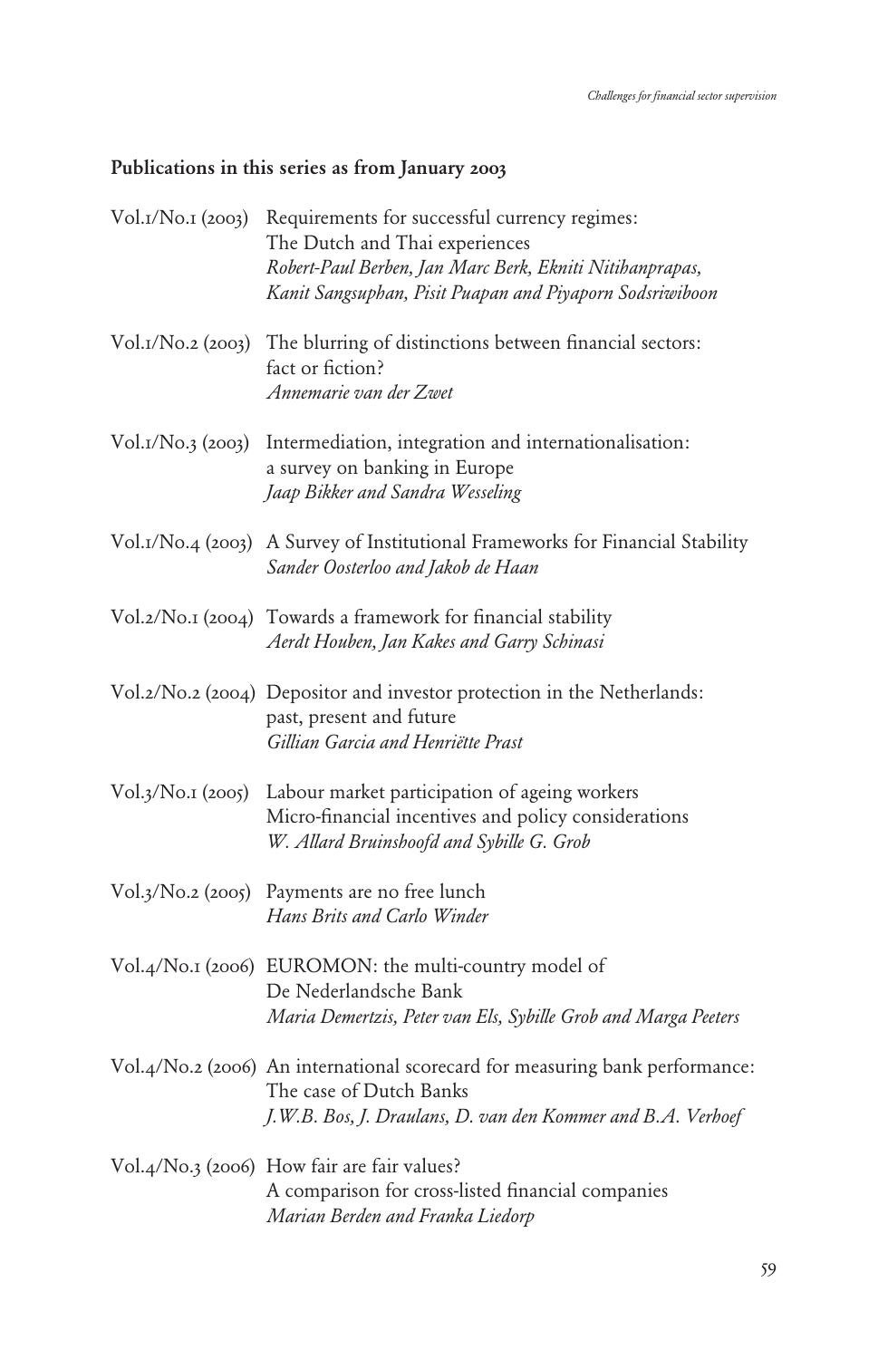**Publications in this series as from January 2003**

Vol.1/No.1 (2003) Requirements for successful currency regimes: The Dutch and Thai experiences
*Robert-Paul Berben, Jan Marc Berk, Ekniti Nitihanprapas, Kanit Sangsuphan, Pisit Puapan and Piyaporn Sodsriwiboon*

Vol.1/No.2 (2003) The blurring of distinctions between financial sectors: fact or fiction?
*Annemarie van der Zwet*

Vol.1/No.3 (2003) Intermediation, integration and internationalisation: a survey on banking in Europe
*Jaap Bikker and Sandra Wesseling*

Vol.1/No.4 (2003) A Survey of Institutional Frameworks for Financial Stability
*Sander Oosterloo and Jakob de Haan*

Vol.2/No.1 (2004) Towards a framework for financial stability
*Aerdt Houben, Jan Kakes and Garry Schinasi*

Vol.2/No.2 (2004) Depositor and investor protection in the Netherlands: past, present and future
*Gillian Garcia and Henriëtte Prast*

Vol.3/No.1 (2005) Labour market participation of ageing workers Micro-financial incentives and policy considerations
*W. Allard Bruinshoofd and Sybille G. Grob*

Vol.3/No.2 (2005) Payments are no free lunch
*Hans Brits and Carlo Winder*

Vol.4/No.1 (2006) EUROMON: the multi-country model of De Nederlandsche Bank
*Maria Demertzis, Peter van Els, Sybille Grob and Marga Peeters*

Vol.4/No.2 (2006) An international scorecard for measuring bank performance: The case of Dutch Banks
*J.W.B. Bos, J. Draulans, D. van den Kommer and B.A. Verhoef*

Vol.4/No.3 (2006) How fair are fair values? A comparison for cross-listed financial companies
*Marian Berden and Franka Liedorp*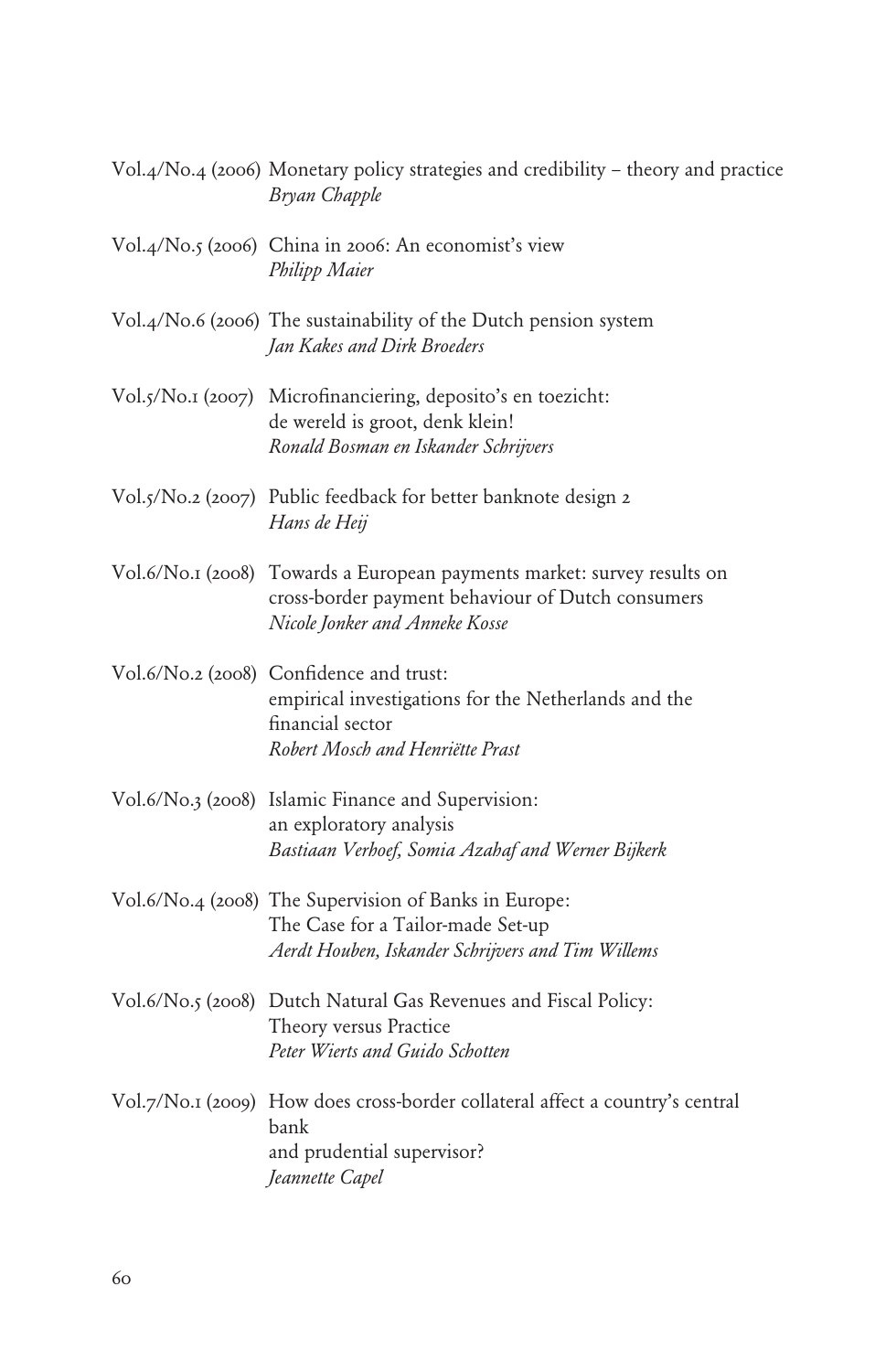Vol.4/No.4 (2006) Monetary policy strategies and credibility – theory and practice
*Bryan Chapple*

Vol.4/No.5 (2006) China in 2006: An economist's view
*Philipp Maier*

Vol.4/No.6 (2006) The sustainability of the Dutch pension system
*Jan Kakes and Dirk Broeders*

Vol.5/No.1 (2007) Microfinanciering, deposito's en toezicht: de wereld is groot, denk klein!
*Ronald Bosman en Iskander Schrijvers*

Vol.5/No.2 (2007) Public feedback for better banknote design 2
*Hans de Heij*

Vol.6/No.1 (2008) Towards a European payments market: survey results on cross-border payment behaviour of Dutch consumers
*Nicole Jonker and Anneke Kosse*

Vol.6/No.2 (2008) Confidence and trust: empirical investigations for the Netherlands and the financial sector
*Robert Mosch and Henriëtte Prast*

Vol.6/No.3 (2008) Islamic Finance and Supervision: an exploratory analysis
*Bastiaan Verhoef, Somia Azahaf and Werner Bijkerk*

Vol.6/No.4 (2008) The Supervision of Banks in Europe: The Case for a Tailor-made Set-up
*Aerdt Houben, Iskander Schrijvers and Tim Willems*

Vol.6/No.5 (2008) Dutch Natural Gas Revenues and Fiscal Policy: Theory versus Practice
*Peter Wierts and Guido Schotten*

Vol.7/No.1 (2009) How does cross-border collateral affect a country's central bank and prudential supervisor?
*Jeannette Capel*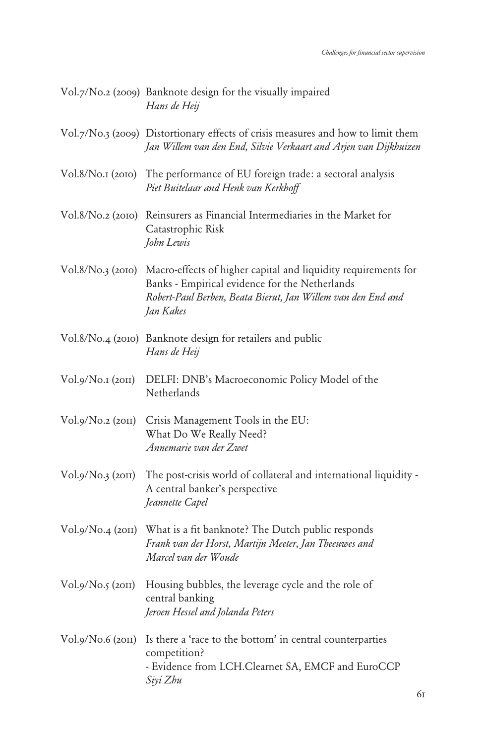Vol.7/No.2 (2009) Banknote design for the visually impaired
*Hans de Heij*

Vol.7/No.3 (2009) Distortionary effects of crisis measures and how to limit them
*Jan Willem van den End, Silvie Verkaart and Arjen van Dijkhuizen*

Vol.8/No.1 (2010) The performance of EU foreign trade: a sectoral analysis
*Piet Buitelaar and Henk van Kerkhoff*

Vol.8/No.2 (2010) Reinsurers as Financial Intermediaries in the Market for Catastrophic Risk
*John Lewis*

Vol.8/No.3 (2010) Macro-effects of higher capital and liquidity requirements for Banks - Empirical evidence for the Netherlands
*Robert-Paul Berben, Beata Bierut, Jan Willem van den End and Jan Kakes*

Vol.8/No.4 (2010) Banknote design for retailers and public
*Hans de Heij*

Vol.9/No.1 (2011) DELFI: DNB's Macroeconomic Policy Model of the Netherlands

Vol.9/No.2 (2011) Crisis Management Tools in the EU: What Do We Really Need?
*Annemarie van der Zwet*

Vol.9/No.3 (2011) The post-crisis world of collateral and international liquidity - A central banker's perspective
*Jeannette Capel*

Vol.9/No.4 (2011) What is a fit banknote? The Dutch public responds
*Frank van der Horst, Martijn Meeter, Jan Theeuwes and Marcel van der Woude*

Vol.9/No.5 (2011) Housing bubbles, the leverage cycle and the role of central banking
*Jeroen Hessel and Jolanda Peters*

Vol.9/No.6 (2011) Is there a 'race to the bottom' in central counterparties competition?
- Evidence from LCH.Clearnet SA, EMCF and EuroCCP
*Siyi Zhu*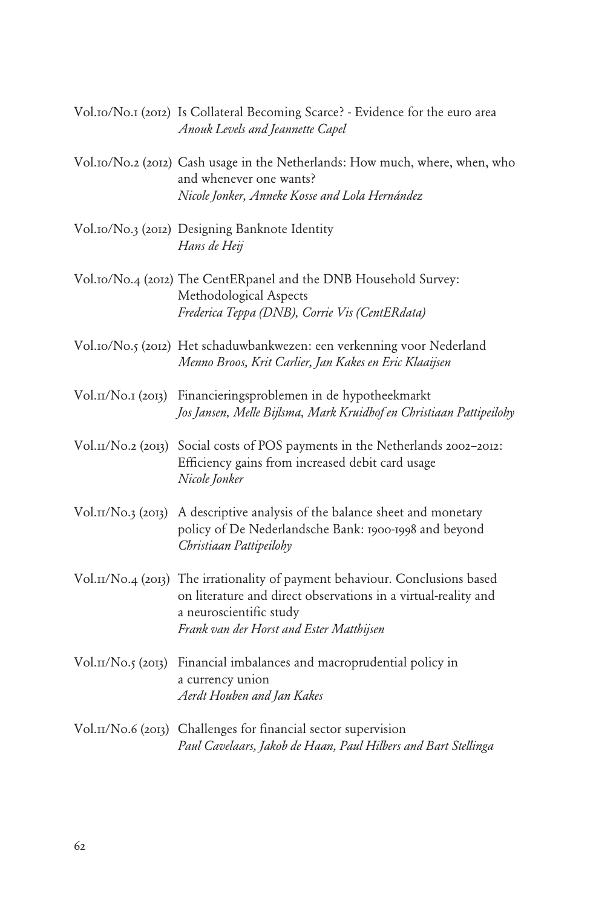Vol.10/No.1 (2012) Is Collateral Becoming Scarce? - Evidence for the euro area
*Anouk Levels and Jeannette Capel*

Vol.10/No.2 (2012) Cash usage in the Netherlands: How much, where, when, who and whenever one wants?
*Nicole Jonker, Anneke Kosse and Lola Hernández*

Vol.10/No.3 (2012) Designing Banknote Identity
*Hans de Heij*

Vol.10/No.4 (2012) The CentERpanel and the DNB Household Survey: Methodological Aspects
*Frederica Teppa (DNB), Corrie Vis (CentERdata)*

Vol.10/No.5 (2012) Het schaduwbankwezen: een verkenning voor Nederland
*Menno Broos, Krit Carlier, Jan Kakes en Eric Klaaijsen*

Vol.11/No.1 (2013) Financieringsproblemen in de hypotheekmarkt
*Jos Jansen, Melle Bijlsma, Mark Kruidhof en Christiaan Pattipeilohy*

Vol.11/No.2 (2013) Social costs of POS payments in the Netherlands 2002–2012: Efficiency gains from increased debit card usage
*Nicole Jonker*

Vol.11/No.3 (2013) A descriptive analysis of the balance sheet and monetary policy of De Nederlandsche Bank: 1900-1998 and beyond
*Christiaan Pattipeilohy*

Vol.11/No.4 (2013) The irrationality of payment behaviour. Conclusions based on literature and direct observations in a virtual-reality and a neuroscientific study
*Frank van der Horst and Ester Matthijsen*

Vol.11/No.5 (2013) Financial imbalances and macroprudential policy in a currency union
*Aerdt Houben and Jan Kakes*

Vol.11/No.6 (2013) Challenges for financial sector supervision
*Paul Cavelaars, Jakob de Haan, Paul Hilbers and Bart Stellinga*